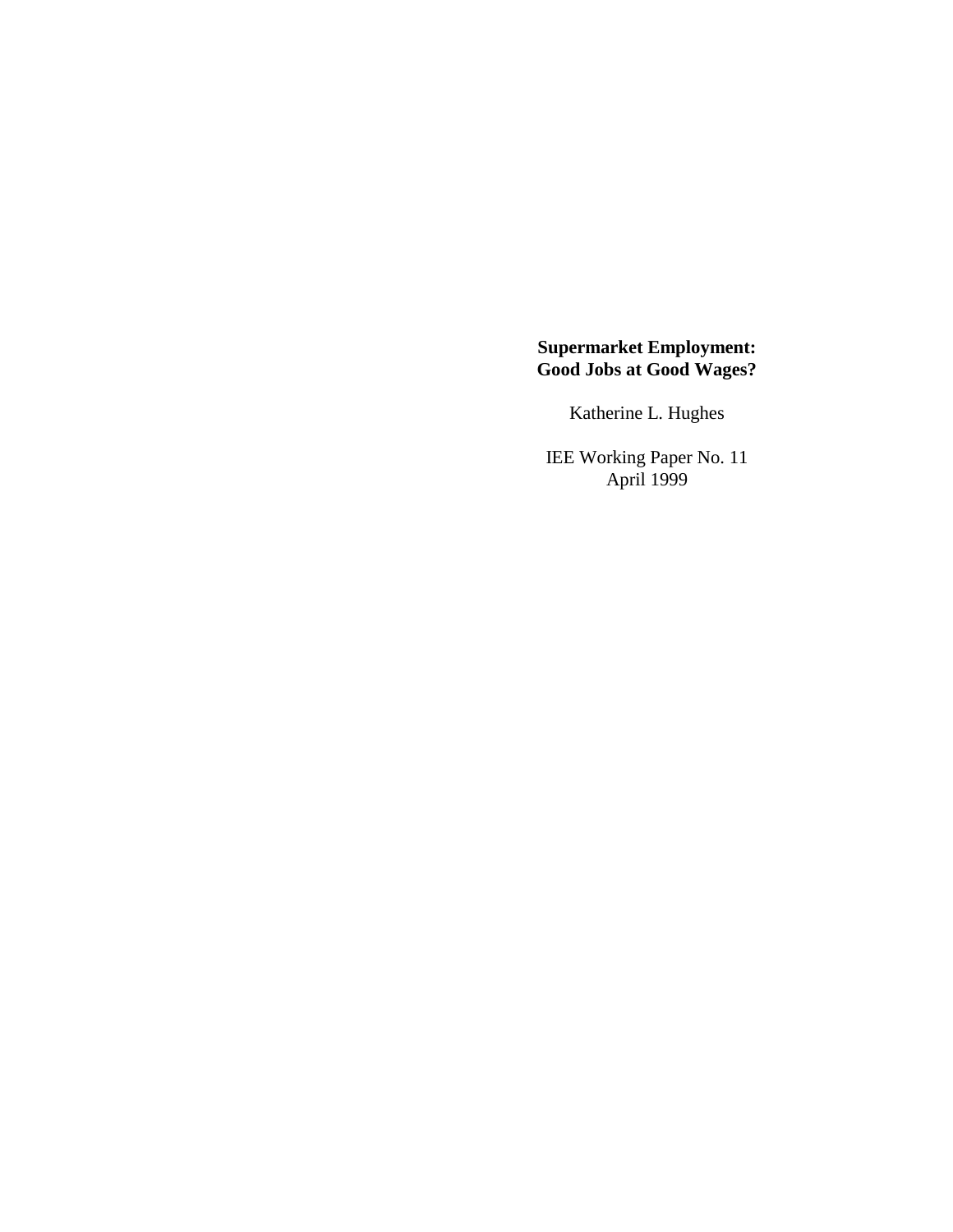# Supermarket Employment: Good Jobs at Good Wages?

Katherine L. Hughes

IEE Working Paper No. 11
April 1999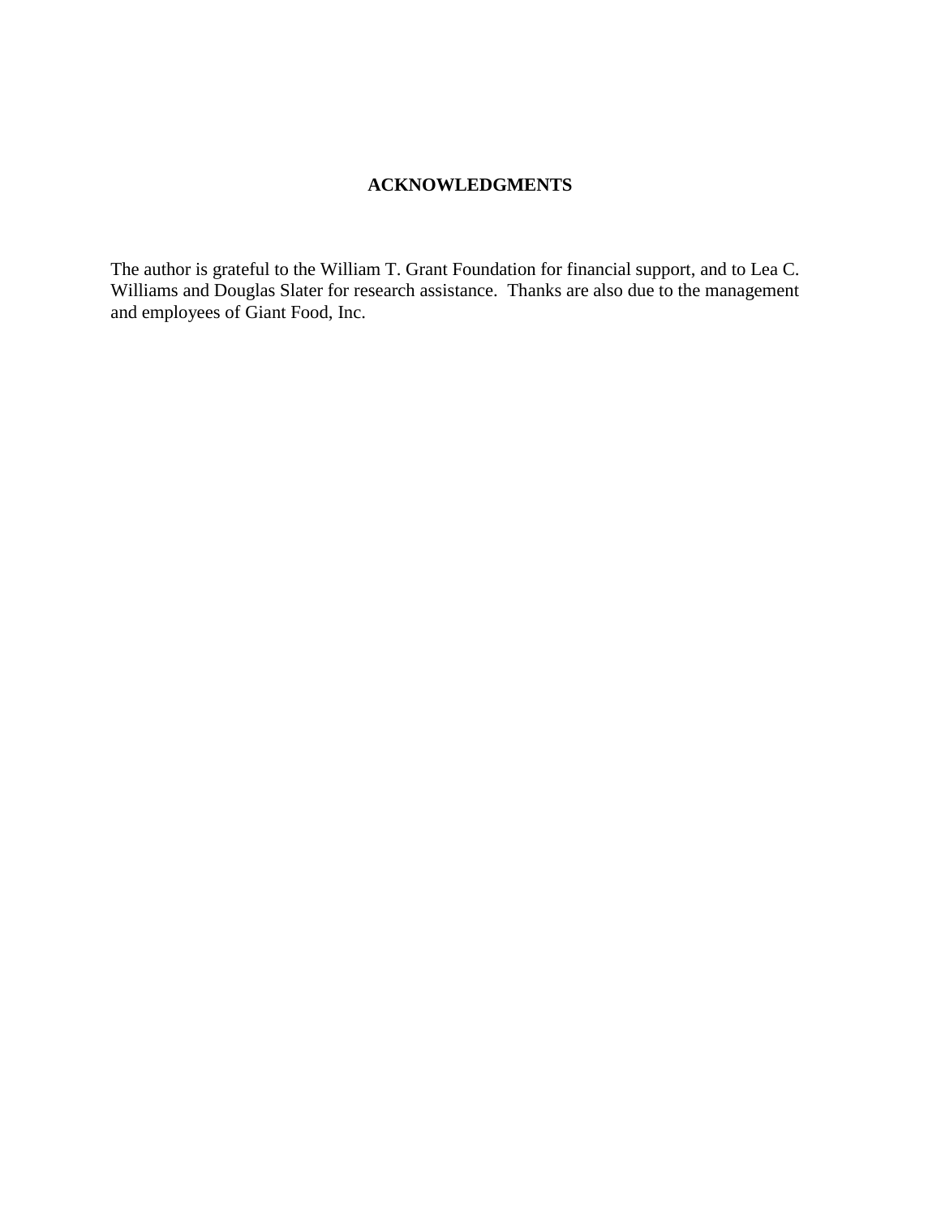## ACKNOWLEDGMENTS

The author is grateful to the William T. Grant Foundation for financial support, and to Lea C. Williams and Douglas Slater for research assistance. Thanks are also due to the management and employees of Giant Food, Inc.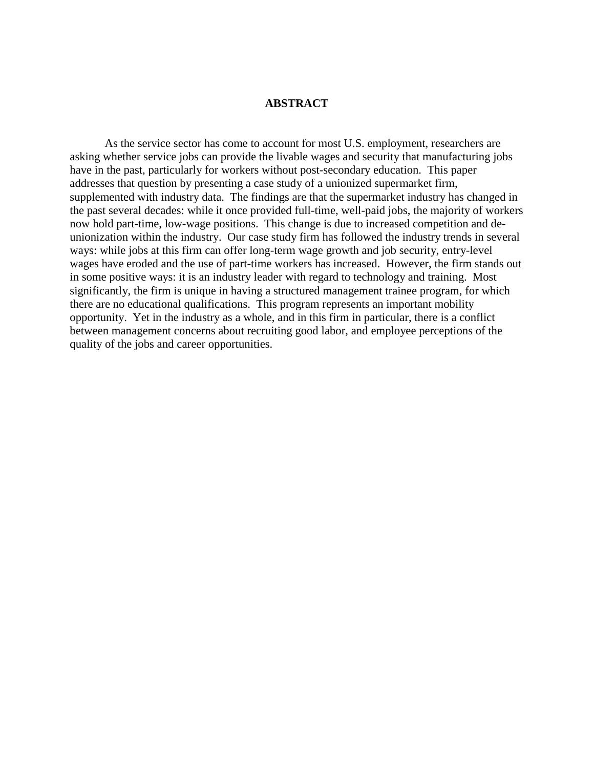## ABSTRACT

As the service sector has come to account for most U.S. employment, researchers are asking whether service jobs can provide the livable wages and security that manufacturing jobs have in the past, particularly for workers without post-secondary education. This paper addresses that question by presenting a case study of a unionized supermarket firm, supplemented with industry data. The findings are that the supermarket industry has changed in the past several decades: while it once provided full-time, well-paid jobs, the majority of workers now hold part-time, low-wage positions. This change is due to increased competition and de-unionization within the industry. Our case study firm has followed the industry trends in several ways: while jobs at this firm can offer long-term wage growth and job security, entry-level wages have eroded and the use of part-time workers has increased. However, the firm stands out in some positive ways: it is an industry leader with regard to technology and training. Most significantly, the firm is unique in having a structured management trainee program, for which there are no educational qualifications. This program represents an important mobility opportunity. Yet in the industry as a whole, and in this firm in particular, there is a conflict between management concerns about recruiting good labor, and employee perceptions of the quality of the jobs and career opportunities.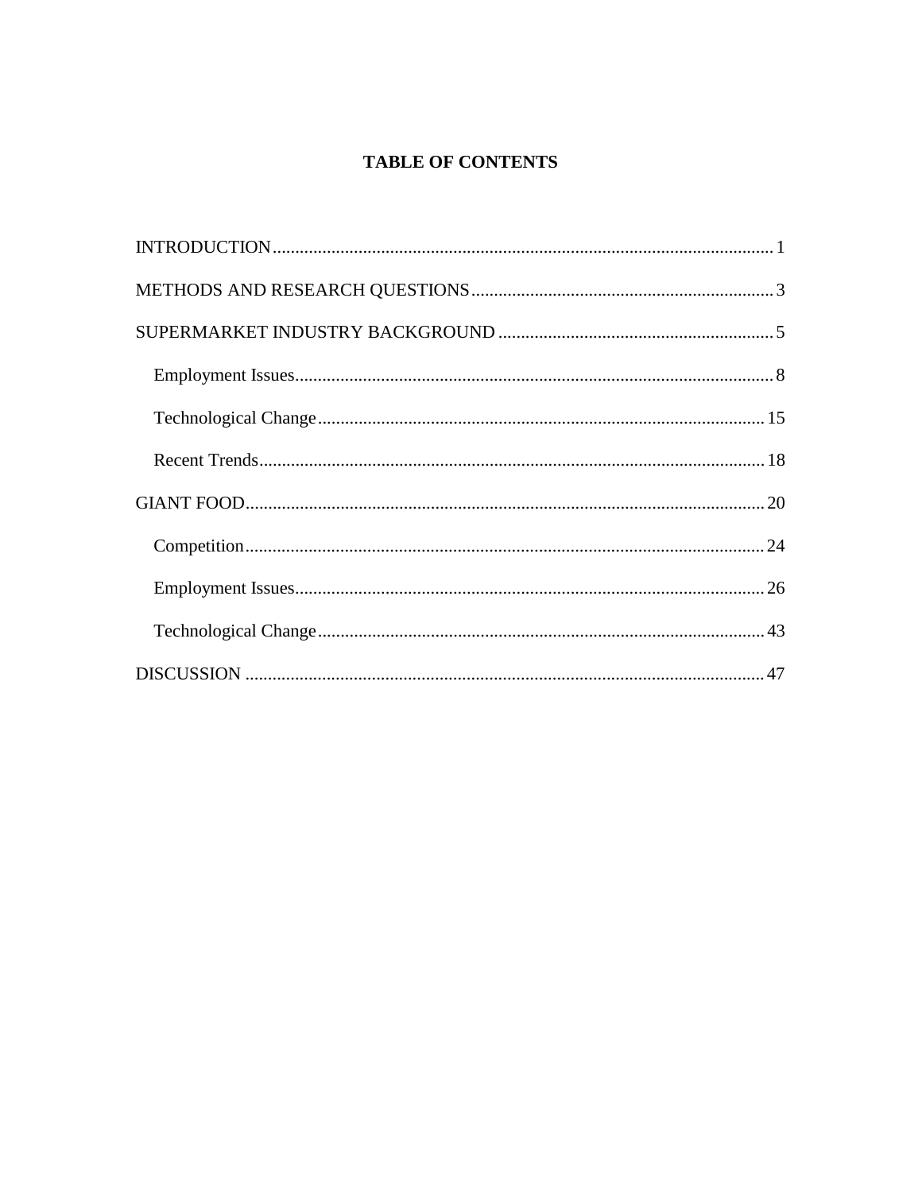# TABLE OF CONTENTS

INTRODUCTION .......... 1

METHODS AND RESEARCH QUESTIONS .......... 3

SUPERMARKET INDUSTRY BACKGROUND .......... 5

- Employment Issues .......... 8
- Technological Change .......... 15
- Recent Trends .......... 18

GIANT FOOD .......... 20

- Competition .......... 24
- Employment Issues .......... 26
- Technological Change .......... 43

DISCUSSION .......... 47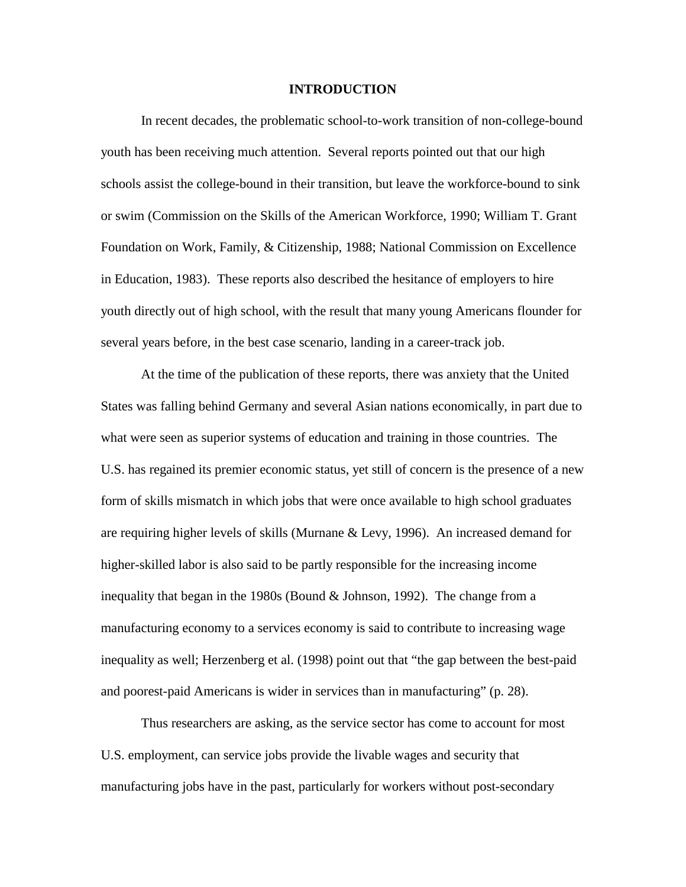# INTRODUCTION

In recent decades, the problematic school-to-work transition of non-college-bound youth has been receiving much attention. Several reports pointed out that our high schools assist the college-bound in their transition, but leave the workforce-bound to sink or swim (Commission on the Skills of the American Workforce, 1990; William T. Grant Foundation on Work, Family, & Citizenship, 1988; National Commission on Excellence in Education, 1983). These reports also described the hesitance of employers to hire youth directly out of high school, with the result that many young Americans flounder for several years before, in the best case scenario, landing in a career-track job.

At the time of the publication of these reports, there was anxiety that the United States was falling behind Germany and several Asian nations economically, in part due to what were seen as superior systems of education and training in those countries. The U.S. has regained its premier economic status, yet still of concern is the presence of a new form of skills mismatch in which jobs that were once available to high school graduates are requiring higher levels of skills (Murnane & Levy, 1996). An increased demand for higher-skilled labor is also said to be partly responsible for the increasing income inequality that began in the 1980s (Bound & Johnson, 1992). The change from a manufacturing economy to a services economy is said to contribute to increasing wage inequality as well; Herzenberg et al. (1998) point out that "the gap between the best-paid and poorest-paid Americans is wider in services than in manufacturing" (p. 28).

Thus researchers are asking, as the service sector has come to account for most U.S. employment, can service jobs provide the livable wages and security that manufacturing jobs have in the past, particularly for workers without post-secondary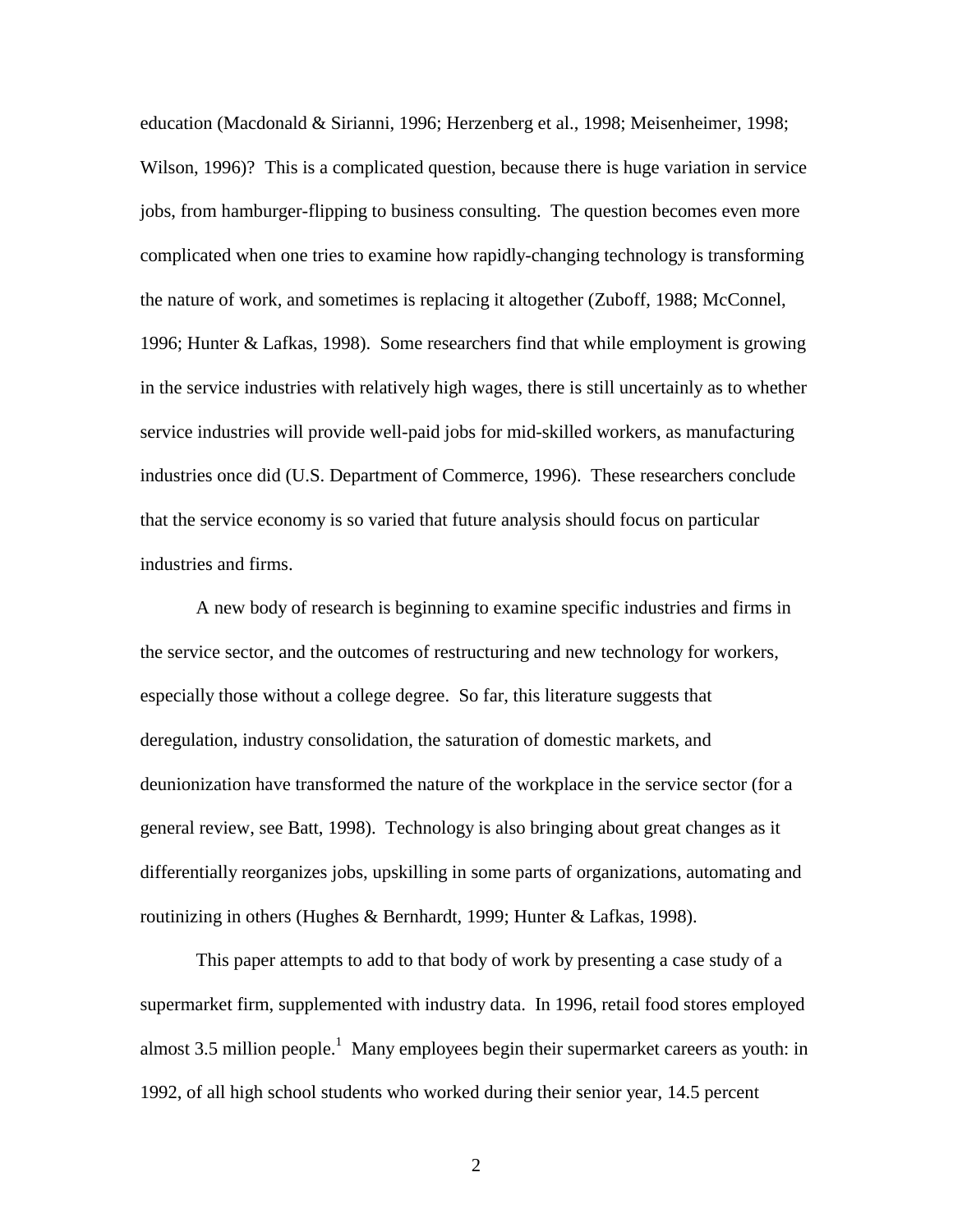education (Macdonald & Sirianni, 1996; Herzenberg et al., 1998; Meisenheimer, 1998; Wilson, 1996)? This is a complicated question, because there is huge variation in service jobs, from hamburger-flipping to business consulting. The question becomes even more complicated when one tries to examine how rapidly-changing technology is transforming the nature of work, and sometimes is replacing it altogether (Zuboff, 1988; McConnel, 1996; Hunter & Lafkas, 1998). Some researchers find that while employment is growing in the service industries with relatively high wages, there is still uncertainly as to whether service industries will provide well-paid jobs for mid-skilled workers, as manufacturing industries once did (U.S. Department of Commerce, 1996). These researchers conclude that the service economy is so varied that future analysis should focus on particular industries and firms.

A new body of research is beginning to examine specific industries and firms in the service sector, and the outcomes of restructuring and new technology for workers, especially those without a college degree. So far, this literature suggests that deregulation, industry consolidation, the saturation of domestic markets, and deunionization have transformed the nature of the workplace in the service sector (for a general review, see Batt, 1998). Technology is also bringing about great changes as it differentially reorganizes jobs, upskilling in some parts of organizations, automating and routinizing in others (Hughes & Bernhardt, 1999; Hunter & Lafkas, 1998).

This paper attempts to add to that body of work by presenting a case study of a supermarket firm, supplemented with industry data. In 1996, retail food stores employed almost 3.5 million people.[1] Many employees begin their supermarket careers as youth: in 1992, of all high school students who worked during their senior year, 14.5 percent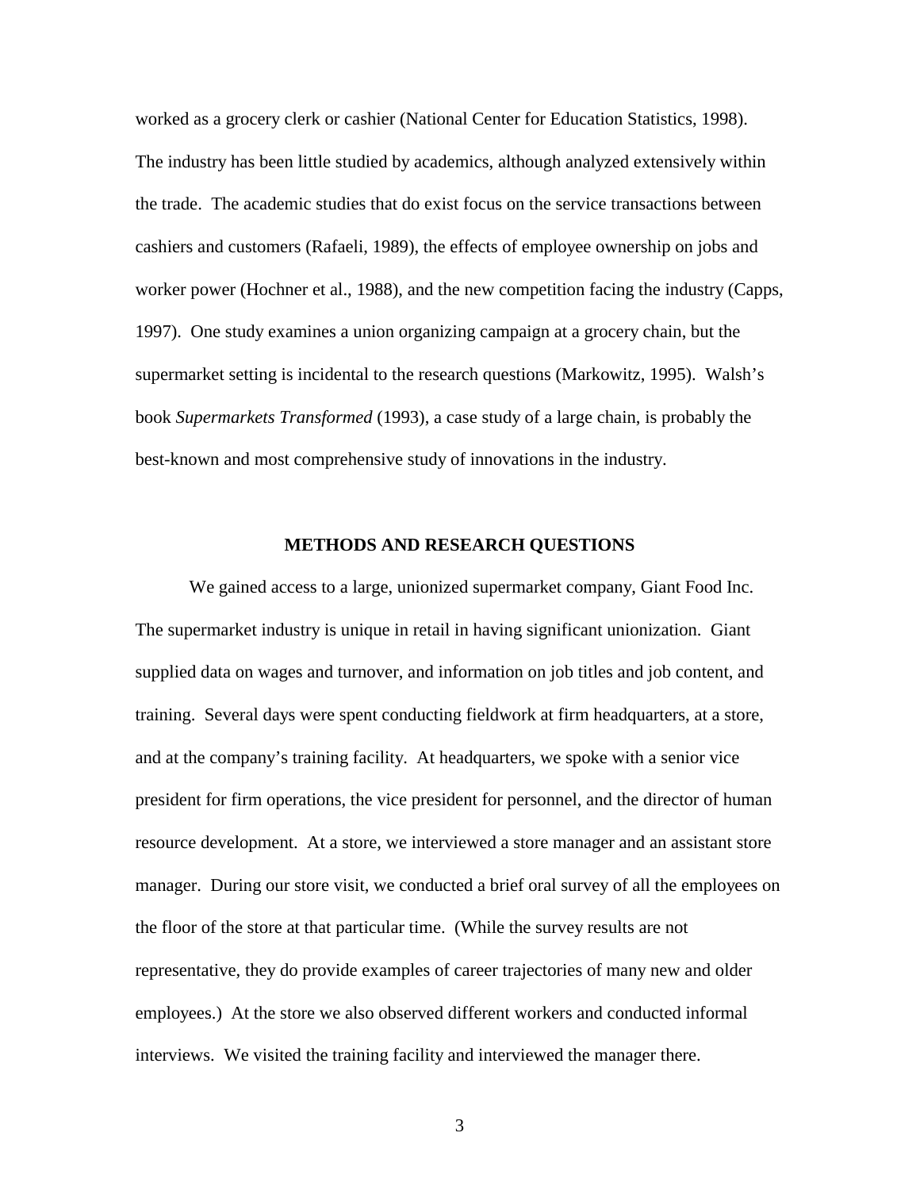worked as a grocery clerk or cashier (National Center for Education Statistics, 1998). The industry has been little studied by academics, although analyzed extensively within the trade. The academic studies that do exist focus on the service transactions between cashiers and customers (Rafaeli, 1989), the effects of employee ownership on jobs and worker power (Hochner et al., 1988), and the new competition facing the industry (Capps, 1997). One study examines a union organizing campaign at a grocery chain, but the supermarket setting is incidental to the research questions (Markowitz, 1995). Walsh's book *Supermarkets Transformed* (1993), a case study of a large chain, is probably the best-known and most comprehensive study of innovations in the industry.

## METHODS AND RESEARCH QUESTIONS

We gained access to a large, unionized supermarket company, Giant Food Inc. The supermarket industry is unique in retail in having significant unionization. Giant supplied data on wages and turnover, and information on job titles and job content, and training. Several days were spent conducting fieldwork at firm headquarters, at a store, and at the company's training facility. At headquarters, we spoke with a senior vice president for firm operations, the vice president for personnel, and the director of human resource development. At a store, we interviewed a store manager and an assistant store manager. During our store visit, we conducted a brief oral survey of all the employees on the floor of the store at that particular time. (While the survey results are not representative, they do provide examples of career trajectories of many new and older employees.) At the store we also observed different workers and conducted informal interviews. We visited the training facility and interviewed the manager there.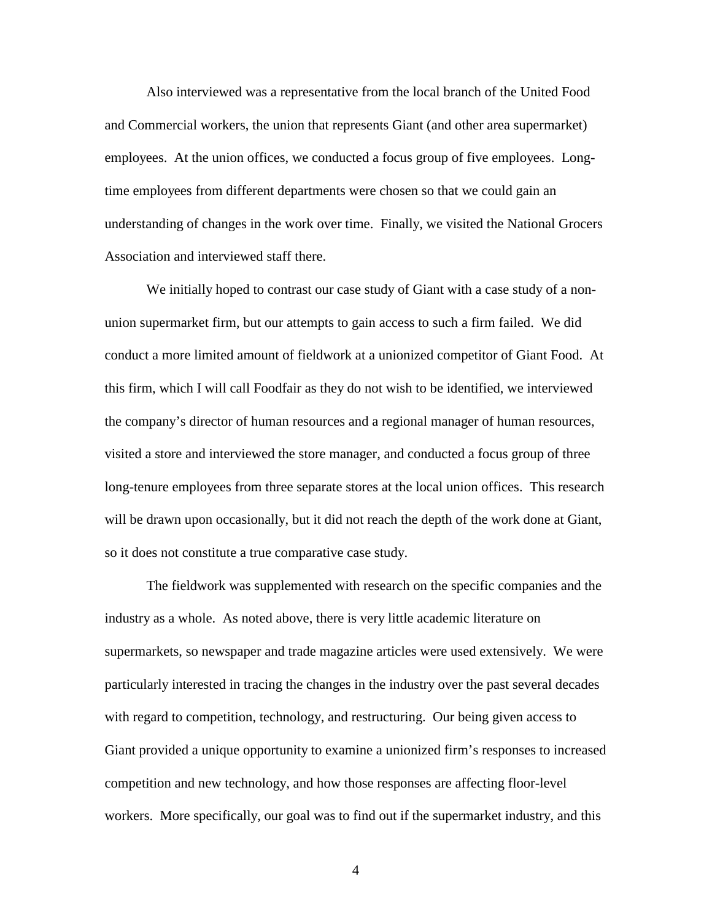Also interviewed was a representative from the local branch of the United Food and Commercial workers, the union that represents Giant (and other area supermarket) employees. At the union offices, we conducted a focus group of five employees. Long-time employees from different departments were chosen so that we could gain an understanding of changes in the work over time. Finally, we visited the National Grocers Association and interviewed staff there.

We initially hoped to contrast our case study of Giant with a case study of a non-union supermarket firm, but our attempts to gain access to such a firm failed. We did conduct a more limited amount of fieldwork at a unionized competitor of Giant Food. At this firm, which I will call Foodfair as they do not wish to be identified, we interviewed the company's director of human resources and a regional manager of human resources, visited a store and interviewed the store manager, and conducted a focus group of three long-tenure employees from three separate stores at the local union offices. This research will be drawn upon occasionally, but it did not reach the depth of the work done at Giant, so it does not constitute a true comparative case study.

The fieldwork was supplemented with research on the specific companies and the industry as a whole. As noted above, there is very little academic literature on supermarkets, so newspaper and trade magazine articles were used extensively. We were particularly interested in tracing the changes in the industry over the past several decades with regard to competition, technology, and restructuring. Our being given access to Giant provided a unique opportunity to examine a unionized firm's responses to increased competition and new technology, and how those responses are affecting floor-level workers. More specifically, our goal was to find out if the supermarket industry, and this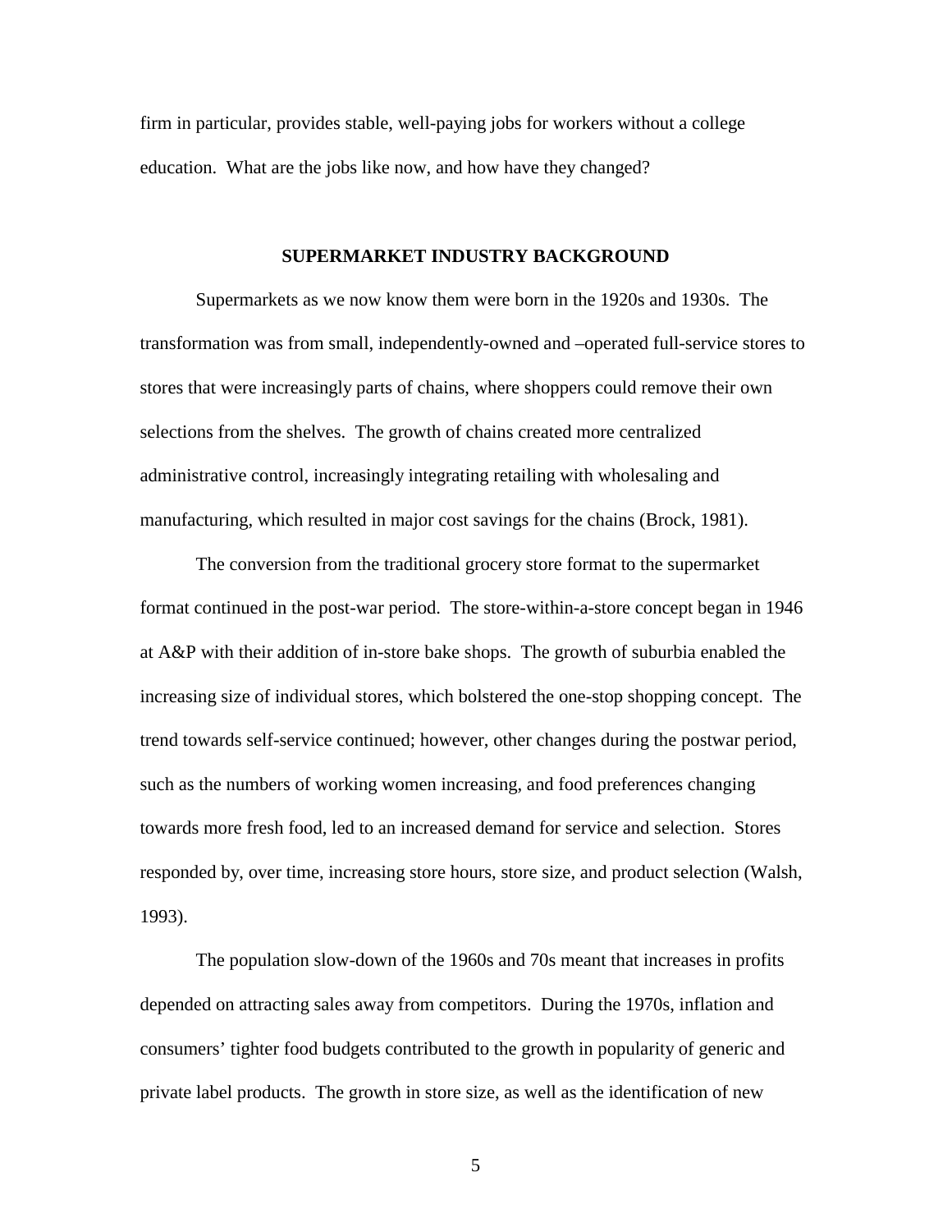firm in particular, provides stable, well-paying jobs for workers without a college education. What are the jobs like now, and how have they changed?

## SUPERMARKET INDUSTRY BACKGROUND

Supermarkets as we now know them were born in the 1920s and 1930s. The transformation was from small, independently-owned and –operated full-service stores to stores that were increasingly parts of chains, where shoppers could remove their own selections from the shelves. The growth of chains created more centralized administrative control, increasingly integrating retailing with wholesaling and manufacturing, which resulted in major cost savings for the chains (Brock, 1981).

The conversion from the traditional grocery store format to the supermarket format continued in the post-war period. The store-within-a-store concept began in 1946 at A&P with their addition of in-store bake shops. The growth of suburbia enabled the increasing size of individual stores, which bolstered the one-stop shopping concept. The trend towards self-service continued; however, other changes during the postwar period, such as the numbers of working women increasing, and food preferences changing towards more fresh food, led to an increased demand for service and selection. Stores responded by, over time, increasing store hours, store size, and product selection (Walsh, 1993).

The population slow-down of the 1960s and 70s meant that increases in profits depended on attracting sales away from competitors. During the 1970s, inflation and consumers' tighter food budgets contributed to the growth in popularity of generic and private label products. The growth in store size, as well as the identification of new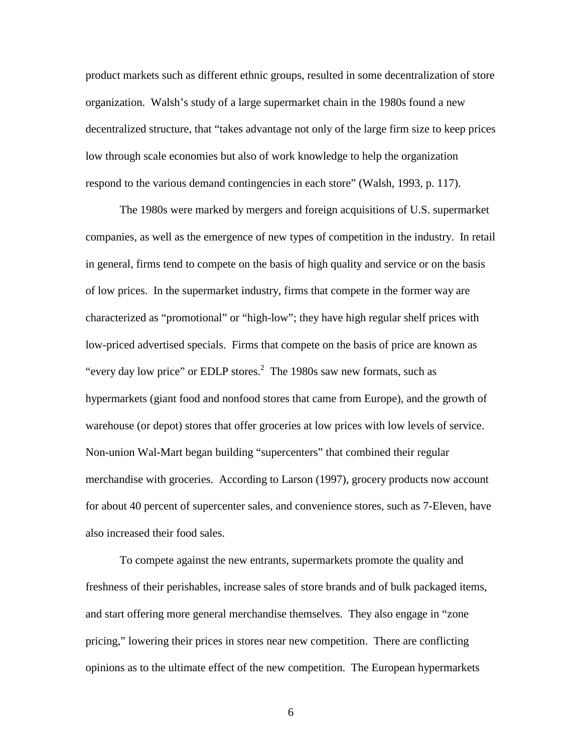product markets such as different ethnic groups, resulted in some decentralization of store organization. Walsh's study of a large supermarket chain in the 1980s found a new decentralized structure, that "takes advantage not only of the large firm size to keep prices low through scale economies but also of work knowledge to help the organization respond to the various demand contingencies in each store" (Walsh, 1993, p. 117).

The 1980s were marked by mergers and foreign acquisitions of U.S. supermarket companies, as well as the emergence of new types of competition in the industry. In retail in general, firms tend to compete on the basis of high quality and service or on the basis of low prices. In the supermarket industry, firms that compete in the former way are characterized as "promotional" or "high-low"; they have high regular shelf prices with low-priced advertised specials. Firms that compete on the basis of price are known as "every day low price" or EDLP stores.[2] The 1980s saw new formats, such as hypermarkets (giant food and nonfood stores that came from Europe), and the growth of warehouse (or depot) stores that offer groceries at low prices with low levels of service. Non-union Wal-Mart began building "supercenters" that combined their regular merchandise with groceries. According to Larson (1997), grocery products now account for about 40 percent of supercenter sales, and convenience stores, such as 7-Eleven, have also increased their food sales.

To compete against the new entrants, supermarkets promote the quality and freshness of their perishables, increase sales of store brands and of bulk packaged items, and start offering more general merchandise themselves. They also engage in "zone pricing," lowering their prices in stores near new competition. There are conflicting opinions as to the ultimate effect of the new competition. The European hypermarkets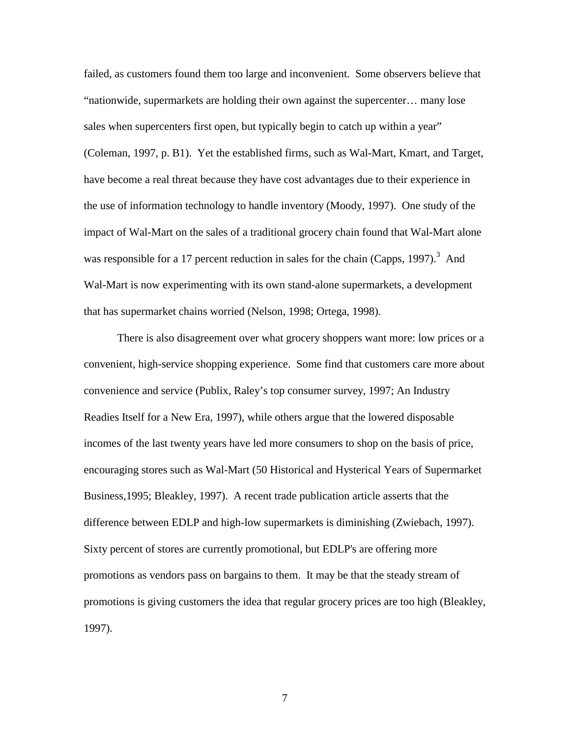failed, as customers found them too large and inconvenient. Some observers believe that "nationwide, supermarkets are holding their own against the supercenter… many lose sales when supercenters first open, but typically begin to catch up within a year" (Coleman, 1997, p. B1). Yet the established firms, such as Wal-Mart, Kmart, and Target, have become a real threat because they have cost advantages due to their experience in the use of information technology to handle inventory (Moody, 1997). One study of the impact of Wal-Mart on the sales of a traditional grocery chain found that Wal-Mart alone was responsible for a 17 percent reduction in sales for the chain (Capps, 1997).[3] And Wal-Mart is now experimenting with its own stand-alone supermarkets, a development that has supermarket chains worried (Nelson, 1998; Ortega, 1998).

There is also disagreement over what grocery shoppers want more: low prices or a convenient, high-service shopping experience. Some find that customers care more about convenience and service (Publix, Raley's top consumer survey, 1997; An Industry Readies Itself for a New Era, 1997), while others argue that the lowered disposable incomes of the last twenty years have led more consumers to shop on the basis of price, encouraging stores such as Wal-Mart (50 Historical and Hysterical Years of Supermarket Business,1995; Bleakley, 1997). A recent trade publication article asserts that the difference between EDLP and high-low supermarkets is diminishing (Zwiebach, 1997). Sixty percent of stores are currently promotional, but EDLP's are offering more promotions as vendors pass on bargains to them. It may be that the steady stream of promotions is giving customers the idea that regular grocery prices are too high (Bleakley, 1997).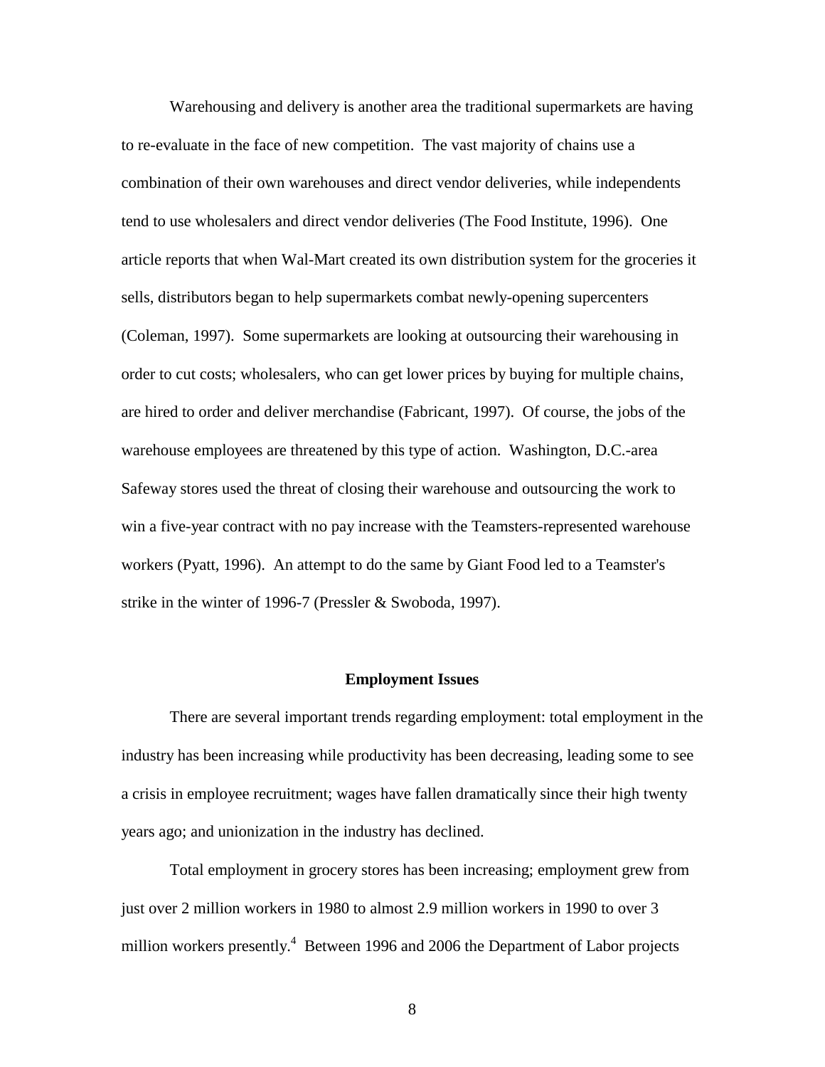Warehousing and delivery is another area the traditional supermarkets are having to re-evaluate in the face of new competition. The vast majority of chains use a combination of their own warehouses and direct vendor deliveries, while independents tend to use wholesalers and direct vendor deliveries (The Food Institute, 1996). One article reports that when Wal-Mart created its own distribution system for the groceries it sells, distributors began to help supermarkets combat newly-opening supercenters (Coleman, 1997). Some supermarkets are looking at outsourcing their warehousing in order to cut costs; wholesalers, who can get lower prices by buying for multiple chains, are hired to order and deliver merchandise (Fabricant, 1997). Of course, the jobs of the warehouse employees are threatened by this type of action. Washington, D.C.-area Safeway stores used the threat of closing their warehouse and outsourcing the work to win a five-year contract with no pay increase with the Teamsters-represented warehouse workers (Pyatt, 1996). An attempt to do the same by Giant Food led to a Teamster's strike in the winter of 1996-7 (Pressler & Swoboda, 1997).

## Employment Issues

There are several important trends regarding employment: total employment in the industry has been increasing while productivity has been decreasing, leading some to see a crisis in employee recruitment; wages have fallen dramatically since their high twenty years ago; and unionization in the industry has declined.

Total employment in grocery stores has been increasing; employment grew from just over 2 million workers in 1980 to almost 2.9 million workers in 1990 to over 3 million workers presently.[4] Between 1996 and 2006 the Department of Labor projects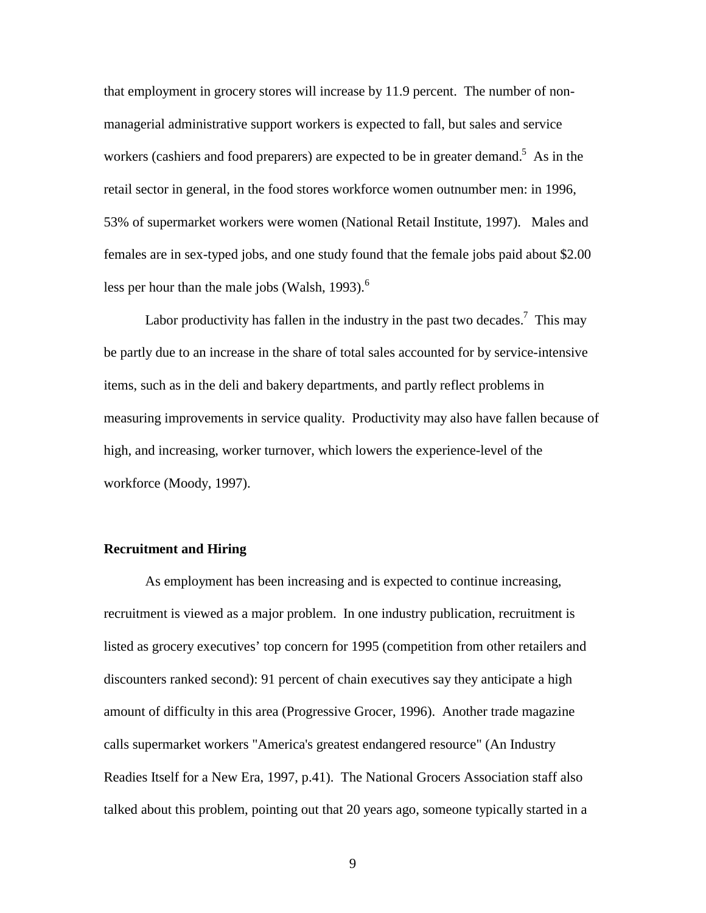that employment in grocery stores will increase by 11.9 percent. The number of non-managerial administrative support workers is expected to fall, but sales and service workers (cashiers and food preparers) are expected to be in greater demand.[5] As in the retail sector in general, in the food stores workforce women outnumber men: in 1996, 53% of supermarket workers were women (National Retail Institute, 1997). Males and females are in sex-typed jobs, and one study found that the female jobs paid about $2.00 less per hour than the male jobs (Walsh, 1993).[6]

Labor productivity has fallen in the industry in the past two decades.[7] This may be partly due to an increase in the share of total sales accounted for by service-intensive items, such as in the deli and bakery departments, and partly reflect problems in measuring improvements in service quality. Productivity may also have fallen because of high, and increasing, worker turnover, which lowers the experience-level of the workforce (Moody, 1997).

**Recruitment and Hiring**

As employment has been increasing and is expected to continue increasing, recruitment is viewed as a major problem. In one industry publication, recruitment is listed as grocery executives' top concern for 1995 (competition from other retailers and discounters ranked second): 91 percent of chain executives say they anticipate a high amount of difficulty in this area (Progressive Grocer, 1996). Another trade magazine calls supermarket workers "America's greatest endangered resource" (An Industry Readies Itself for a New Era, 1997, p.41). The National Grocers Association staff also talked about this problem, pointing out that 20 years ago, someone typically started in a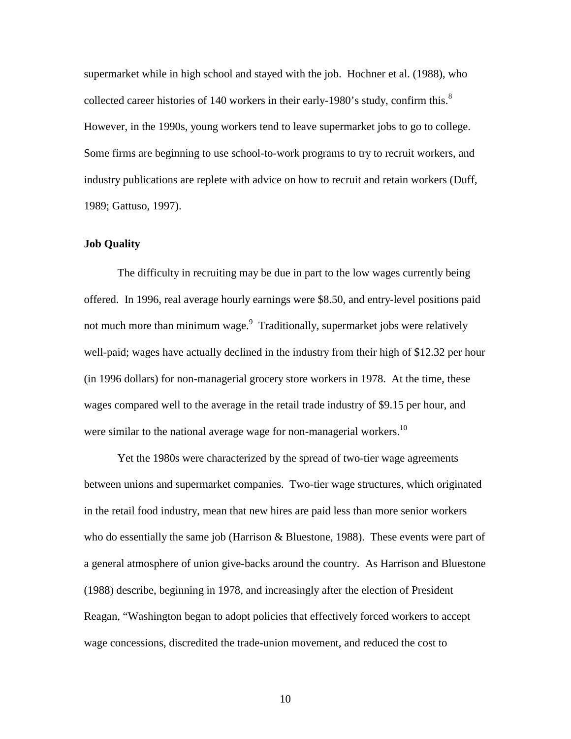supermarket while in high school and stayed with the job. Hochner et al. (1988), who collected career histories of 140 workers in their early-1980's study, confirm this.[8] However, in the 1990s, young workers tend to leave supermarket jobs to go to college. Some firms are beginning to use school-to-work programs to try to recruit workers, and industry publications are replete with advice on how to recruit and retain workers (Duff, 1989; Gattuso, 1997).

**Job Quality**

The difficulty in recruiting may be due in part to the low wages currently being offered. In 1996, real average hourly earnings were $8.50, and entry-level positions paid not much more than minimum wage.[9] Traditionally, supermarket jobs were relatively well-paid; wages have actually declined in the industry from their high of $12.32 per hour (in 1996 dollars) for non-managerial grocery store workers in 1978. At the time, these wages compared well to the average in the retail trade industry of $9.15 per hour, and were similar to the national average wage for non-managerial workers.[10]

Yet the 1980s were characterized by the spread of two-tier wage agreements between unions and supermarket companies. Two-tier wage structures, which originated in the retail food industry, mean that new hires are paid less than more senior workers who do essentially the same job (Harrison & Bluestone, 1988). These events were part of a general atmosphere of union give-backs around the country. As Harrison and Bluestone (1988) describe, beginning in 1978, and increasingly after the election of President Reagan, "Washington began to adopt policies that effectively forced workers to accept wage concessions, discredited the trade-union movement, and reduced the cost to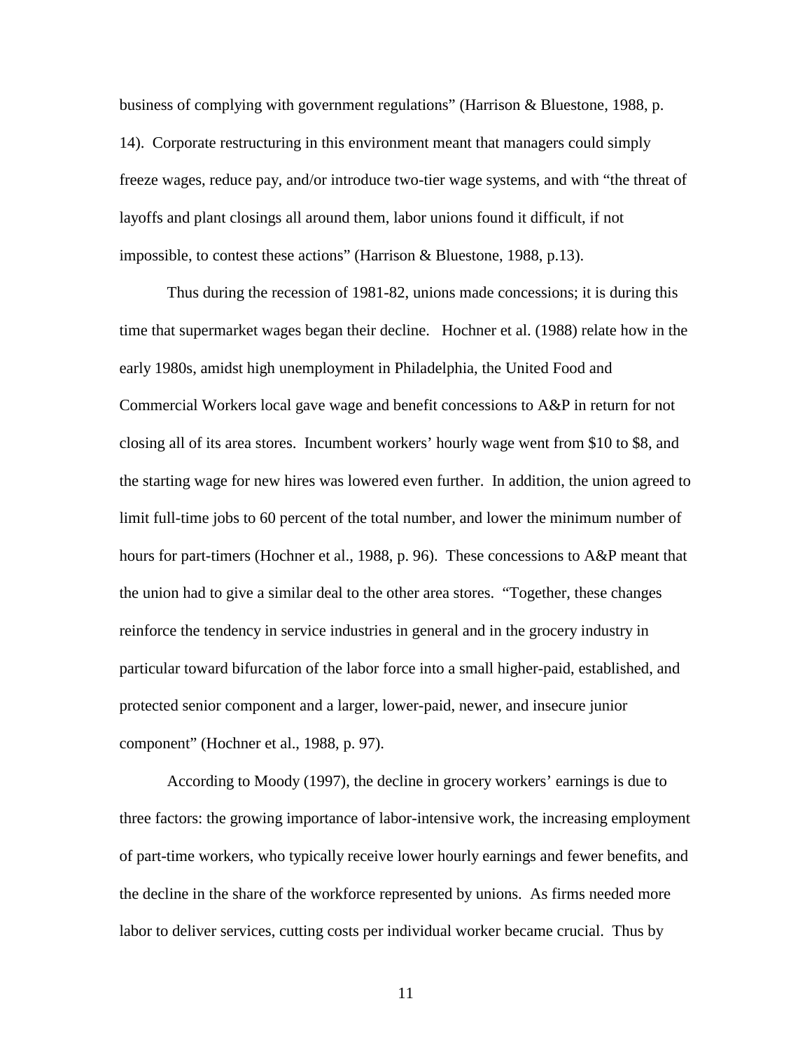business of complying with government regulations" (Harrison & Bluestone, 1988, p. 14). Corporate restructuring in this environment meant that managers could simply freeze wages, reduce pay, and/or introduce two-tier wage systems, and with "the threat of layoffs and plant closings all around them, labor unions found it difficult, if not impossible, to contest these actions" (Harrison & Bluestone, 1988, p.13).

Thus during the recession of 1981-82, unions made concessions; it is during this time that supermarket wages began their decline. Hochner et al. (1988) relate how in the early 1980s, amidst high unemployment in Philadelphia, the United Food and Commercial Workers local gave wage and benefit concessions to A&P in return for not closing all of its area stores. Incumbent workers' hourly wage went from $10 to $8, and the starting wage for new hires was lowered even further. In addition, the union agreed to limit full-time jobs to 60 percent of the total number, and lower the minimum number of hours for part-timers (Hochner et al., 1988, p. 96). These concessions to A&P meant that the union had to give a similar deal to the other area stores. "Together, these changes reinforce the tendency in service industries in general and in the grocery industry in particular toward bifurcation of the labor force into a small higher-paid, established, and protected senior component and a larger, lower-paid, newer, and insecure junior component" (Hochner et al., 1988, p. 97).

According to Moody (1997), the decline in grocery workers' earnings is due to three factors: the growing importance of labor-intensive work, the increasing employment of part-time workers, who typically receive lower hourly earnings and fewer benefits, and the decline in the share of the workforce represented by unions. As firms needed more labor to deliver services, cutting costs per individual worker became crucial. Thus by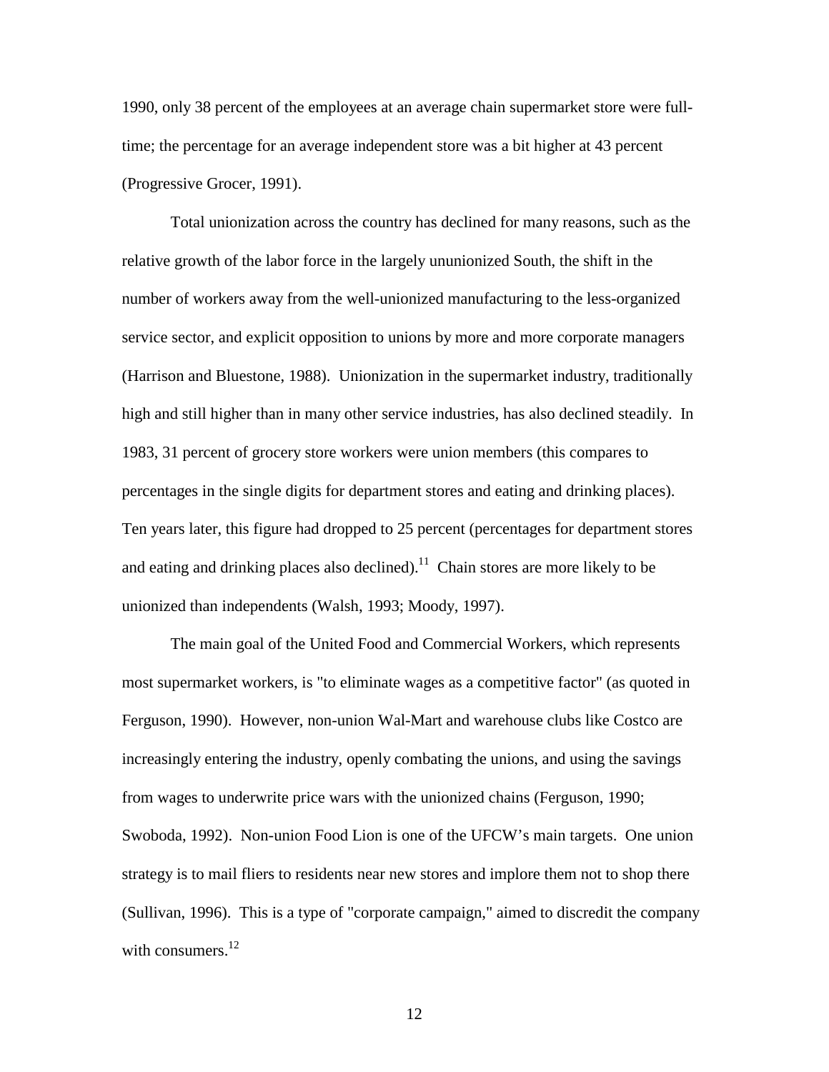1990, only 38 percent of the employees at an average chain supermarket store were full-time; the percentage for an average independent store was a bit higher at 43 percent (Progressive Grocer, 1991).

Total unionization across the country has declined for many reasons, such as the relative growth of the labor force in the largely ununionized South, the shift in the number of workers away from the well-unionized manufacturing to the less-organized service sector, and explicit opposition to unions by more and more corporate managers (Harrison and Bluestone, 1988). Unionization in the supermarket industry, traditionally high and still higher than in many other service industries, has also declined steadily. In 1983, 31 percent of grocery store workers were union members (this compares to percentages in the single digits for department stores and eating and drinking places). Ten years later, this figure had dropped to 25 percent (percentages for department stores and eating and drinking places also declined).[11] Chain stores are more likely to be unionized than independents (Walsh, 1993; Moody, 1997).

The main goal of the United Food and Commercial Workers, which represents most supermarket workers, is "to eliminate wages as a competitive factor" (as quoted in Ferguson, 1990). However, non-union Wal-Mart and warehouse clubs like Costco are increasingly entering the industry, openly combating the unions, and using the savings from wages to underwrite price wars with the unionized chains (Ferguson, 1990; Swoboda, 1992). Non-union Food Lion is one of the UFCW's main targets. One union strategy is to mail fliers to residents near new stores and implore them not to shop there (Sullivan, 1996). This is a type of "corporate campaign," aimed to discredit the company with consumers.[12]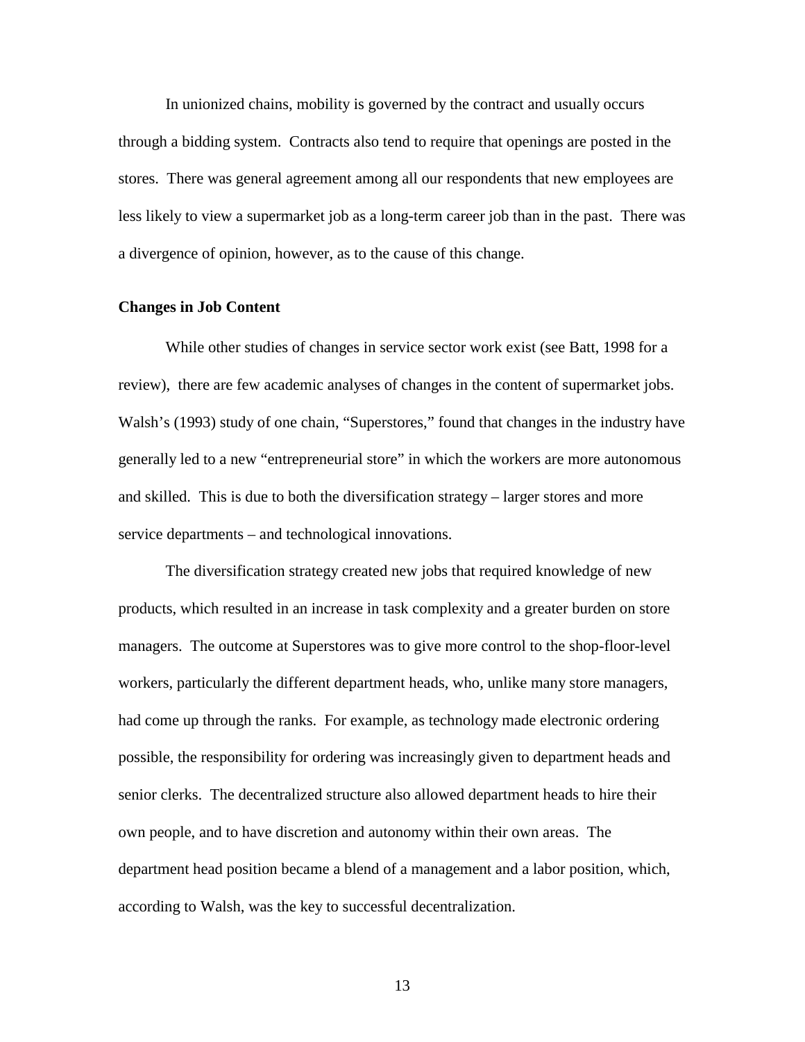In unionized chains, mobility is governed by the contract and usually occurs through a bidding system. Contracts also tend to require that openings are posted in the stores. There was general agreement among all our respondents that new employees are less likely to view a supermarket job as a long-term career job than in the past. There was a divergence of opinion, however, as to the cause of this change.

**Changes in Job Content**

While other studies of changes in service sector work exist (see Batt, 1998 for a review), there are few academic analyses of changes in the content of supermarket jobs. Walsh's (1993) study of one chain, "Superstores," found that changes in the industry have generally led to a new "entrepreneurial store" in which the workers are more autonomous and skilled. This is due to both the diversification strategy – larger stores and more service departments – and technological innovations.

The diversification strategy created new jobs that required knowledge of new products, which resulted in an increase in task complexity and a greater burden on store managers. The outcome at Superstores was to give more control to the shop-floor-level workers, particularly the different department heads, who, unlike many store managers, had come up through the ranks. For example, as technology made electronic ordering possible, the responsibility for ordering was increasingly given to department heads and senior clerks. The decentralized structure also allowed department heads to hire their own people, and to have discretion and autonomy within their own areas. The department head position became a blend of a management and a labor position, which, according to Walsh, was the key to successful decentralization.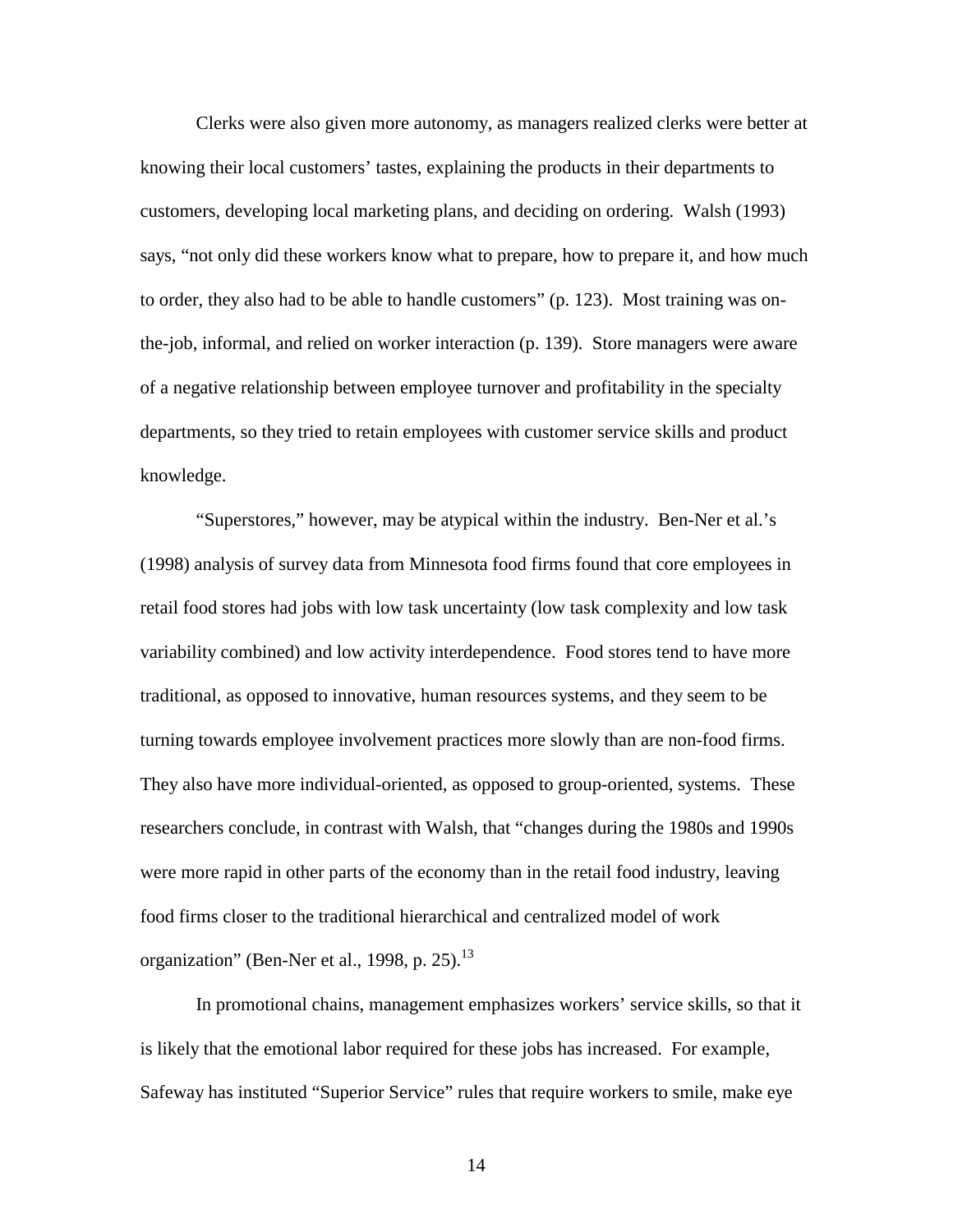Clerks were also given more autonomy, as managers realized clerks were better at knowing their local customers' tastes, explaining the products in their departments to customers, developing local marketing plans, and deciding on ordering. Walsh (1993) says, "not only did these workers know what to prepare, how to prepare it, and how much to order, they also had to be able to handle customers" (p. 123). Most training was on-the-job, informal, and relied on worker interaction (p. 139). Store managers were aware of a negative relationship between employee turnover and profitability in the specialty departments, so they tried to retain employees with customer service skills and product knowledge.

"Superstores," however, may be atypical within the industry. Ben-Ner et al.'s (1998) analysis of survey data from Minnesota food firms found that core employees in retail food stores had jobs with low task uncertainty (low task complexity and low task variability combined) and low activity interdependence. Food stores tend to have more traditional, as opposed to innovative, human resources systems, and they seem to be turning towards employee involvement practices more slowly than are non-food firms. They also have more individual-oriented, as opposed to group-oriented, systems. These researchers conclude, in contrast with Walsh, that "changes during the 1980s and 1990s were more rapid in other parts of the economy than in the retail food industry, leaving food firms closer to the traditional hierarchical and centralized model of work organization" (Ben-Ner et al., 1998, p. 25).[13]

In promotional chains, management emphasizes workers' service skills, so that it is likely that the emotional labor required for these jobs has increased. For example, Safeway has instituted "Superior Service" rules that require workers to smile, make eye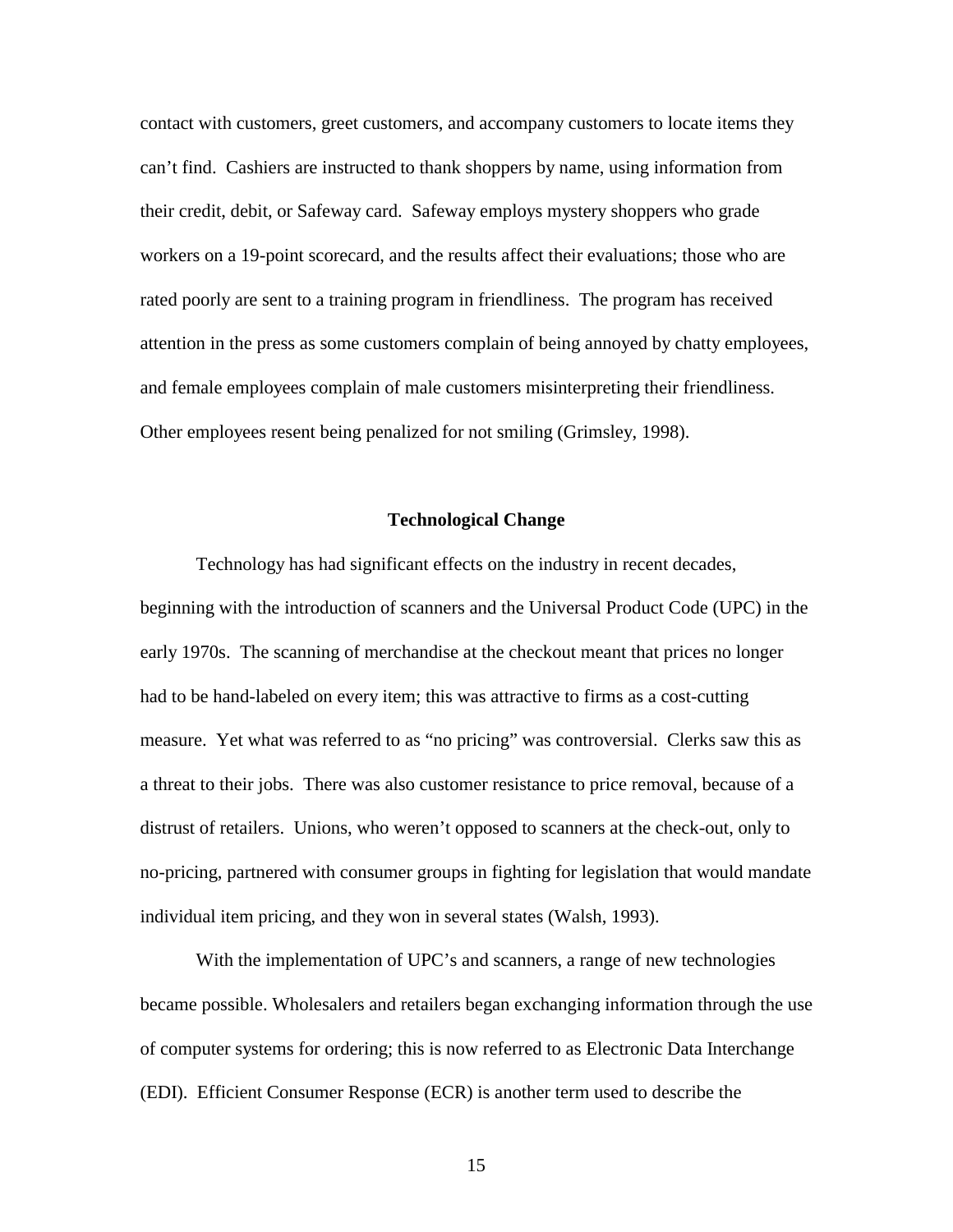contact with customers, greet customers, and accompany customers to locate items they can't find. Cashiers are instructed to thank shoppers by name, using information from their credit, debit, or Safeway card. Safeway employs mystery shoppers who grade workers on a 19-point scorecard, and the results affect their evaluations; those who are rated poorly are sent to a training program in friendliness. The program has received attention in the press as some customers complain of being annoyed by chatty employees, and female employees complain of male customers misinterpreting their friendliness. Other employees resent being penalized for not smiling (Grimsley, 1998).

## Technological Change

Technology has had significant effects on the industry in recent decades, beginning with the introduction of scanners and the Universal Product Code (UPC) in the early 1970s. The scanning of merchandise at the checkout meant that prices no longer had to be hand-labeled on every item; this was attractive to firms as a cost-cutting measure. Yet what was referred to as "no pricing" was controversial. Clerks saw this as a threat to their jobs. There was also customer resistance to price removal, because of a distrust of retailers. Unions, who weren't opposed to scanners at the check-out, only to no-pricing, partnered with consumer groups in fighting for legislation that would mandate individual item pricing, and they won in several states (Walsh, 1993).

With the implementation of UPC's and scanners, a range of new technologies became possible. Wholesalers and retailers began exchanging information through the use of computer systems for ordering; this is now referred to as Electronic Data Interchange (EDI). Efficient Consumer Response (ECR) is another term used to describe the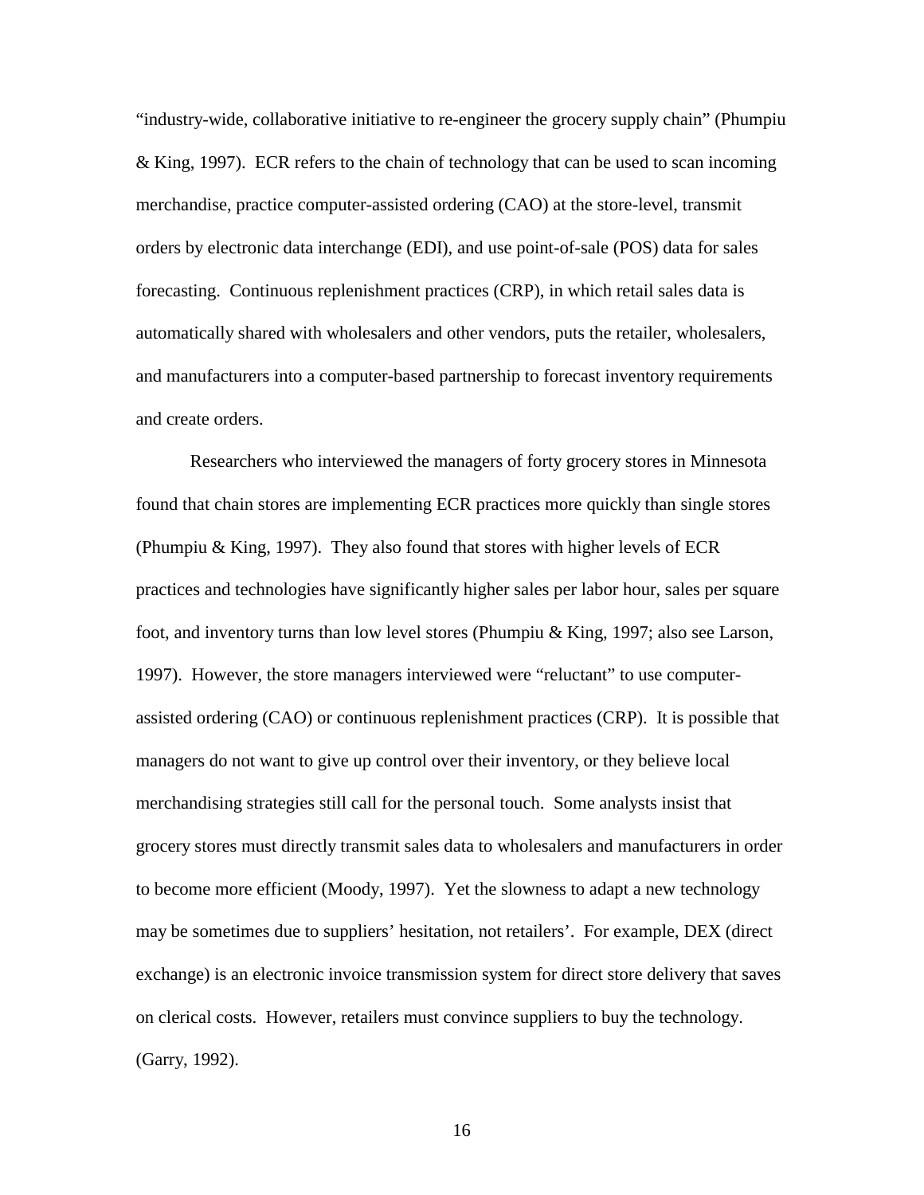"industry-wide, collaborative initiative to re-engineer the grocery supply chain" (Phumpiu & King, 1997). ECR refers to the chain of technology that can be used to scan incoming merchandise, practice computer-assisted ordering (CAO) at the store-level, transmit orders by electronic data interchange (EDI), and use point-of-sale (POS) data for sales forecasting. Continuous replenishment practices (CRP), in which retail sales data is automatically shared with wholesalers and other vendors, puts the retailer, wholesalers, and manufacturers into a computer-based partnership to forecast inventory requirements and create orders.

Researchers who interviewed the managers of forty grocery stores in Minnesota found that chain stores are implementing ECR practices more quickly than single stores (Phumpiu & King, 1997). They also found that stores with higher levels of ECR practices and technologies have significantly higher sales per labor hour, sales per square foot, and inventory turns than low level stores (Phumpiu & King, 1997; also see Larson, 1997). However, the store managers interviewed were "reluctant" to use computer-assisted ordering (CAO) or continuous replenishment practices (CRP). It is possible that managers do not want to give up control over their inventory, or they believe local merchandising strategies still call for the personal touch. Some analysts insist that grocery stores must directly transmit sales data to wholesalers and manufacturers in order to become more efficient (Moody, 1997). Yet the slowness to adapt a new technology may be sometimes due to suppliers' hesitation, not retailers'. For example, DEX (direct exchange) is an electronic invoice transmission system for direct store delivery that saves on clerical costs. However, retailers must convince suppliers to buy the technology. (Garry, 1992).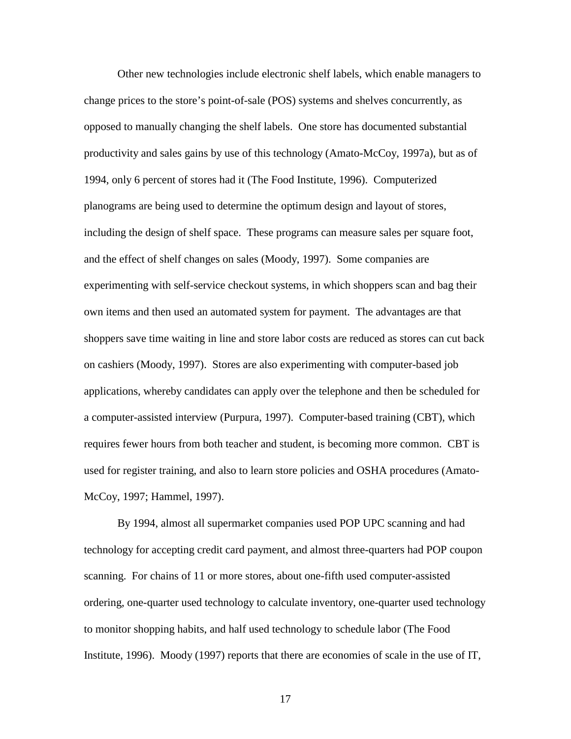Other new technologies include electronic shelf labels, which enable managers to change prices to the store's point-of-sale (POS) systems and shelves concurrently, as opposed to manually changing the shelf labels. One store has documented substantial productivity and sales gains by use of this technology (Amato-McCoy, 1997a), but as of 1994, only 6 percent of stores had it (The Food Institute, 1996). Computerized planograms are being used to determine the optimum design and layout of stores, including the design of shelf space. These programs can measure sales per square foot, and the effect of shelf changes on sales (Moody, 1997). Some companies are experimenting with self-service checkout systems, in which shoppers scan and bag their own items and then used an automated system for payment. The advantages are that shoppers save time waiting in line and store labor costs are reduced as stores can cut back on cashiers (Moody, 1997). Stores are also experimenting with computer-based job applications, whereby candidates can apply over the telephone and then be scheduled for a computer-assisted interview (Purpura, 1997). Computer-based training (CBT), which requires fewer hours from both teacher and student, is becoming more common. CBT is used for register training, and also to learn store policies and OSHA procedures (Amato-McCoy, 1997; Hammel, 1997).

By 1994, almost all supermarket companies used POP UPC scanning and had technology for accepting credit card payment, and almost three-quarters had POP coupon scanning. For chains of 11 or more stores, about one-fifth used computer-assisted ordering, one-quarter used technology to calculate inventory, one-quarter used technology to monitor shopping habits, and half used technology to schedule labor (The Food Institute, 1996). Moody (1997) reports that there are economies of scale in the use of IT,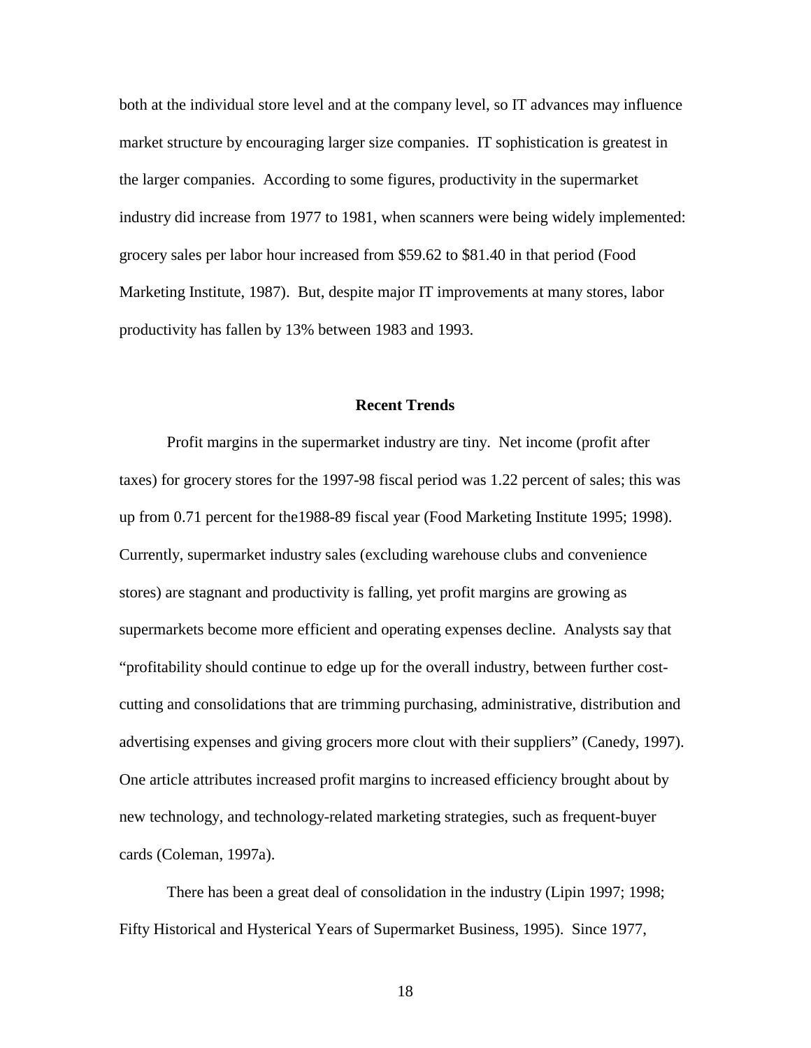both at the individual store level and at the company level, so IT advances may influence market structure by encouraging larger size companies. IT sophistication is greatest in the larger companies. According to some figures, productivity in the supermarket industry did increase from 1977 to 1981, when scanners were being widely implemented: grocery sales per labor hour increased from $59.62 to $81.40 in that period (Food Marketing Institute, 1987). But, despite major IT improvements at many stores, labor productivity has fallen by 13% between 1983 and 1993.

## Recent Trends

Profit margins in the supermarket industry are tiny. Net income (profit after taxes) for grocery stores for the 1997-98 fiscal period was 1.22 percent of sales; this was up from 0.71 percent for the1988-89 fiscal year (Food Marketing Institute 1995; 1998). Currently, supermarket industry sales (excluding warehouse clubs and convenience stores) are stagnant and productivity is falling, yet profit margins are growing as supermarkets become more efficient and operating expenses decline. Analysts say that "profitability should continue to edge up for the overall industry, between further cost-cutting and consolidations that are trimming purchasing, administrative, distribution and advertising expenses and giving grocers more clout with their suppliers" (Canedy, 1997). One article attributes increased profit margins to increased efficiency brought about by new technology, and technology-related marketing strategies, such as frequent-buyer cards (Coleman, 1997a).

There has been a great deal of consolidation in the industry (Lipin 1997; 1998; Fifty Historical and Hysterical Years of Supermarket Business, 1995). Since 1977,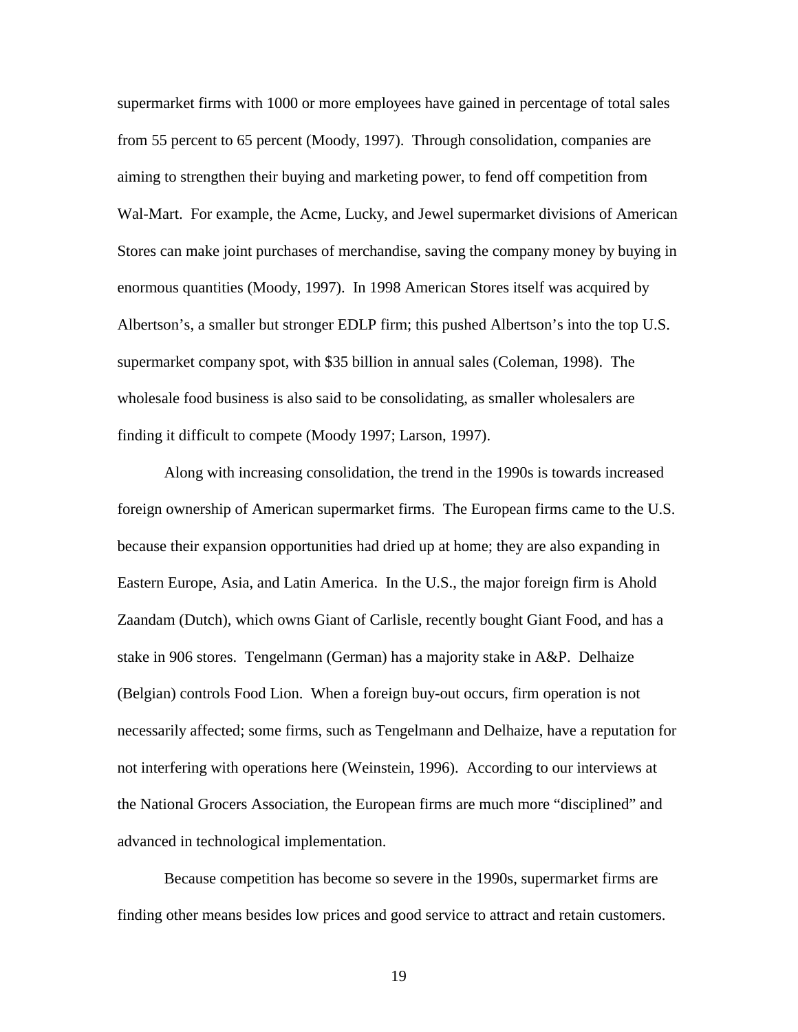supermarket firms with 1000 or more employees have gained in percentage of total sales from 55 percent to 65 percent (Moody, 1997). Through consolidation, companies are aiming to strengthen their buying and marketing power, to fend off competition from Wal-Mart. For example, the Acme, Lucky, and Jewel supermarket divisions of American Stores can make joint purchases of merchandise, saving the company money by buying in enormous quantities (Moody, 1997). In 1998 American Stores itself was acquired by Albertson's, a smaller but stronger EDLP firm; this pushed Albertson's into the top U.S. supermarket company spot, with $35 billion in annual sales (Coleman, 1998). The wholesale food business is also said to be consolidating, as smaller wholesalers are finding it difficult to compete (Moody 1997; Larson, 1997).

Along with increasing consolidation, the trend in the 1990s is towards increased foreign ownership of American supermarket firms. The European firms came to the U.S. because their expansion opportunities had dried up at home; they are also expanding in Eastern Europe, Asia, and Latin America. In the U.S., the major foreign firm is Ahold Zaandam (Dutch), which owns Giant of Carlisle, recently bought Giant Food, and has a stake in 906 stores. Tengelmann (German) has a majority stake in A&P. Delhaize (Belgian) controls Food Lion. When a foreign buy-out occurs, firm operation is not necessarily affected; some firms, such as Tengelmann and Delhaize, have a reputation for not interfering with operations here (Weinstein, 1996). According to our interviews at the National Grocers Association, the European firms are much more "disciplined" and advanced in technological implementation.

Because competition has become so severe in the 1990s, supermarket firms are finding other means besides low prices and good service to attract and retain customers.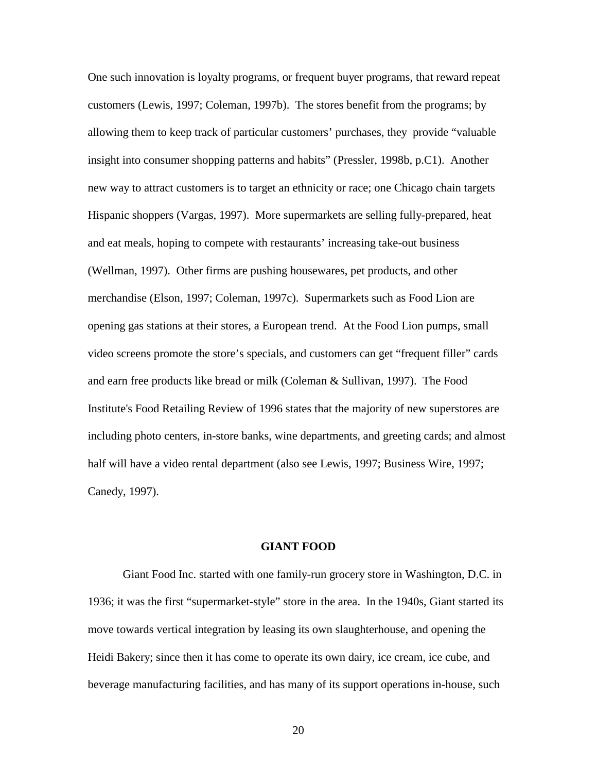One such innovation is loyalty programs, or frequent buyer programs, that reward repeat customers (Lewis, 1997; Coleman, 1997b). The stores benefit from the programs; by allowing them to keep track of particular customers' purchases, they provide "valuable insight into consumer shopping patterns and habits" (Pressler, 1998b, p.C1). Another new way to attract customers is to target an ethnicity or race; one Chicago chain targets Hispanic shoppers (Vargas, 1997). More supermarkets are selling fully-prepared, heat and eat meals, hoping to compete with restaurants' increasing take-out business (Wellman, 1997). Other firms are pushing housewares, pet products, and other merchandise (Elson, 1997; Coleman, 1997c). Supermarkets such as Food Lion are opening gas stations at their stores, a European trend. At the Food Lion pumps, small video screens promote the store's specials, and customers can get "frequent filler" cards and earn free products like bread or milk (Coleman & Sullivan, 1997). The Food Institute's Food Retailing Review of 1996 states that the majority of new superstores are including photo centers, in-store banks, wine departments, and greeting cards; and almost half will have a video rental department (also see Lewis, 1997; Business Wire, 1997; Canedy, 1997).

## GIANT FOOD

Giant Food Inc. started with one family-run grocery store in Washington, D.C. in 1936; it was the first "supermarket-style" store in the area. In the 1940s, Giant started its move towards vertical integration by leasing its own slaughterhouse, and opening the Heidi Bakery; since then it has come to operate its own dairy, ice cream, ice cube, and beverage manufacturing facilities, and has many of its support operations in-house, such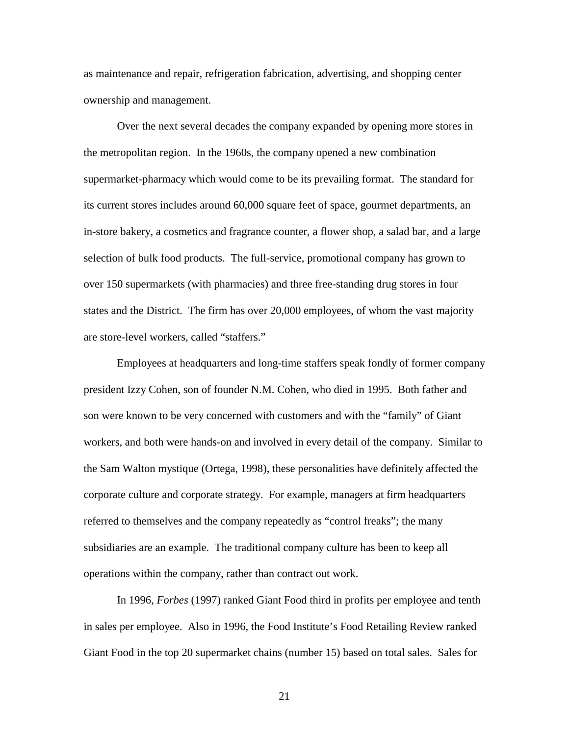as maintenance and repair, refrigeration fabrication, advertising, and shopping center ownership and management.

Over the next several decades the company expanded by opening more stores in the metropolitan region. In the 1960s, the company opened a new combination supermarket-pharmacy which would come to be its prevailing format. The standard for its current stores includes around 60,000 square feet of space, gourmet departments, an in-store bakery, a cosmetics and fragrance counter, a flower shop, a salad bar, and a large selection of bulk food products. The full-service, promotional company has grown to over 150 supermarkets (with pharmacies) and three free-standing drug stores in four states and the District. The firm has over 20,000 employees, of whom the vast majority are store-level workers, called "staffers."

Employees at headquarters and long-time staffers speak fondly of former company president Izzy Cohen, son of founder N.M. Cohen, who died in 1995. Both father and son were known to be very concerned with customers and with the "family" of Giant workers, and both were hands-on and involved in every detail of the company. Similar to the Sam Walton mystique (Ortega, 1998), these personalities have definitely affected the corporate culture and corporate strategy. For example, managers at firm headquarters referred to themselves and the company repeatedly as "control freaks"; the many subsidiaries are an example. The traditional company culture has been to keep all operations within the company, rather than contract out work.

In 1996, *Forbes* (1997) ranked Giant Food third in profits per employee and tenth in sales per employee. Also in 1996, the Food Institute's Food Retailing Review ranked Giant Food in the top 20 supermarket chains (number 15) based on total sales. Sales for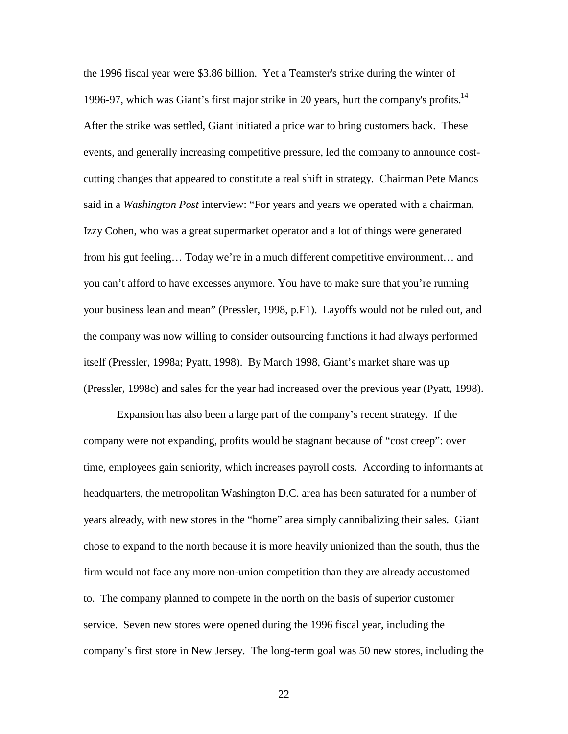the 1996 fiscal year were $3.86 billion. Yet a Teamster's strike during the winter of 1996-97, which was Giant's first major strike in 20 years, hurt the company's profits.[14] After the strike was settled, Giant initiated a price war to bring customers back. These events, and generally increasing competitive pressure, led the company to announce cost-cutting changes that appeared to constitute a real shift in strategy. Chairman Pete Manos said in a *Washington Post* interview: "For years and years we operated with a chairman, Izzy Cohen, who was a great supermarket operator and a lot of things were generated from his gut feeling… Today we're in a much different competitive environment… and you can't afford to have excesses anymore. You have to make sure that you're running your business lean and mean" (Pressler, 1998, p.F1). Layoffs would not be ruled out, and the company was now willing to consider outsourcing functions it had always performed itself (Pressler, 1998a; Pyatt, 1998). By March 1998, Giant's market share was up (Pressler, 1998c) and sales for the year had increased over the previous year (Pyatt, 1998).

Expansion has also been a large part of the company's recent strategy. If the company were not expanding, profits would be stagnant because of "cost creep": over time, employees gain seniority, which increases payroll costs. According to informants at headquarters, the metropolitan Washington D.C. area has been saturated for a number of years already, with new stores in the "home" area simply cannibalizing their sales. Giant chose to expand to the north because it is more heavily unionized than the south, thus the firm would not face any more non-union competition than they are already accustomed to. The company planned to compete in the north on the basis of superior customer service. Seven new stores were opened during the 1996 fiscal year, including the company's first store in New Jersey. The long-term goal was 50 new stores, including the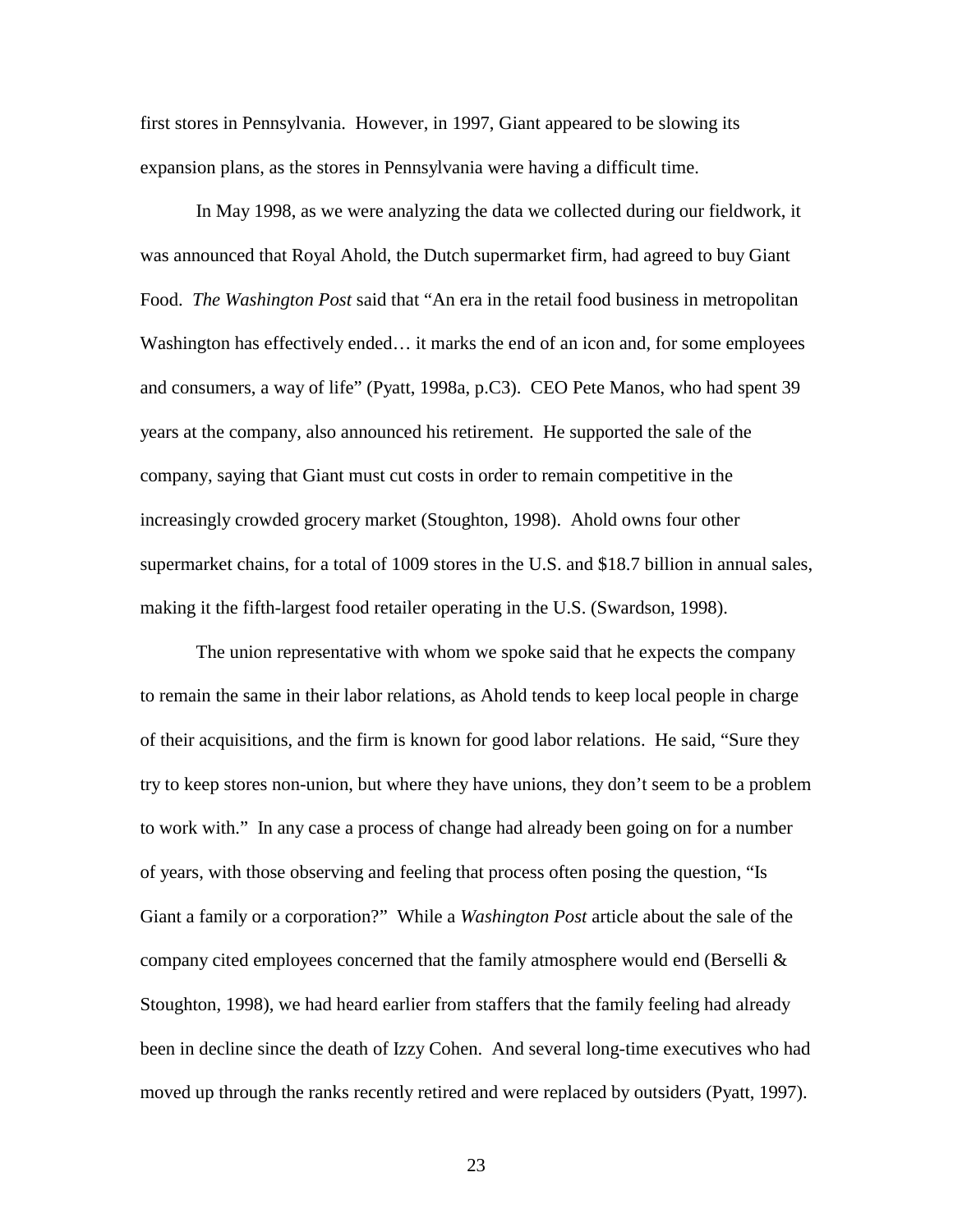first stores in Pennsylvania. However, in 1997, Giant appeared to be slowing its expansion plans, as the stores in Pennsylvania were having a difficult time.

In May 1998, as we were analyzing the data we collected during our fieldwork, it was announced that Royal Ahold, the Dutch supermarket firm, had agreed to buy Giant Food. *The Washington Post* said that "An era in the retail food business in metropolitan Washington has effectively ended… it marks the end of an icon and, for some employees and consumers, a way of life" (Pyatt, 1998a, p.C3). CEO Pete Manos, who had spent 39 years at the company, also announced his retirement. He supported the sale of the company, saying that Giant must cut costs in order to remain competitive in the increasingly crowded grocery market (Stoughton, 1998). Ahold owns four other supermarket chains, for a total of 1009 stores in the U.S. and $18.7 billion in annual sales, making it the fifth-largest food retailer operating in the U.S. (Swardson, 1998).

The union representative with whom we spoke said that he expects the company to remain the same in their labor relations, as Ahold tends to keep local people in charge of their acquisitions, and the firm is known for good labor relations. He said, "Sure they try to keep stores non-union, but where they have unions, they don't seem to be a problem to work with." In any case a process of change had already been going on for a number of years, with those observing and feeling that process often posing the question, "Is Giant a family or a corporation?" While a *Washington Post* article about the sale of the company cited employees concerned that the family atmosphere would end (Berselli & Stoughton, 1998), we had heard earlier from staffers that the family feeling had already been in decline since the death of Izzy Cohen. And several long-time executives who had moved up through the ranks recently retired and were replaced by outsiders (Pyatt, 1997).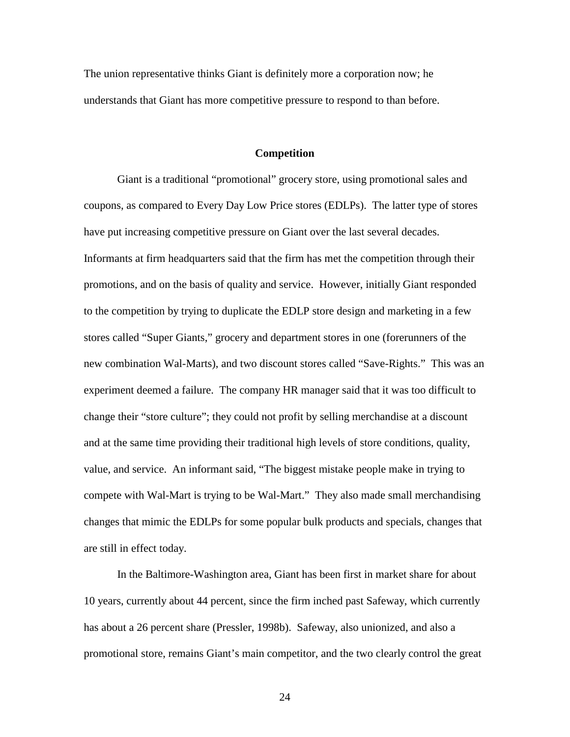The union representative thinks Giant is definitely more a corporation now; he understands that Giant has more competitive pressure to respond to than before.

## Competition

Giant is a traditional "promotional" grocery store, using promotional sales and coupons, as compared to Every Day Low Price stores (EDLPs). The latter type of stores have put increasing competitive pressure on Giant over the last several decades. Informants at firm headquarters said that the firm has met the competition through their promotions, and on the basis of quality and service. However, initially Giant responded to the competition by trying to duplicate the EDLP store design and marketing in a few stores called "Super Giants," grocery and department stores in one (forerunners of the new combination Wal-Marts), and two discount stores called "Save-Rights." This was an experiment deemed a failure. The company HR manager said that it was too difficult to change their "store culture"; they could not profit by selling merchandise at a discount and at the same time providing their traditional high levels of store conditions, quality, value, and service. An informant said, "The biggest mistake people make in trying to compete with Wal-Mart is trying to be Wal-Mart." They also made small merchandising changes that mimic the EDLPs for some popular bulk products and specials, changes that are still in effect today.

In the Baltimore-Washington area, Giant has been first in market share for about 10 years, currently about 44 percent, since the firm inched past Safeway, which currently has about a 26 percent share (Pressler, 1998b). Safeway, also unionized, and also a promotional store, remains Giant's main competitor, and the two clearly control the great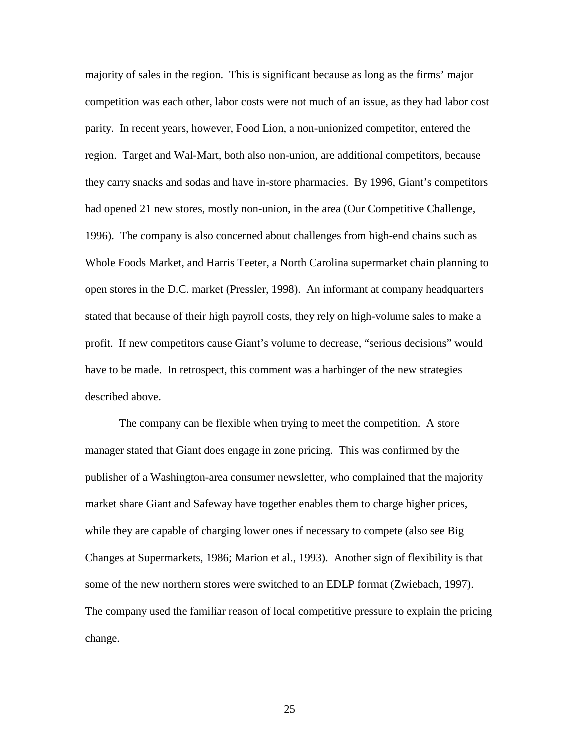majority of sales in the region. This is significant because as long as the firms' major competition was each other, labor costs were not much of an issue, as they had labor cost parity. In recent years, however, Food Lion, a non-unionized competitor, entered the region. Target and Wal-Mart, both also non-union, are additional competitors, because they carry snacks and sodas and have in-store pharmacies. By 1996, Giant's competitors had opened 21 new stores, mostly non-union, in the area (Our Competitive Challenge, 1996). The company is also concerned about challenges from high-end chains such as Whole Foods Market, and Harris Teeter, a North Carolina supermarket chain planning to open stores in the D.C. market (Pressler, 1998). An informant at company headquarters stated that because of their high payroll costs, they rely on high-volume sales to make a profit. If new competitors cause Giant's volume to decrease, "serious decisions" would have to be made. In retrospect, this comment was a harbinger of the new strategies described above.

The company can be flexible when trying to meet the competition. A store manager stated that Giant does engage in zone pricing. This was confirmed by the publisher of a Washington-area consumer newsletter, who complained that the majority market share Giant and Safeway have together enables them to charge higher prices, while they are capable of charging lower ones if necessary to compete (also see Big Changes at Supermarkets, 1986; Marion et al., 1993). Another sign of flexibility is that some of the new northern stores were switched to an EDLP format (Zwiebach, 1997). The company used the familiar reason of local competitive pressure to explain the pricing change.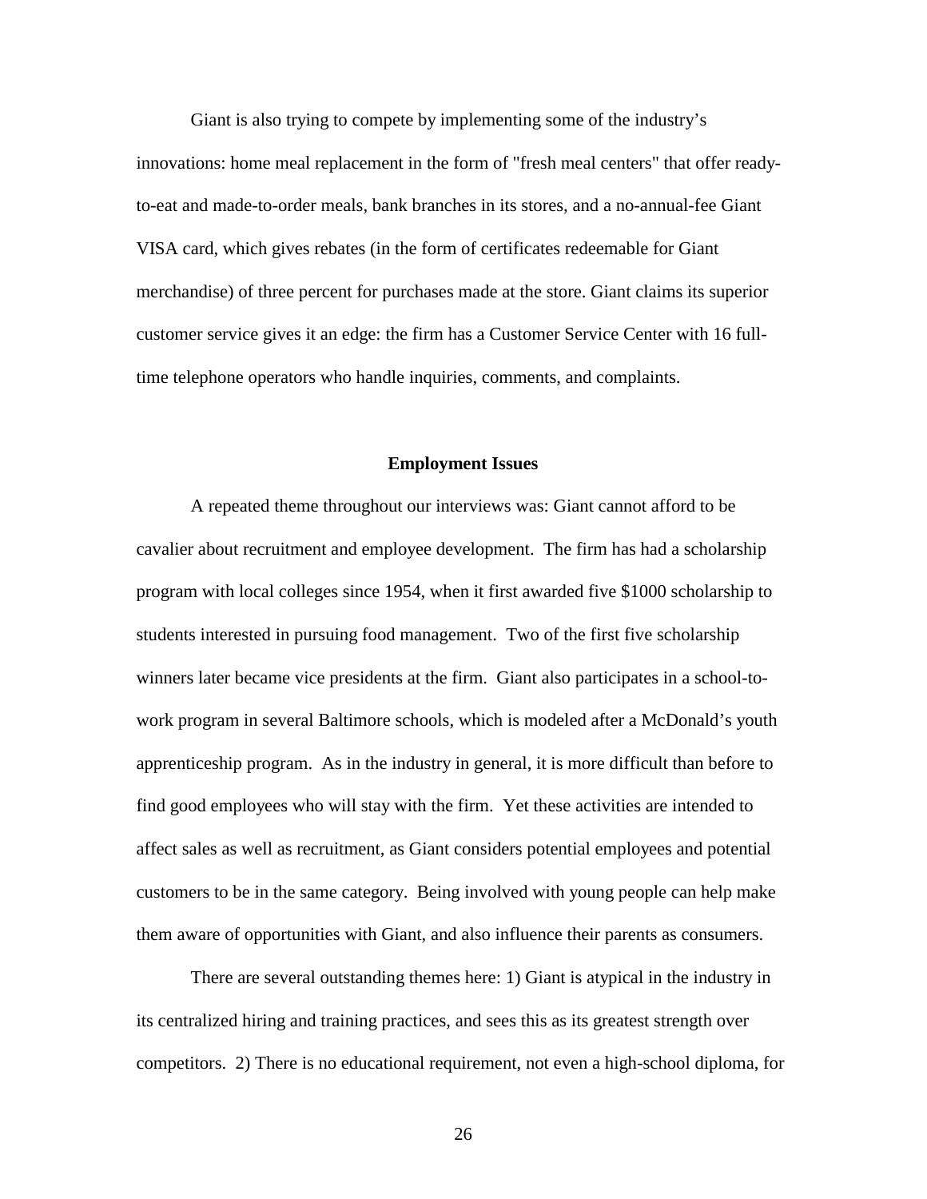Giant is also trying to compete by implementing some of the industry's innovations: home meal replacement in the form of "fresh meal centers" that offer ready-to-eat and made-to-order meals, bank branches in its stores, and a no-annual-fee Giant VISA card, which gives rebates (in the form of certificates redeemable for Giant merchandise) of three percent for purchases made at the store. Giant claims its superior customer service gives it an edge: the firm has a Customer Service Center with 16 full-time telephone operators who handle inquiries, comments, and complaints.

## Employment Issues

A repeated theme throughout our interviews was: Giant cannot afford to be cavalier about recruitment and employee development. The firm has had a scholarship program with local colleges since 1954, when it first awarded five $1000 scholarship to students interested in pursuing food management. Two of the first five scholarship winners later became vice presidents at the firm. Giant also participates in a school-to-work program in several Baltimore schools, which is modeled after a McDonald's youth apprenticeship program. As in the industry in general, it is more difficult than before to find good employees who will stay with the firm. Yet these activities are intended to affect sales as well as recruitment, as Giant considers potential employees and potential customers to be in the same category. Being involved with young people can help make them aware of opportunities with Giant, and also influence their parents as consumers.

There are several outstanding themes here: 1) Giant is atypical in the industry in its centralized hiring and training practices, and sees this as its greatest strength over competitors. 2) There is no educational requirement, not even a high-school diploma, for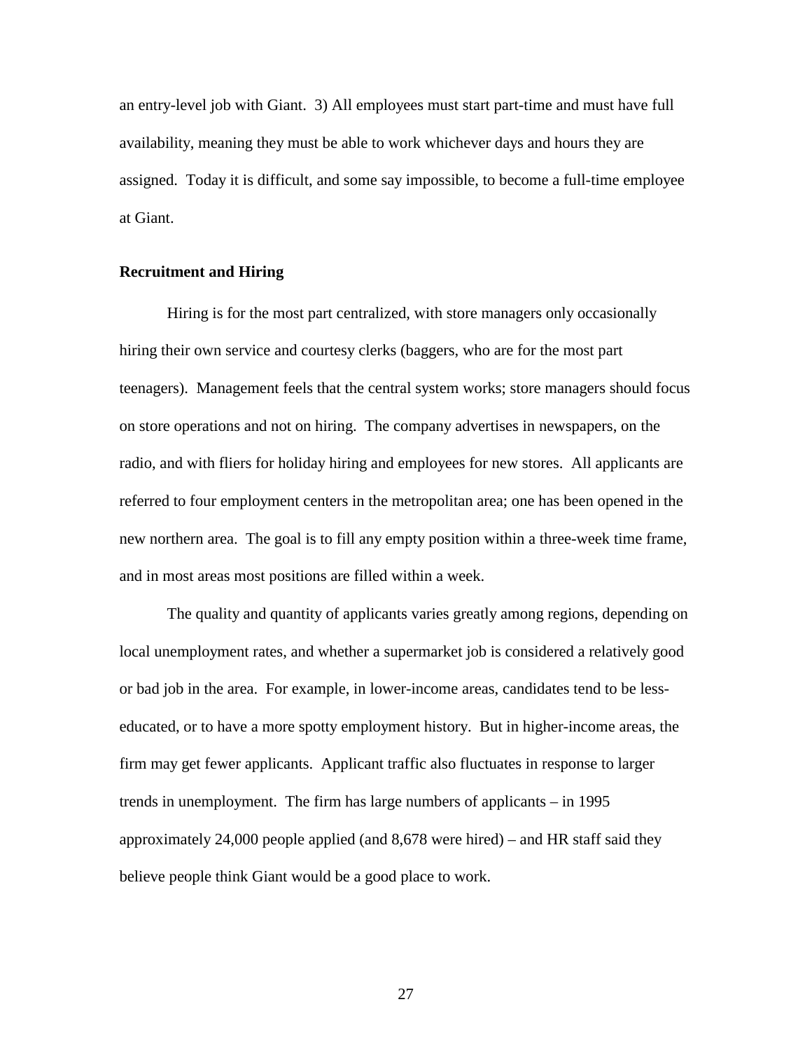an entry-level job with Giant. 3) All employees must start part-time and must have full availability, meaning they must be able to work whichever days and hours they are assigned. Today it is difficult, and some say impossible, to become a full-time employee at Giant.

**Recruitment and Hiring**

Hiring is for the most part centralized, with store managers only occasionally hiring their own service and courtesy clerks (baggers, who are for the most part teenagers). Management feels that the central system works; store managers should focus on store operations and not on hiring. The company advertises in newspapers, on the radio, and with fliers for holiday hiring and employees for new stores. All applicants are referred to four employment centers in the metropolitan area; one has been opened in the new northern area. The goal is to fill any empty position within a three-week time frame, and in most areas most positions are filled within a week.

The quality and quantity of applicants varies greatly among regions, depending on local unemployment rates, and whether a supermarket job is considered a relatively good or bad job in the area. For example, in lower-income areas, candidates tend to be less-educated, or to have a more spotty employment history. But in higher-income areas, the firm may get fewer applicants. Applicant traffic also fluctuates in response to larger trends in unemployment. The firm has large numbers of applicants – in 1995 approximately 24,000 people applied (and 8,678 were hired) – and HR staff said they believe people think Giant would be a good place to work.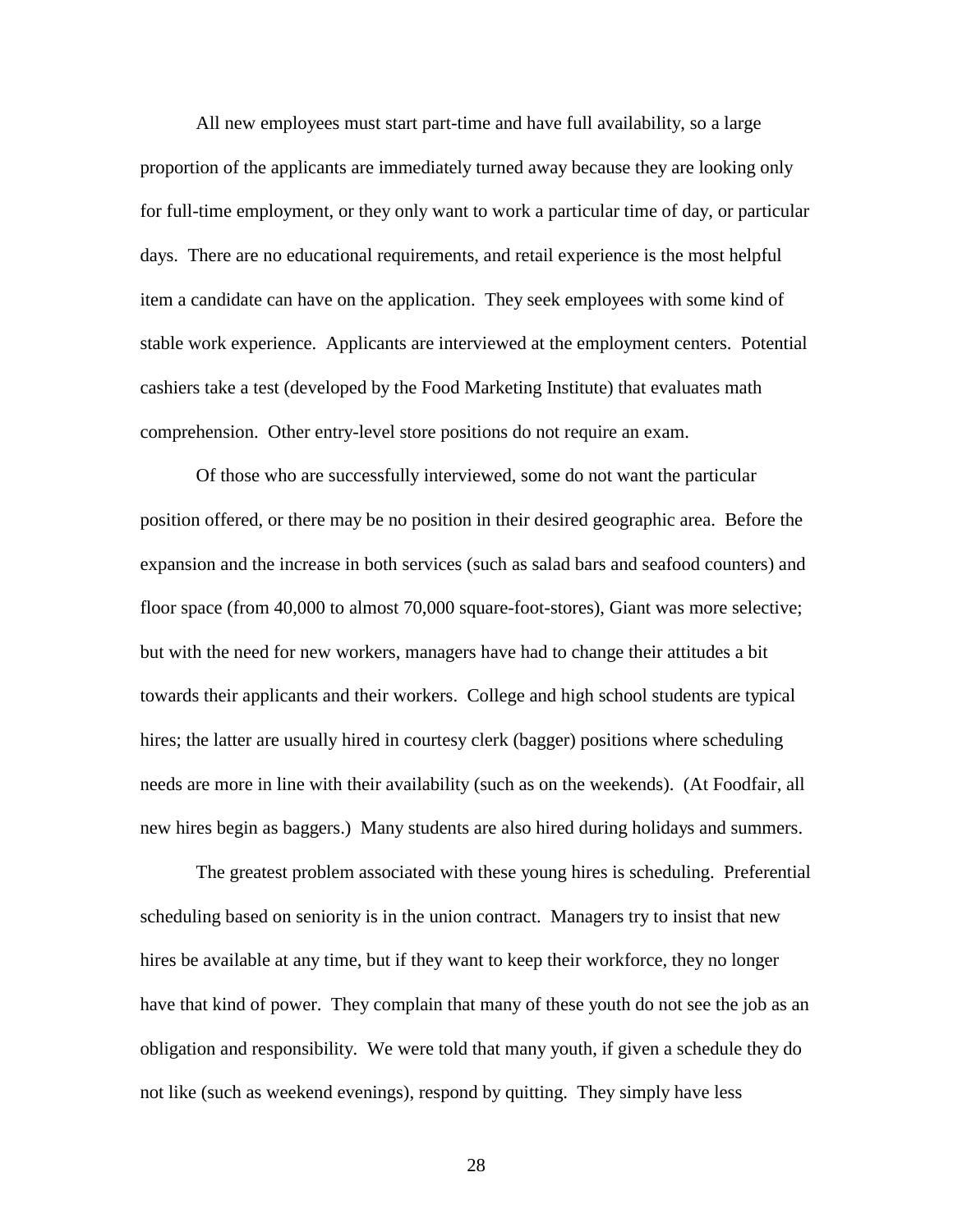All new employees must start part-time and have full availability, so a large proportion of the applicants are immediately turned away because they are looking only for full-time employment, or they only want to work a particular time of day, or particular days. There are no educational requirements, and retail experience is the most helpful item a candidate can have on the application. They seek employees with some kind of stable work experience. Applicants are interviewed at the employment centers. Potential cashiers take a test (developed by the Food Marketing Institute) that evaluates math comprehension. Other entry-level store positions do not require an exam.

Of those who are successfully interviewed, some do not want the particular position offered, or there may be no position in their desired geographic area. Before the expansion and the increase in both services (such as salad bars and seafood counters) and floor space (from 40,000 to almost 70,000 square-foot-stores), Giant was more selective; but with the need for new workers, managers have had to change their attitudes a bit towards their applicants and their workers. College and high school students are typical hires; the latter are usually hired in courtesy clerk (bagger) positions where scheduling needs are more in line with their availability (such as on the weekends). (At Foodfair, all new hires begin as baggers.) Many students are also hired during holidays and summers.

The greatest problem associated with these young hires is scheduling. Preferential scheduling based on seniority is in the union contract. Managers try to insist that new hires be available at any time, but if they want to keep their workforce, they no longer have that kind of power. They complain that many of these youth do not see the job as an obligation and responsibility. We were told that many youth, if given a schedule they do not like (such as weekend evenings), respond by quitting. They simply have less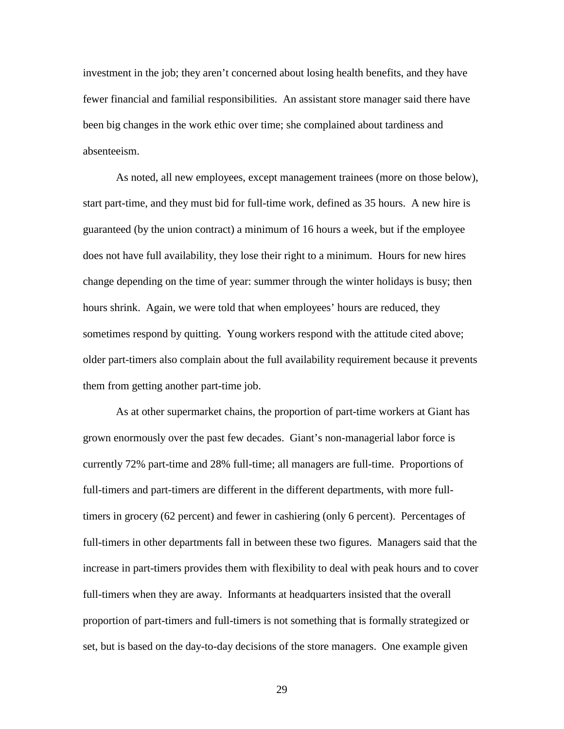investment in the job; they aren't concerned about losing health benefits, and they have fewer financial and familial responsibilities. An assistant store manager said there have been big changes in the work ethic over time; she complained about tardiness and absenteeism.

As noted, all new employees, except management trainees (more on those below), start part-time, and they must bid for full-time work, defined as 35 hours. A new hire is guaranteed (by the union contract) a minimum of 16 hours a week, but if the employee does not have full availability, they lose their right to a minimum. Hours for new hires change depending on the time of year: summer through the winter holidays is busy; then hours shrink. Again, we were told that when employees' hours are reduced, they sometimes respond by quitting. Young workers respond with the attitude cited above; older part-timers also complain about the full availability requirement because it prevents them from getting another part-time job.

As at other supermarket chains, the proportion of part-time workers at Giant has grown enormously over the past few decades. Giant's non-managerial labor force is currently 72% part-time and 28% full-time; all managers are full-time. Proportions of full-timers and part-timers are different in the different departments, with more full-timers in grocery (62 percent) and fewer in cashiering (only 6 percent). Percentages of full-timers in other departments fall in between these two figures. Managers said that the increase in part-timers provides them with flexibility to deal with peak hours and to cover full-timers when they are away. Informants at headquarters insisted that the overall proportion of part-timers and full-timers is not something that is formally strategized or set, but is based on the day-to-day decisions of the store managers. One example given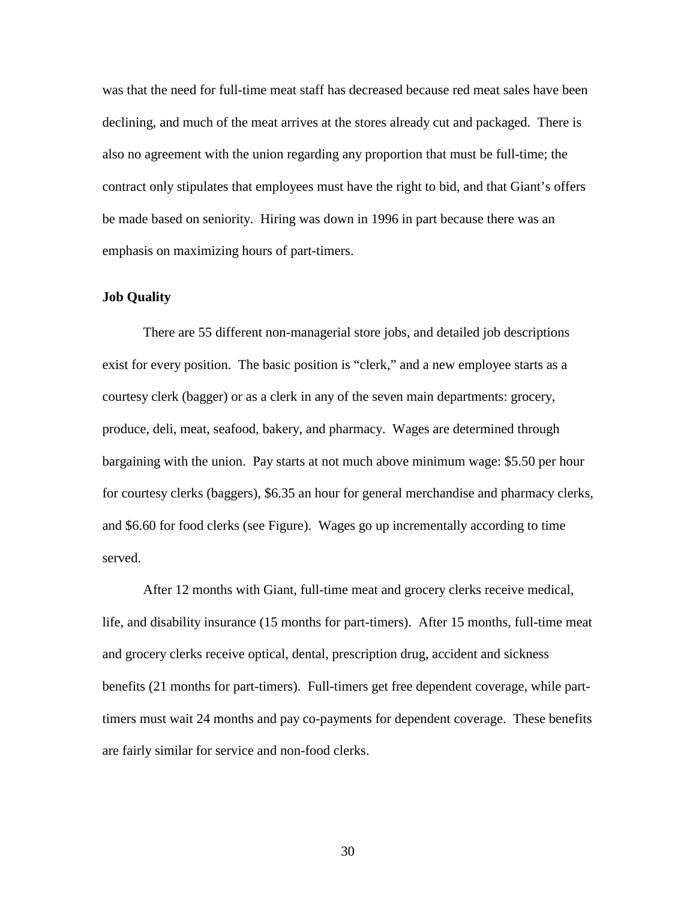was that the need for full-time meat staff has decreased because red meat sales have been declining, and much of the meat arrives at the stores already cut and packaged. There is also no agreement with the union regarding any proportion that must be full-time; the contract only stipulates that employees must have the right to bid, and that Giant's offers be made based on seniority. Hiring was down in 1996 in part because there was an emphasis on maximizing hours of part-timers.

**Job Quality**

There are 55 different non-managerial store jobs, and detailed job descriptions exist for every position. The basic position is "clerk," and a new employee starts as a courtesy clerk (bagger) or as a clerk in any of the seven main departments: grocery, produce, deli, meat, seafood, bakery, and pharmacy. Wages are determined through bargaining with the union. Pay starts at not much above minimum wage: $5.50 per hour for courtesy clerks (baggers), $6.35 an hour for general merchandise and pharmacy clerks, and $6.60 for food clerks (see Figure). Wages go up incrementally according to time served.

After 12 months with Giant, full-time meat and grocery clerks receive medical, life, and disability insurance (15 months for part-timers). After 15 months, full-time meat and grocery clerks receive optical, dental, prescription drug, accident and sickness benefits (21 months for part-timers). Full-timers get free dependent coverage, while part-timers must wait 24 months and pay co-payments for dependent coverage. These benefits are fairly similar for service and non-food clerks.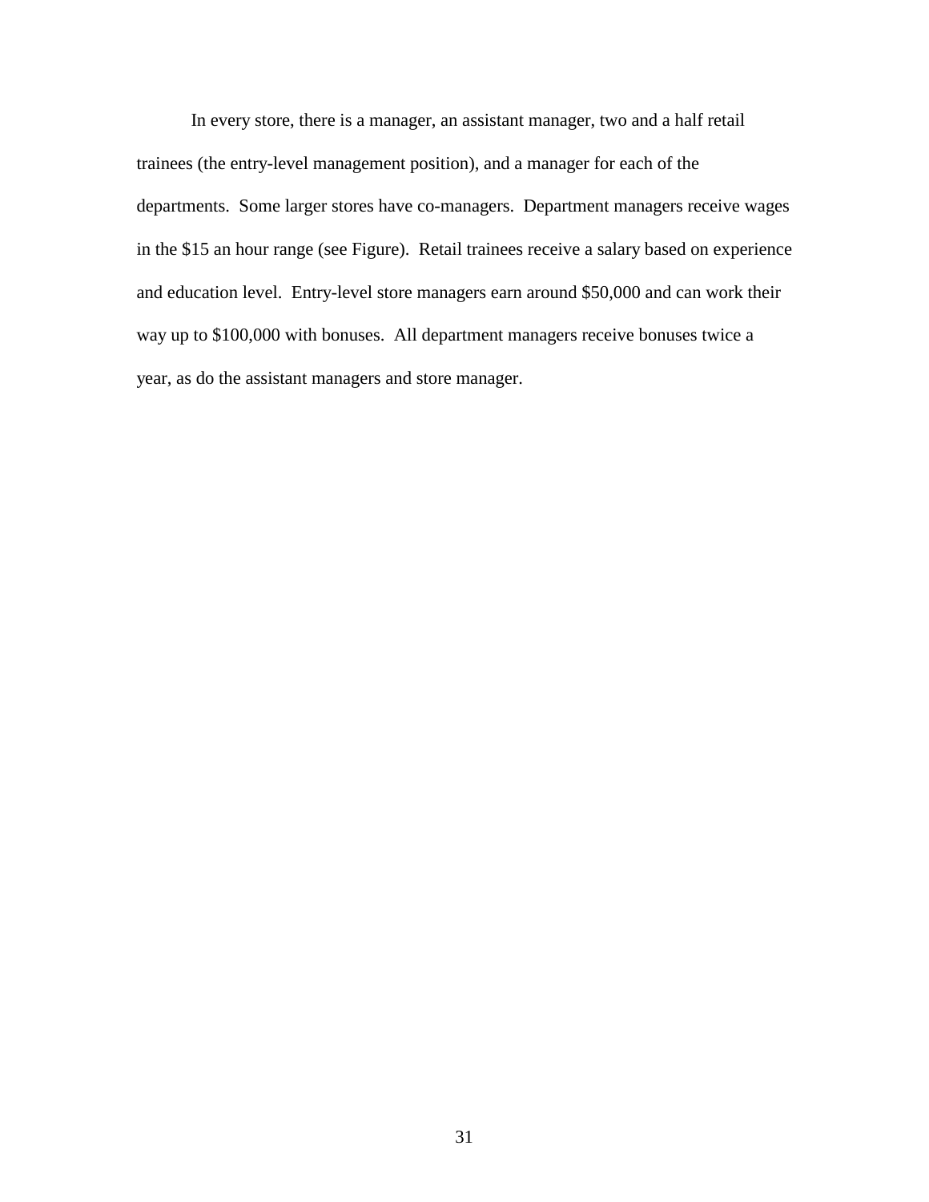In every store, there is a manager, an assistant manager, two and a half retail trainees (the entry-level management position), and a manager for each of the departments. Some larger stores have co-managers. Department managers receive wages in the $15 an hour range (see Figure). Retail trainees receive a salary based on experience and education level. Entry-level store managers earn around $50,000 and can work their way up to $100,000 with bonuses. All department managers receive bonuses twice a year, as do the assistant managers and store manager.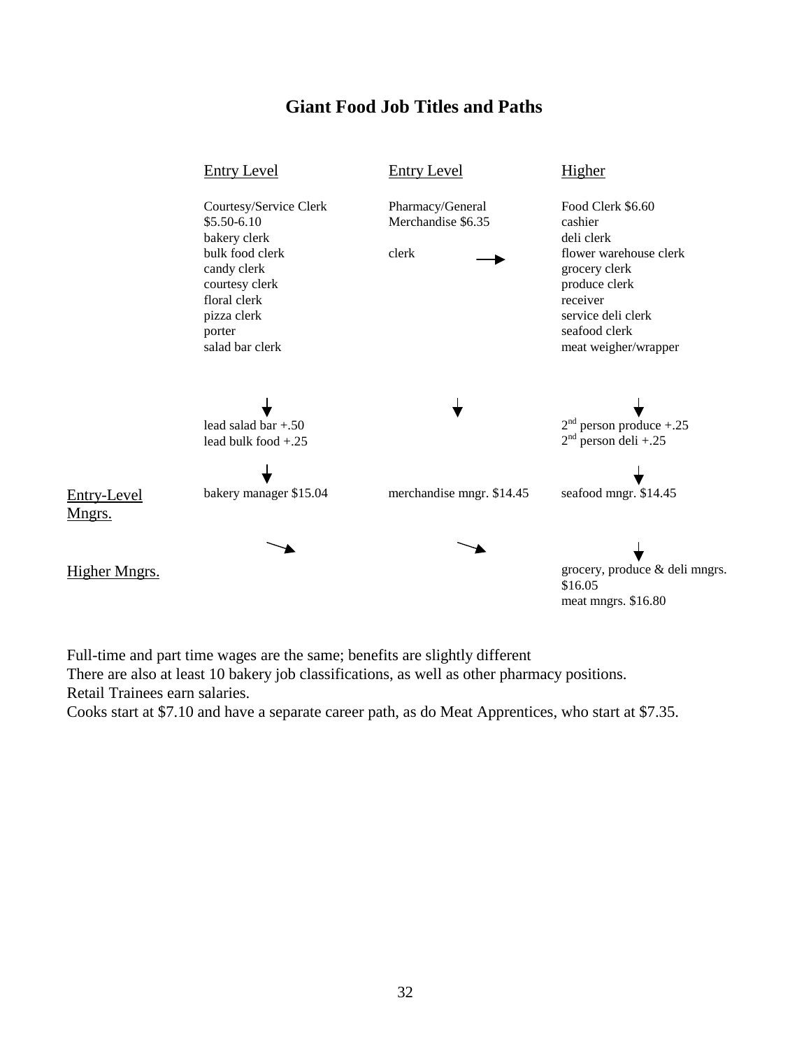# Giant Food Job Titles and Paths

| | Entry Level | Entry Level | Higher |
|---|---|---|---|
| | Courtesy/Service Clerk $5.50-6.10<br>bakery clerk<br>bulk food clerk<br>candy clerk<br>courtesy clerk<br>floral clerk<br>pizza clerk<br>porter<br>salad bar clerk | Pharmacy/General Merchandise $6.35<br><br>clerk → | Food Clerk $6.60<br>cashier<br>deli clerk<br>flower warehouse clerk<br>grocery clerk<br>produce clerk<br>receiver<br>service deli clerk<br>seafood clerk<br>meat weigher/wrapper |
| | ↓ | ↓ | ↓ |
| | lead salad bar +.50<br>lead bulk food +.25 | | 2nd person produce +.25<br>2nd person deli +.25 |
| | ↓ | | ↓ |
| Entry-Level Mngrs. | bakery manager $15.04 | merchandise mngr. $14.45 | seafood mngr. $14.45 |
| | ↘ | ↘ | ↓ |
| Higher Mngrs. | | | grocery, produce & deli mngrs. $16.05<br>meat mngrs. $16.80 |

Full-time and part time wages are the same; benefits are slightly different
There are also at least 10 bakery job classifications, as well as other pharmacy positions.
Retail Trainees earn salaries.
Cooks start at $7.10 and have a separate career path, as do Meat Apprentices, who start at $7.35.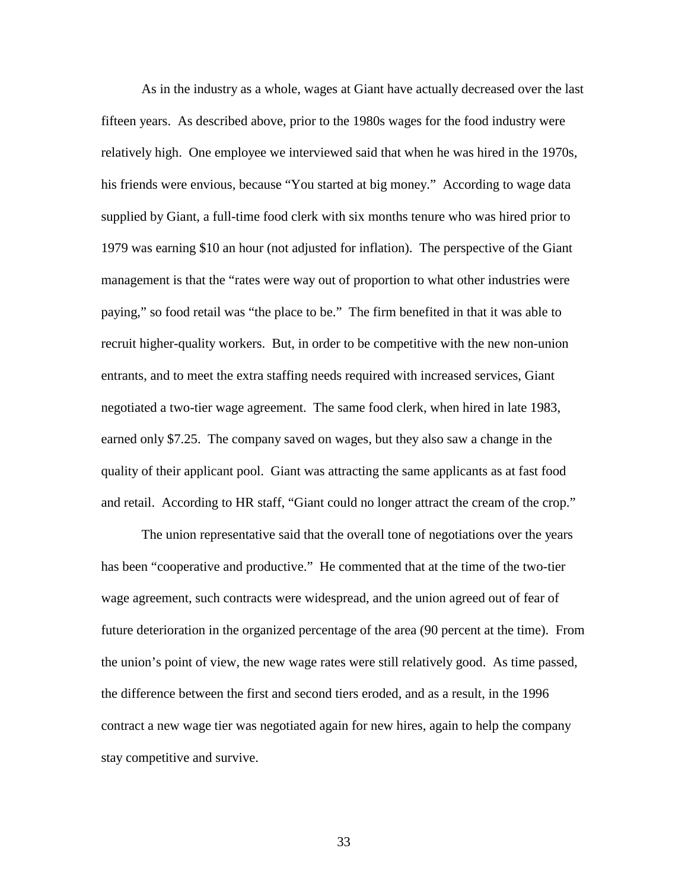As in the industry as a whole, wages at Giant have actually decreased over the last fifteen years. As described above, prior to the 1980s wages for the food industry were relatively high. One employee we interviewed said that when he was hired in the 1970s, his friends were envious, because "You started at big money." According to wage data supplied by Giant, a full-time food clerk with six months tenure who was hired prior to 1979 was earning $10 an hour (not adjusted for inflation). The perspective of the Giant management is that the "rates were way out of proportion to what other industries were paying," so food retail was "the place to be." The firm benefited in that it was able to recruit higher-quality workers. But, in order to be competitive with the new non-union entrants, and to meet the extra staffing needs required with increased services, Giant negotiated a two-tier wage agreement. The same food clerk, when hired in late 1983, earned only $7.25. The company saved on wages, but they also saw a change in the quality of their applicant pool. Giant was attracting the same applicants as at fast food and retail. According to HR staff, "Giant could no longer attract the cream of the crop."

The union representative said that the overall tone of negotiations over the years has been "cooperative and productive." He commented that at the time of the two-tier wage agreement, such contracts were widespread, and the union agreed out of fear of future deterioration in the organized percentage of the area (90 percent at the time). From the union's point of view, the new wage rates were still relatively good. As time passed, the difference between the first and second tiers eroded, and as a result, in the 1996 contract a new wage tier was negotiated again for new hires, again to help the company stay competitive and survive.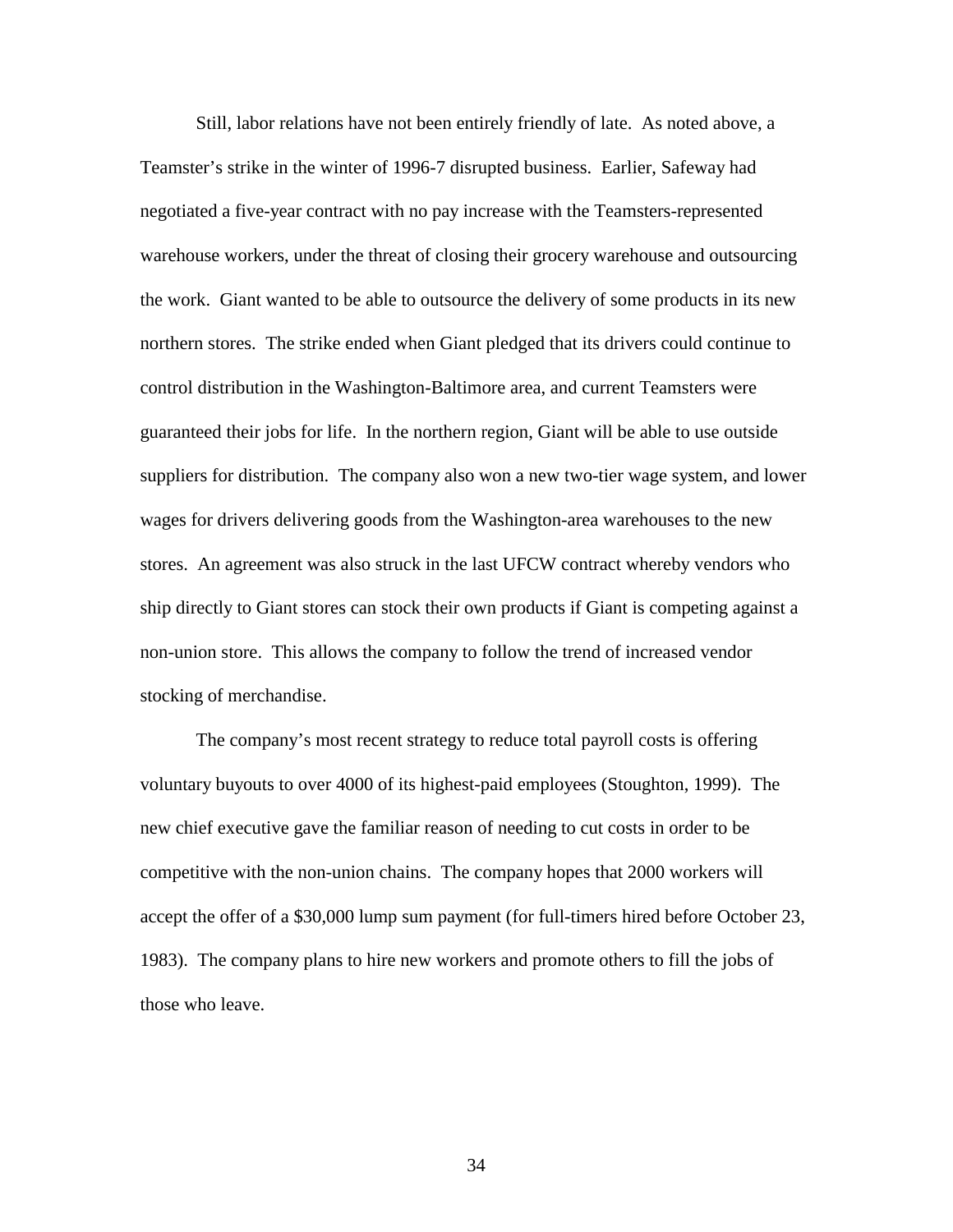Still, labor relations have not been entirely friendly of late. As noted above, a Teamster's strike in the winter of 1996-7 disrupted business. Earlier, Safeway had negotiated a five-year contract with no pay increase with the Teamsters-represented warehouse workers, under the threat of closing their grocery warehouse and outsourcing the work. Giant wanted to be able to outsource the delivery of some products in its new northern stores. The strike ended when Giant pledged that its drivers could continue to control distribution in the Washington-Baltimore area, and current Teamsters were guaranteed their jobs for life. In the northern region, Giant will be able to use outside suppliers for distribution. The company also won a new two-tier wage system, and lower wages for drivers delivering goods from the Washington-area warehouses to the new stores. An agreement was also struck in the last UFCW contract whereby vendors who ship directly to Giant stores can stock their own products if Giant is competing against a non-union store. This allows the company to follow the trend of increased vendor stocking of merchandise.

The company's most recent strategy to reduce total payroll costs is offering voluntary buyouts to over 4000 of its highest-paid employees (Stoughton, 1999). The new chief executive gave the familiar reason of needing to cut costs in order to be competitive with the non-union chains. The company hopes that 2000 workers will accept the offer of a $30,000 lump sum payment (for full-timers hired before October 23, 1983). The company plans to hire new workers and promote others to fill the jobs of those who leave.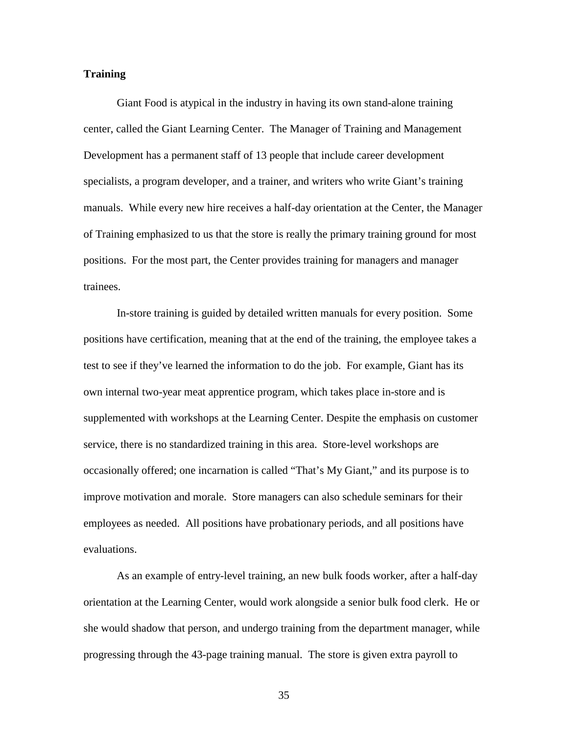**Training**

Giant Food is atypical in the industry in having its own stand-alone training center, called the Giant Learning Center. The Manager of Training and Management Development has a permanent staff of 13 people that include career development specialists, a program developer, and a trainer, and writers who write Giant's training manuals. While every new hire receives a half-day orientation at the Center, the Manager of Training emphasized to us that the store is really the primary training ground for most positions. For the most part, the Center provides training for managers and manager trainees.

In-store training is guided by detailed written manuals for every position. Some positions have certification, meaning that at the end of the training, the employee takes a test to see if they've learned the information to do the job. For example, Giant has its own internal two-year meat apprentice program, which takes place in-store and is supplemented with workshops at the Learning Center. Despite the emphasis on customer service, there is no standardized training in this area. Store-level workshops are occasionally offered; one incarnation is called "That's My Giant," and its purpose is to improve motivation and morale. Store managers can also schedule seminars for their employees as needed. All positions have probationary periods, and all positions have evaluations.

As an example of entry-level training, an new bulk foods worker, after a half-day orientation at the Learning Center, would work alongside a senior bulk food clerk. He or she would shadow that person, and undergo training from the department manager, while progressing through the 43-page training manual. The store is given extra payroll to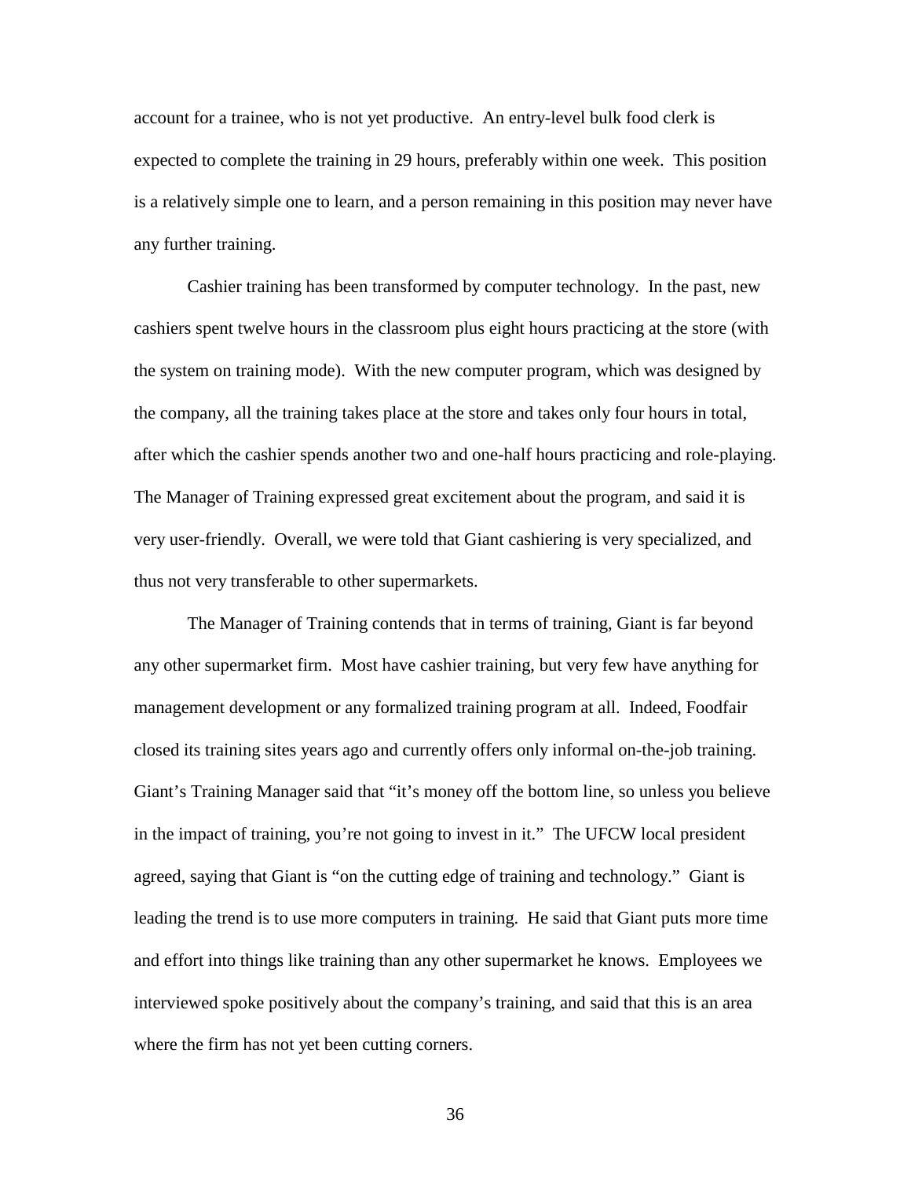account for a trainee, who is not yet productive. An entry-level bulk food clerk is expected to complete the training in 29 hours, preferably within one week. This position is a relatively simple one to learn, and a person remaining in this position may never have any further training.

Cashier training has been transformed by computer technology. In the past, new cashiers spent twelve hours in the classroom plus eight hours practicing at the store (with the system on training mode). With the new computer program, which was designed by the company, all the training takes place at the store and takes only four hours in total, after which the cashier spends another two and one-half hours practicing and role-playing. The Manager of Training expressed great excitement about the program, and said it is very user-friendly. Overall, we were told that Giant cashiering is very specialized, and thus not very transferable to other supermarkets.

The Manager of Training contends that in terms of training, Giant is far beyond any other supermarket firm. Most have cashier training, but very few have anything for management development or any formalized training program at all. Indeed, Foodfair closed its training sites years ago and currently offers only informal on-the-job training. Giant's Training Manager said that "it's money off the bottom line, so unless you believe in the impact of training, you're not going to invest in it." The UFCW local president agreed, saying that Giant is "on the cutting edge of training and technology." Giant is leading the trend is to use more computers in training. He said that Giant puts more time and effort into things like training than any other supermarket he knows. Employees we interviewed spoke positively about the company's training, and said that this is an area where the firm has not yet been cutting corners.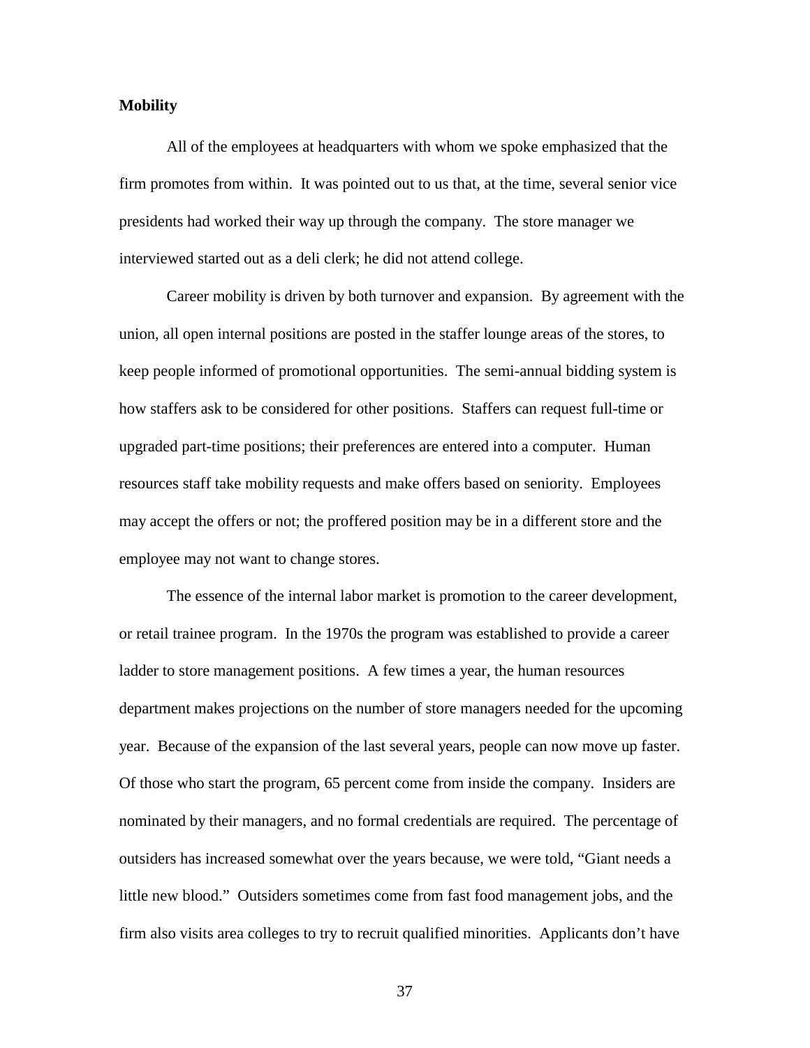**Mobility**

All of the employees at headquarters with whom we spoke emphasized that the firm promotes from within. It was pointed out to us that, at the time, several senior vice presidents had worked their way up through the company. The store manager we interviewed started out as a deli clerk; he did not attend college.

Career mobility is driven by both turnover and expansion. By agreement with the union, all open internal positions are posted in the staffer lounge areas of the stores, to keep people informed of promotional opportunities. The semi-annual bidding system is how staffers ask to be considered for other positions. Staffers can request full-time or upgraded part-time positions; their preferences are entered into a computer. Human resources staff take mobility requests and make offers based on seniority. Employees may accept the offers or not; the proffered position may be in a different store and the employee may not want to change stores.

The essence of the internal labor market is promotion to the career development, or retail trainee program. In the 1970s the program was established to provide a career ladder to store management positions. A few times a year, the human resources department makes projections on the number of store managers needed for the upcoming year. Because of the expansion of the last several years, people can now move up faster. Of those who start the program, 65 percent come from inside the company. Insiders are nominated by their managers, and no formal credentials are required. The percentage of outsiders has increased somewhat over the years because, we were told, "Giant needs a little new blood." Outsiders sometimes come from fast food management jobs, and the firm also visits area colleges to try to recruit qualified minorities. Applicants don't have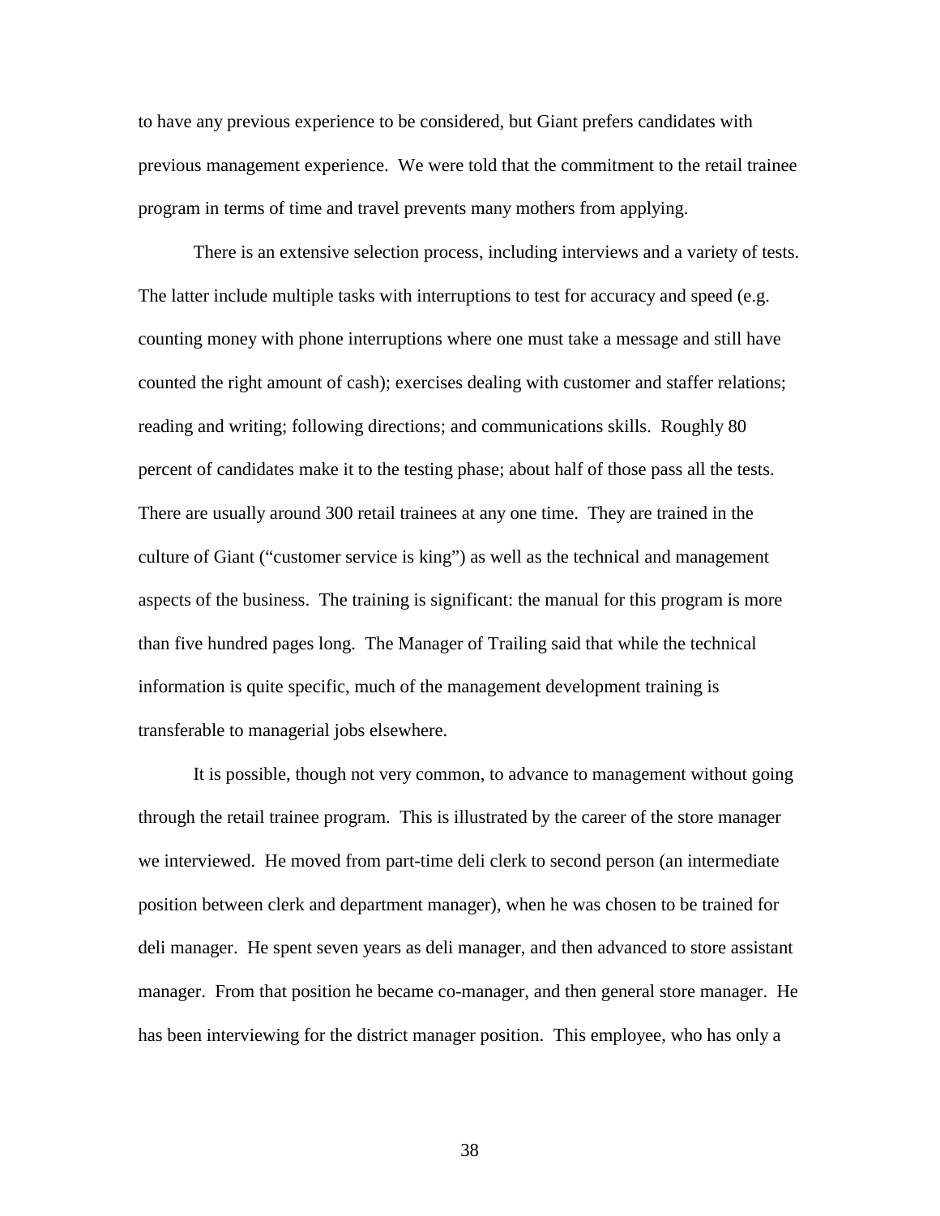to have any previous experience to be considered, but Giant prefers candidates with previous management experience. We were told that the commitment to the retail trainee program in terms of time and travel prevents many mothers from applying.

There is an extensive selection process, including interviews and a variety of tests. The latter include multiple tasks with interruptions to test for accuracy and speed (e.g. counting money with phone interruptions where one must take a message and still have counted the right amount of cash); exercises dealing with customer and staffer relations; reading and writing; following directions; and communications skills. Roughly 80 percent of candidates make it to the testing phase; about half of those pass all the tests. There are usually around 300 retail trainees at any one time. They are trained in the culture of Giant ("customer service is king") as well as the technical and management aspects of the business. The training is significant: the manual for this program is more than five hundred pages long. The Manager of Trailing said that while the technical information is quite specific, much of the management development training is transferable to managerial jobs elsewhere.

It is possible, though not very common, to advance to management without going through the retail trainee program. This is illustrated by the career of the store manager we interviewed. He moved from part-time deli clerk to second person (an intermediate position between clerk and department manager), when he was chosen to be trained for deli manager. He spent seven years as deli manager, and then advanced to store assistant manager. From that position he became co-manager, and then general store manager. He has been interviewing for the district manager position. This employee, who has only a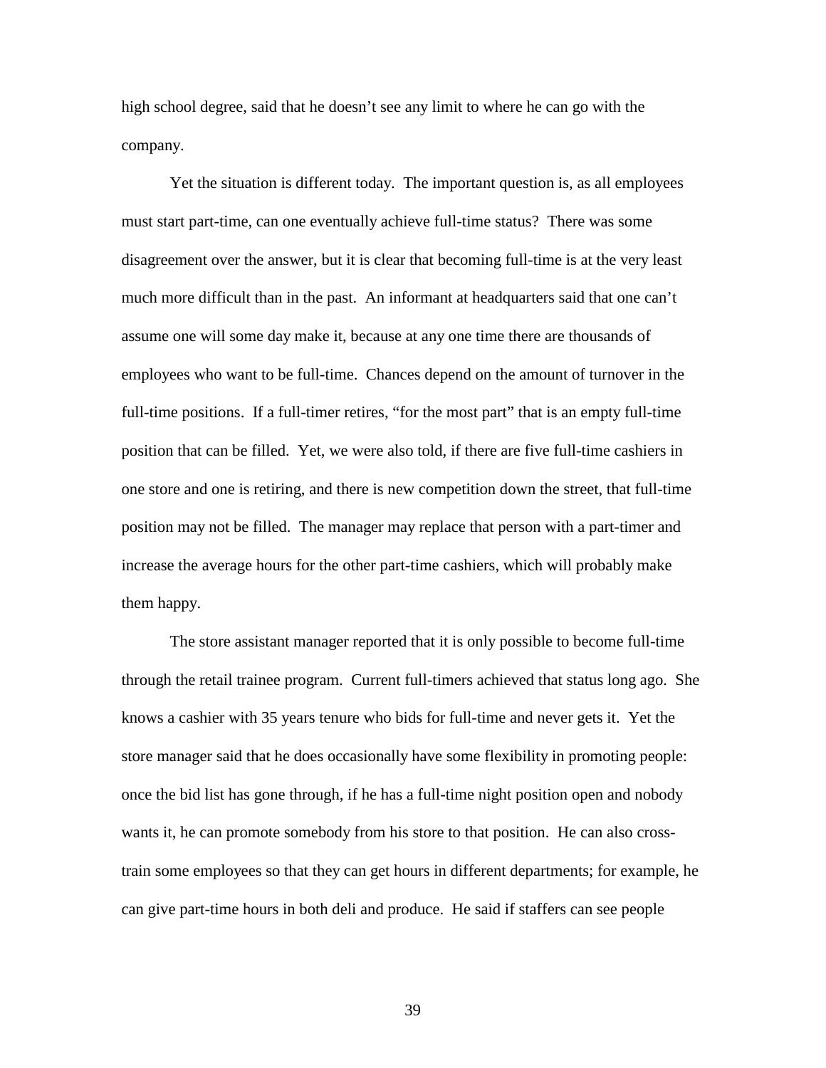high school degree, said that he doesn't see any limit to where he can go with the company.

Yet the situation is different today. The important question is, as all employees must start part-time, can one eventually achieve full-time status? There was some disagreement over the answer, but it is clear that becoming full-time is at the very least much more difficult than in the past. An informant at headquarters said that one can't assume one will some day make it, because at any one time there are thousands of employees who want to be full-time. Chances depend on the amount of turnover in the full-time positions. If a full-timer retires, "for the most part" that is an empty full-time position that can be filled. Yet, we were also told, if there are five full-time cashiers in one store and one is retiring, and there is new competition down the street, that full-time position may not be filled. The manager may replace that person with a part-timer and increase the average hours for the other part-time cashiers, which will probably make them happy.

The store assistant manager reported that it is only possible to become full-time through the retail trainee program. Current full-timers achieved that status long ago. She knows a cashier with 35 years tenure who bids for full-time and never gets it. Yet the store manager said that he does occasionally have some flexibility in promoting people: once the bid list has gone through, if he has a full-time night position open and nobody wants it, he can promote somebody from his store to that position. He can also cross-train some employees so that they can get hours in different departments; for example, he can give part-time hours in both deli and produce. He said if staffers can see people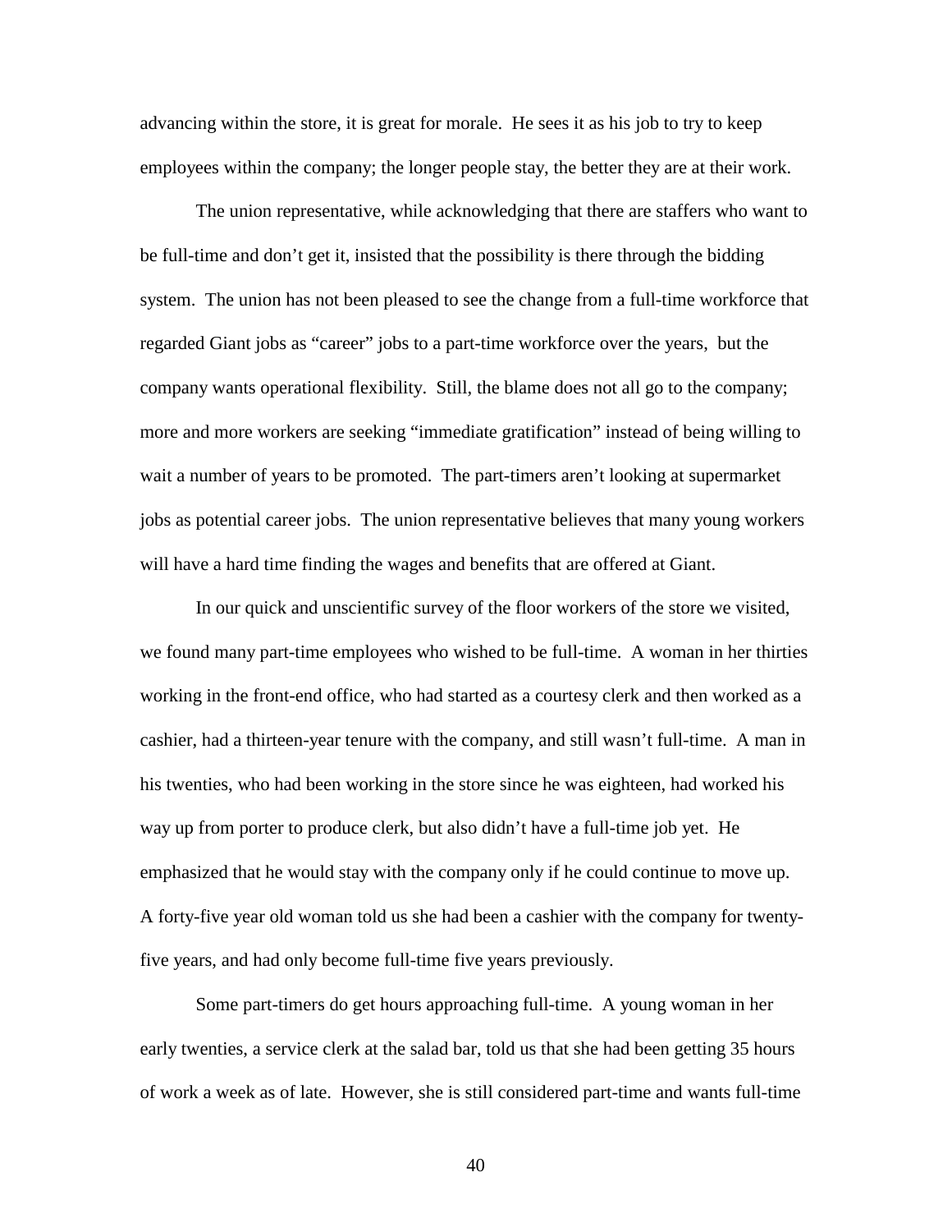advancing within the store, it is great for morale. He sees it as his job to try to keep employees within the company; the longer people stay, the better they are at their work.

The union representative, while acknowledging that there are staffers who want to be full-time and don't get it, insisted that the possibility is there through the bidding system. The union has not been pleased to see the change from a full-time workforce that regarded Giant jobs as "career" jobs to a part-time workforce over the years, but the company wants operational flexibility. Still, the blame does not all go to the company; more and more workers are seeking "immediate gratification" instead of being willing to wait a number of years to be promoted. The part-timers aren't looking at supermarket jobs as potential career jobs. The union representative believes that many young workers will have a hard time finding the wages and benefits that are offered at Giant.

In our quick and unscientific survey of the floor workers of the store we visited, we found many part-time employees who wished to be full-time. A woman in her thirties working in the front-end office, who had started as a courtesy clerk and then worked as a cashier, had a thirteen-year tenure with the company, and still wasn't full-time. A man in his twenties, who had been working in the store since he was eighteen, had worked his way up from porter to produce clerk, but also didn't have a full-time job yet. He emphasized that he would stay with the company only if he could continue to move up. A forty-five year old woman told us she had been a cashier with the company for twenty-five years, and had only become full-time five years previously.

Some part-timers do get hours approaching full-time. A young woman in her early twenties, a service clerk at the salad bar, told us that she had been getting 35 hours of work a week as of late. However, she is still considered part-time and wants full-time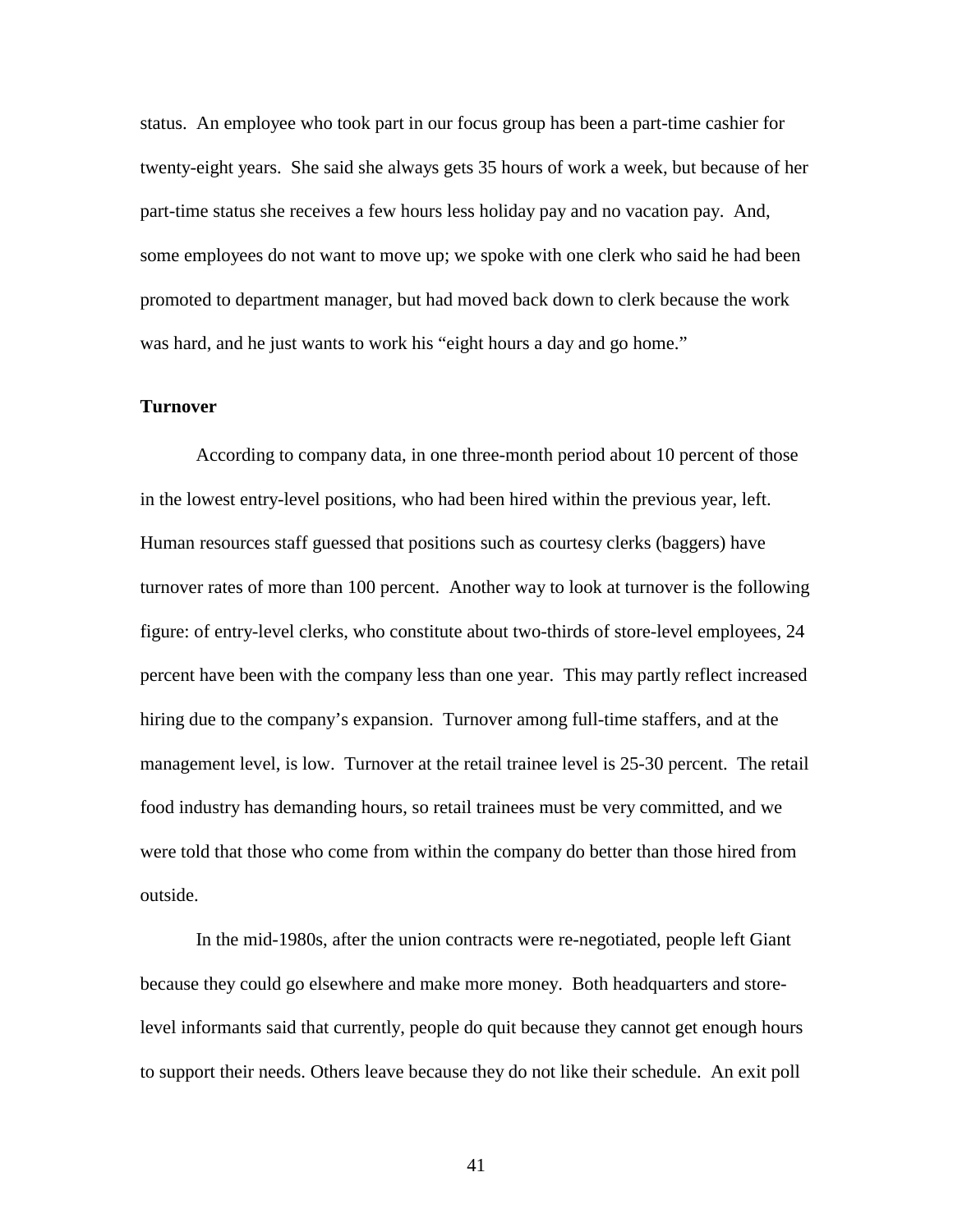status. An employee who took part in our focus group has been a part-time cashier for twenty-eight years. She said she always gets 35 hours of work a week, but because of her part-time status she receives a few hours less holiday pay and no vacation pay. And, some employees do not want to move up; we spoke with one clerk who said he had been promoted to department manager, but had moved back down to clerk because the work was hard, and he just wants to work his "eight hours a day and go home."

**Turnover**

According to company data, in one three-month period about 10 percent of those in the lowest entry-level positions, who had been hired within the previous year, left. Human resources staff guessed that positions such as courtesy clerks (baggers) have turnover rates of more than 100 percent. Another way to look at turnover is the following figure: of entry-level clerks, who constitute about two-thirds of store-level employees, 24 percent have been with the company less than one year. This may partly reflect increased hiring due to the company's expansion. Turnover among full-time staffers, and at the management level, is low. Turnover at the retail trainee level is 25-30 percent. The retail food industry has demanding hours, so retail trainees must be very committed, and we were told that those who come from within the company do better than those hired from outside.

In the mid-1980s, after the union contracts were re-negotiated, people left Giant because they could go elsewhere and make more money. Both headquarters and store-level informants said that currently, people do quit because they cannot get enough hours to support their needs. Others leave because they do not like their schedule. An exit poll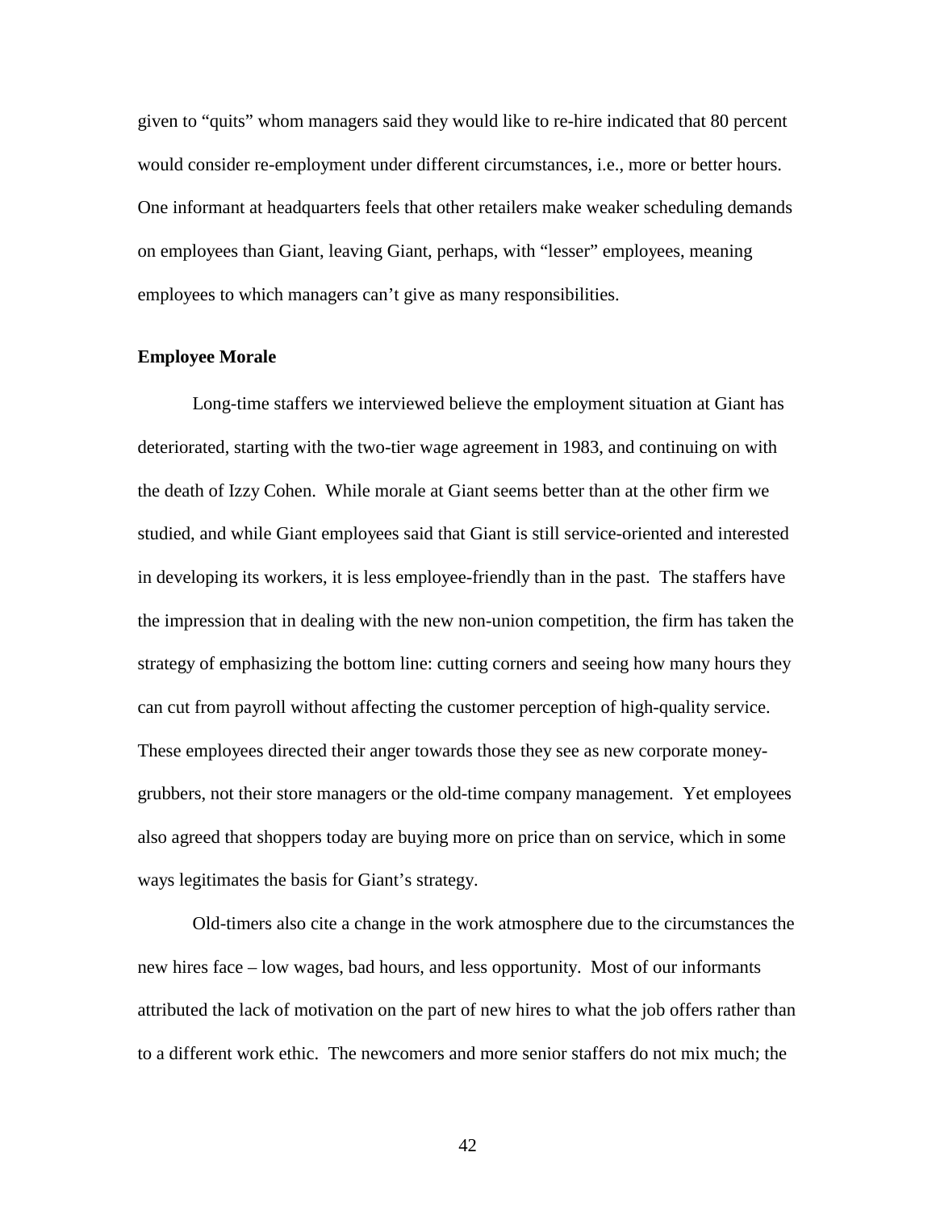given to "quits" whom managers said they would like to re-hire indicated that 80 percent would consider re-employment under different circumstances, i.e., more or better hours. One informant at headquarters feels that other retailers make weaker scheduling demands on employees than Giant, leaving Giant, perhaps, with "lesser" employees, meaning employees to which managers can't give as many responsibilities.

**Employee Morale**

Long-time staffers we interviewed believe the employment situation at Giant has deteriorated, starting with the two-tier wage agreement in 1983, and continuing on with the death of Izzy Cohen. While morale at Giant seems better than at the other firm we studied, and while Giant employees said that Giant is still service-oriented and interested in developing its workers, it is less employee-friendly than in the past. The staffers have the impression that in dealing with the new non-union competition, the firm has taken the strategy of emphasizing the bottom line: cutting corners and seeing how many hours they can cut from payroll without affecting the customer perception of high-quality service. These employees directed their anger towards those they see as new corporate money-grubbers, not their store managers or the old-time company management. Yet employees also agreed that shoppers today are buying more on price than on service, which in some ways legitimates the basis for Giant's strategy.

Old-timers also cite a change in the work atmosphere due to the circumstances the new hires face – low wages, bad hours, and less opportunity. Most of our informants attributed the lack of motivation on the part of new hires to what the job offers rather than to a different work ethic. The newcomers and more senior staffers do not mix much; the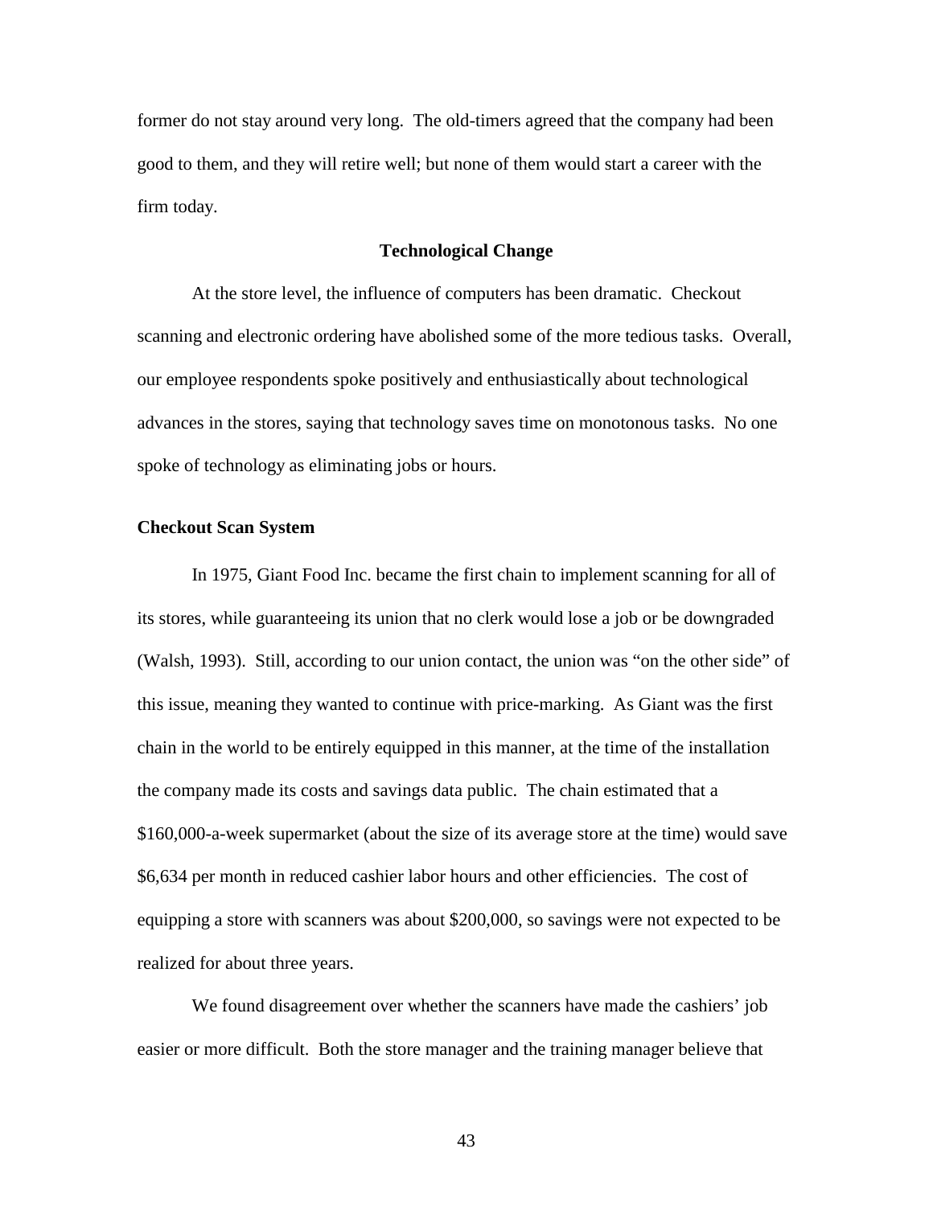former do not stay around very long. The old-timers agreed that the company had been good to them, and they will retire well; but none of them would start a career with the firm today.

## Technological Change

At the store level, the influence of computers has been dramatic. Checkout scanning and electronic ordering have abolished some of the more tedious tasks. Overall, our employee respondents spoke positively and enthusiastically about technological advances in the stores, saying that technology saves time on monotonous tasks. No one spoke of technology as eliminating jobs or hours.

### Checkout Scan System

In 1975, Giant Food Inc. became the first chain to implement scanning for all of its stores, while guaranteeing its union that no clerk would lose a job or be downgraded (Walsh, 1993). Still, according to our union contact, the union was "on the other side" of this issue, meaning they wanted to continue with price-marking. As Giant was the first chain in the world to be entirely equipped in this manner, at the time of the installation the company made its costs and savings data public. The chain estimated that a $160,000-a-week supermarket (about the size of its average store at the time) would save $6,634 per month in reduced cashier labor hours and other efficiencies. The cost of equipping a store with scanners was about $200,000, so savings were not expected to be realized for about three years.

We found disagreement over whether the scanners have made the cashiers' job easier or more difficult. Both the store manager and the training manager believe that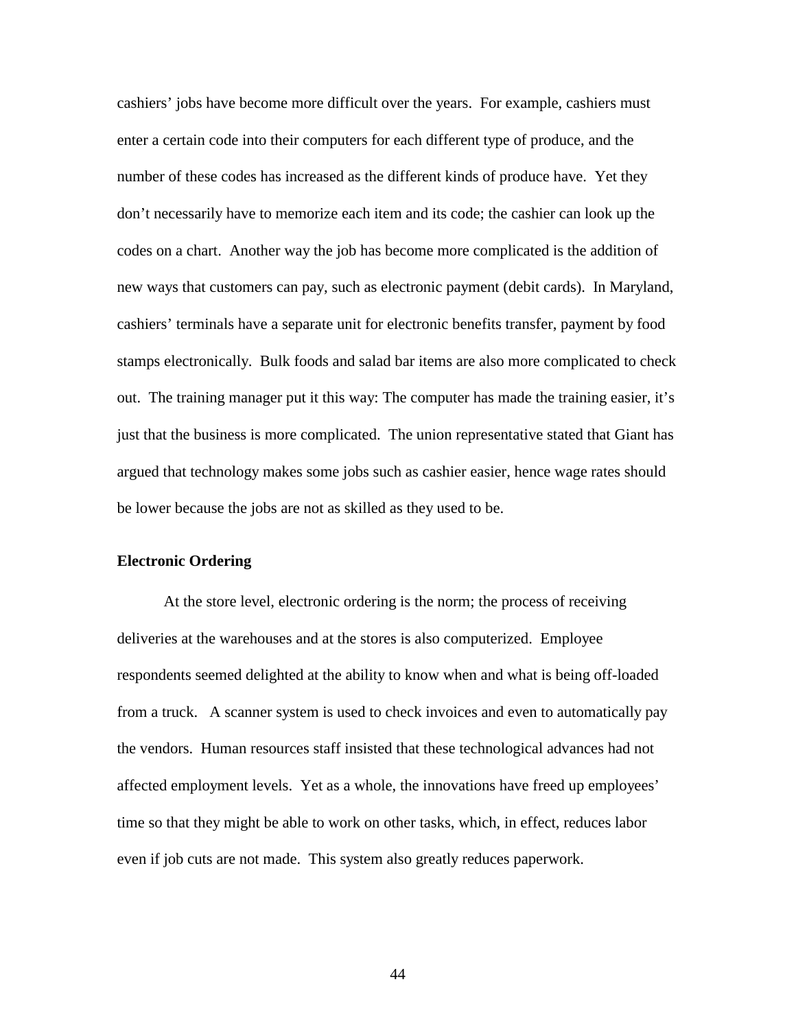cashiers' jobs have become more difficult over the years. For example, cashiers must enter a certain code into their computers for each different type of produce, and the number of these codes has increased as the different kinds of produce have. Yet they don't necessarily have to memorize each item and its code; the cashier can look up the codes on a chart. Another way the job has become more complicated is the addition of new ways that customers can pay, such as electronic payment (debit cards). In Maryland, cashiers' terminals have a separate unit for electronic benefits transfer, payment by food stamps electronically. Bulk foods and salad bar items are also more complicated to check out. The training manager put it this way: The computer has made the training easier, it's just that the business is more complicated. The union representative stated that Giant has argued that technology makes some jobs such as cashier easier, hence wage rates should be lower because the jobs are not as skilled as they used to be.

**Electronic Ordering**

At the store level, electronic ordering is the norm; the process of receiving deliveries at the warehouses and at the stores is also computerized. Employee respondents seemed delighted at the ability to know when and what is being off-loaded from a truck. A scanner system is used to check invoices and even to automatically pay the vendors. Human resources staff insisted that these technological advances had not affected employment levels. Yet as a whole, the innovations have freed up employees' time so that they might be able to work on other tasks, which, in effect, reduces labor even if job cuts are not made. This system also greatly reduces paperwork.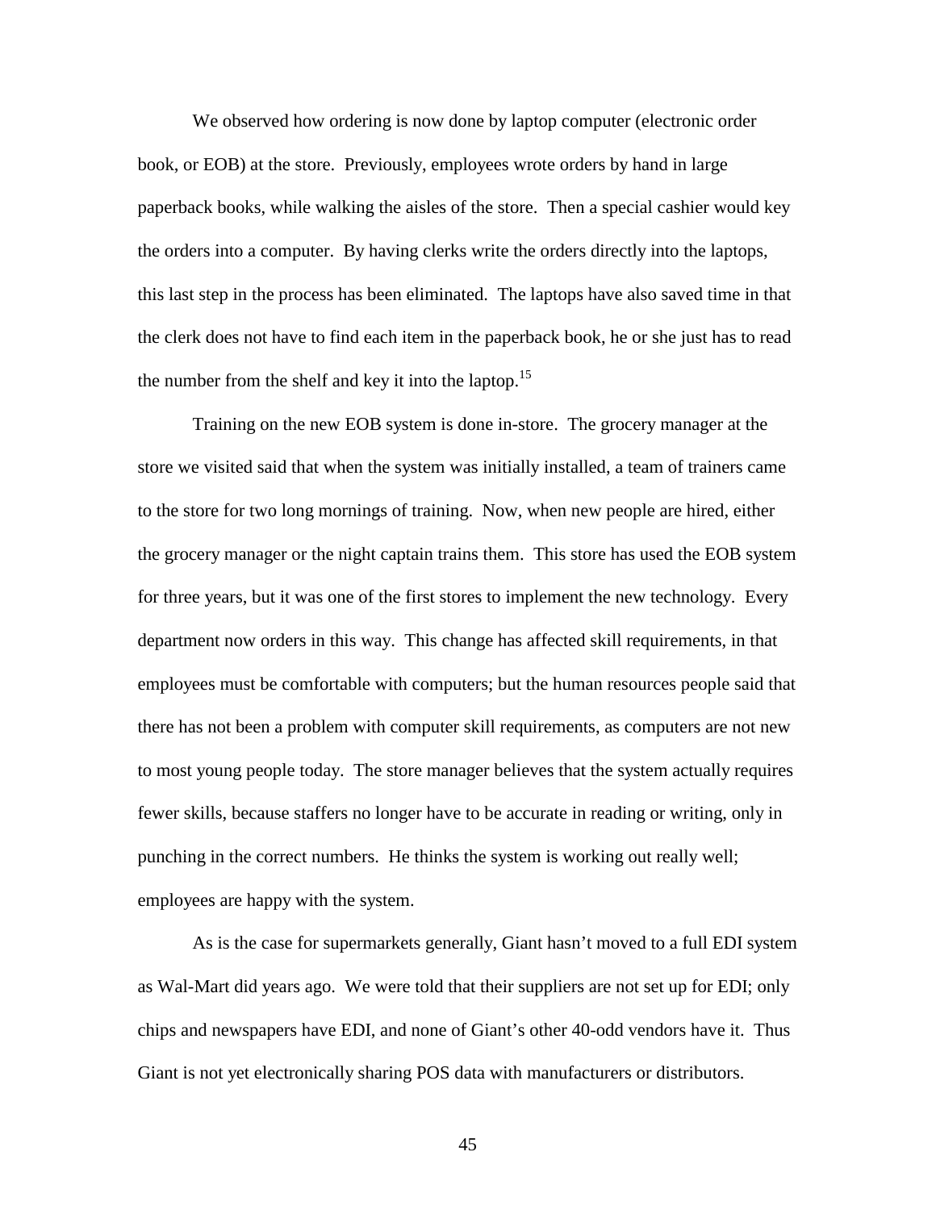We observed how ordering is now done by laptop computer (electronic order book, or EOB) at the store. Previously, employees wrote orders by hand in large paperback books, while walking the aisles of the store. Then a special cashier would key the orders into a computer. By having clerks write the orders directly into the laptops, this last step in the process has been eliminated. The laptops have also saved time in that the clerk does not have to find each item in the paperback book, he or she just has to read the number from the shelf and key it into the laptop.[15]

Training on the new EOB system is done in-store. The grocery manager at the store we visited said that when the system was initially installed, a team of trainers came to the store for two long mornings of training. Now, when new people are hired, either the grocery manager or the night captain trains them. This store has used the EOB system for three years, but it was one of the first stores to implement the new technology. Every department now orders in this way. This change has affected skill requirements, in that employees must be comfortable with computers; but the human resources people said that there has not been a problem with computer skill requirements, as computers are not new to most young people today. The store manager believes that the system actually requires fewer skills, because staffers no longer have to be accurate in reading or writing, only in punching in the correct numbers. He thinks the system is working out really well; employees are happy with the system.

As is the case for supermarkets generally, Giant hasn't moved to a full EDI system as Wal-Mart did years ago. We were told that their suppliers are not set up for EDI; only chips and newspapers have EDI, and none of Giant's other 40-odd vendors have it. Thus Giant is not yet electronically sharing POS data with manufacturers or distributors.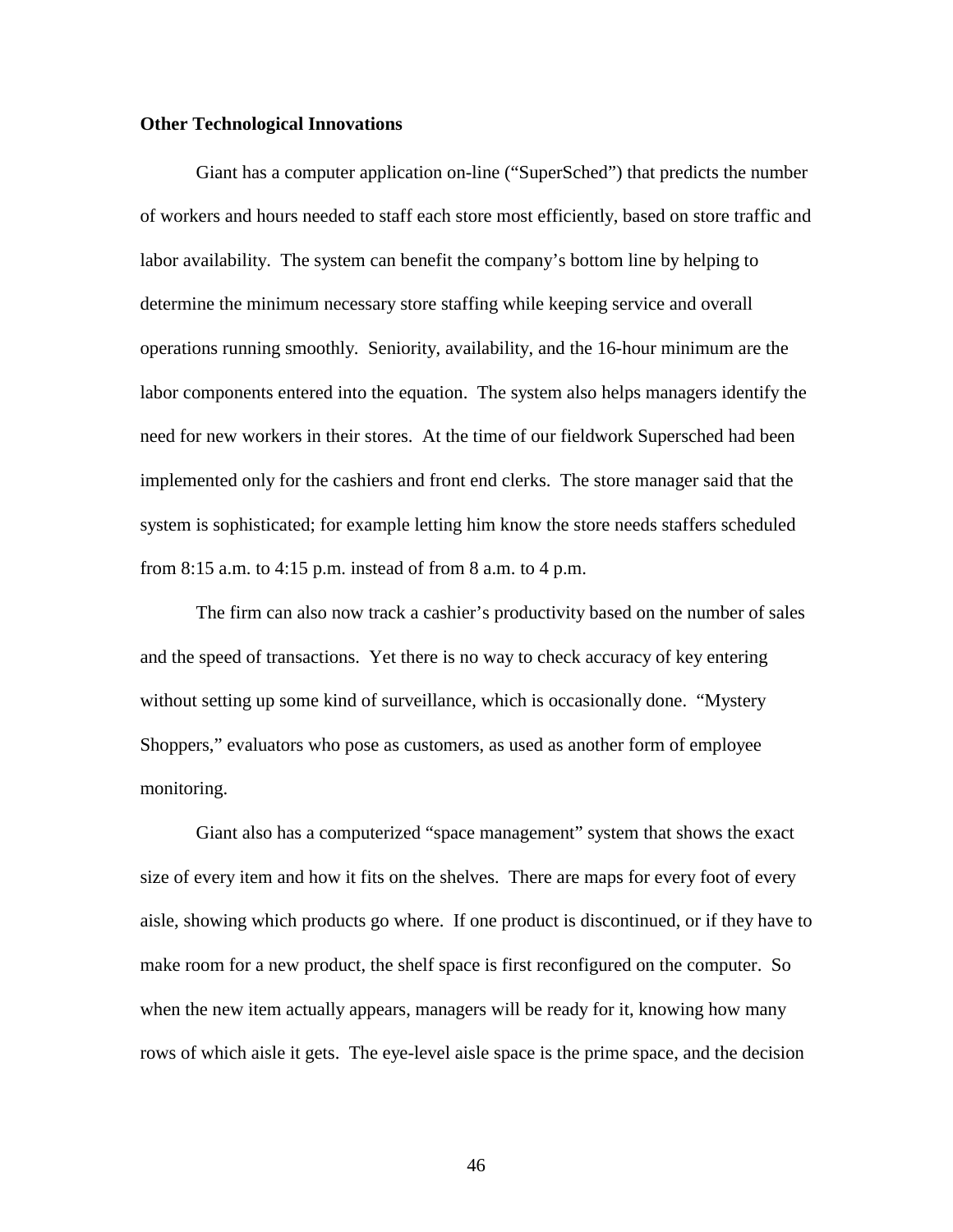**Other Technological Innovations**

Giant has a computer application on-line ("SuperSched") that predicts the number of workers and hours needed to staff each store most efficiently, based on store traffic and labor availability. The system can benefit the company's bottom line by helping to determine the minimum necessary store staffing while keeping service and overall operations running smoothly. Seniority, availability, and the 16-hour minimum are the labor components entered into the equation. The system also helps managers identify the need for new workers in their stores. At the time of our fieldwork Supersched had been implemented only for the cashiers and front end clerks. The store manager said that the system is sophisticated; for example letting him know the store needs staffers scheduled from 8:15 a.m. to 4:15 p.m. instead of from 8 a.m. to 4 p.m.

The firm can also now track a cashier's productivity based on the number of sales and the speed of transactions. Yet there is no way to check accuracy of key entering without setting up some kind of surveillance, which is occasionally done. "Mystery Shoppers," evaluators who pose as customers, as used as another form of employee monitoring.

Giant also has a computerized "space management" system that shows the exact size of every item and how it fits on the shelves. There are maps for every foot of every aisle, showing which products go where. If one product is discontinued, or if they have to make room for a new product, the shelf space is first reconfigured on the computer. So when the new item actually appears, managers will be ready for it, knowing how many rows of which aisle it gets. The eye-level aisle space is the prime space, and the decision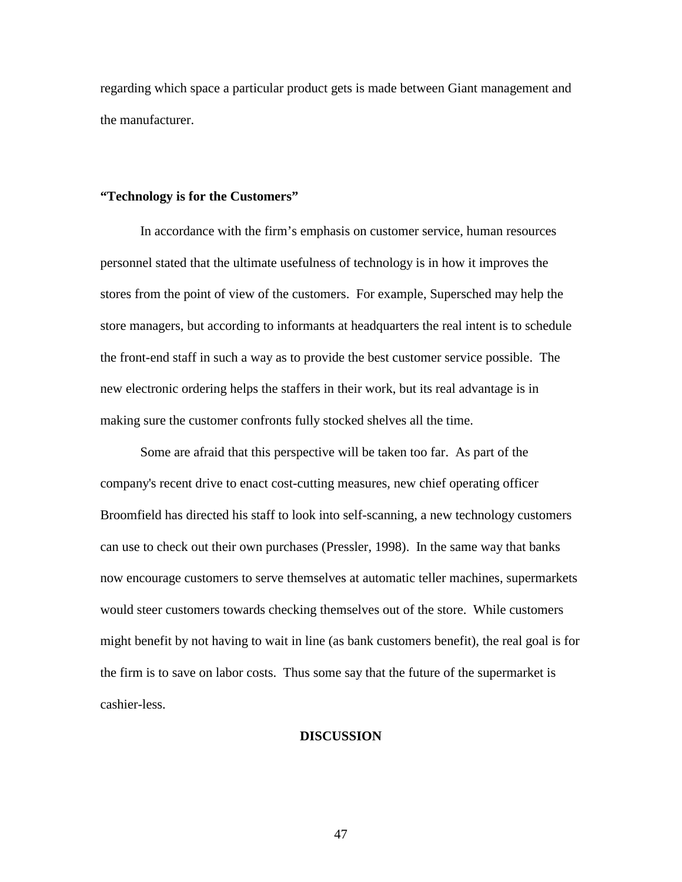regarding which space a particular product gets is made between Giant management and the manufacturer.

### **"Technology is for the Customers"**

In accordance with the firm's emphasis on customer service, human resources personnel stated that the ultimate usefulness of technology is in how it improves the stores from the point of view of the customers. For example, Supersched may help the store managers, but according to informants at headquarters the real intent is to schedule the front-end staff in such a way as to provide the best customer service possible. The new electronic ordering helps the staffers in their work, but its real advantage is in making sure the customer confronts fully stocked shelves all the time.

Some are afraid that this perspective will be taken too far. As part of the company's recent drive to enact cost-cutting measures, new chief operating officer Broomfield has directed his staff to look into self-scanning, a new technology customers can use to check out their own purchases (Pressler, 1998). In the same way that banks now encourage customers to serve themselves at automatic teller machines, supermarkets would steer customers towards checking themselves out of the store. While customers might benefit by not having to wait in line (as bank customers benefit), the real goal is for the firm is to save on labor costs. Thus some say that the future of the supermarket is cashier-less.

## **DISCUSSION**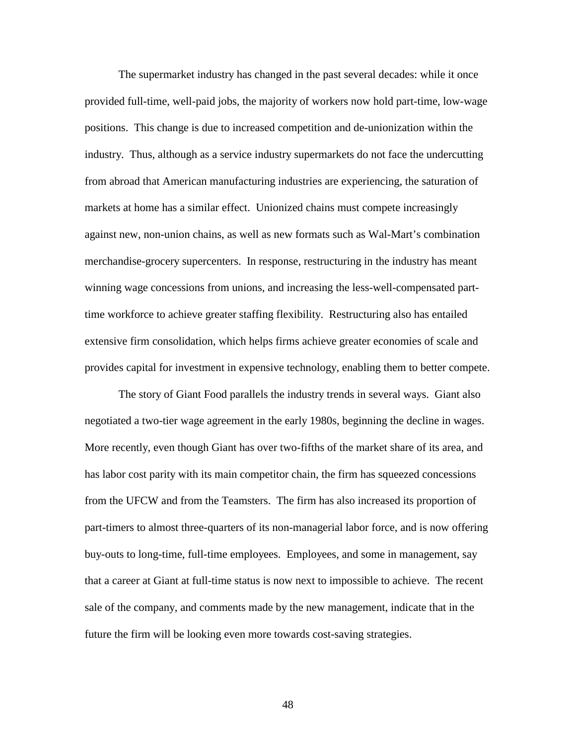The supermarket industry has changed in the past several decades: while it once provided full-time, well-paid jobs, the majority of workers now hold part-time, low-wage positions. This change is due to increased competition and de-unionization within the industry. Thus, although as a service industry supermarkets do not face the undercutting from abroad that American manufacturing industries are experiencing, the saturation of markets at home has a similar effect. Unionized chains must compete increasingly against new, non-union chains, as well as new formats such as Wal-Mart's combination merchandise-grocery supercenters. In response, restructuring in the industry has meant winning wage concessions from unions, and increasing the less-well-compensated part-time workforce to achieve greater staffing flexibility. Restructuring also has entailed extensive firm consolidation, which helps firms achieve greater economies of scale and provides capital for investment in expensive technology, enabling them to better compete.

The story of Giant Food parallels the industry trends in several ways. Giant also negotiated a two-tier wage agreement in the early 1980s, beginning the decline in wages. More recently, even though Giant has over two-fifths of the market share of its area, and has labor cost parity with its main competitor chain, the firm has squeezed concessions from the UFCW and from the Teamsters. The firm has also increased its proportion of part-timers to almost three-quarters of its non-managerial labor force, and is now offering buy-outs to long-time, full-time employees. Employees, and some in management, say that a career at Giant at full-time status is now next to impossible to achieve. The recent sale of the company, and comments made by the new management, indicate that in the future the firm will be looking even more towards cost-saving strategies.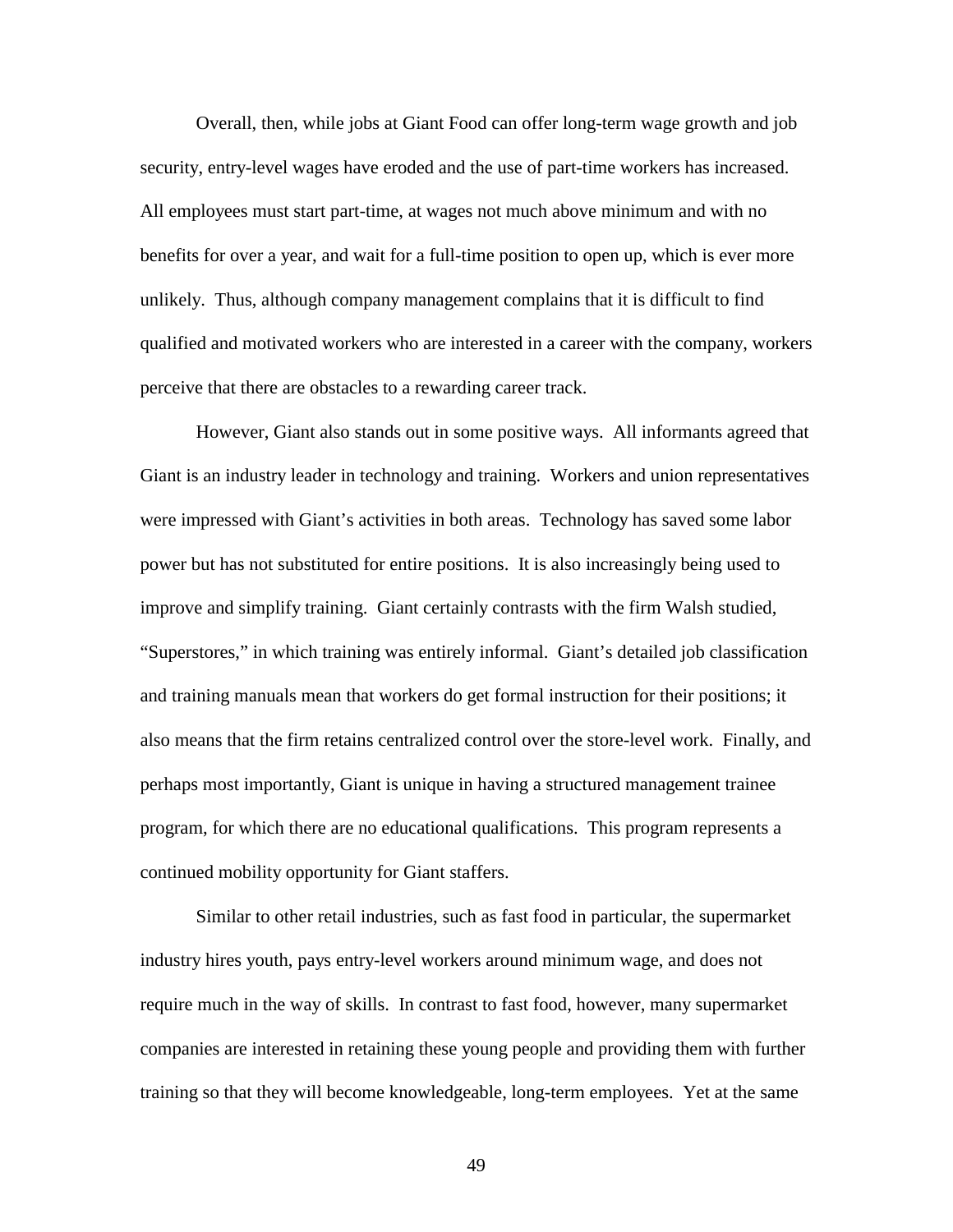Overall, then, while jobs at Giant Food can offer long-term wage growth and job security, entry-level wages have eroded and the use of part-time workers has increased. All employees must start part-time, at wages not much above minimum and with no benefits for over a year, and wait for a full-time position to open up, which is ever more unlikely. Thus, although company management complains that it is difficult to find qualified and motivated workers who are interested in a career with the company, workers perceive that there are obstacles to a rewarding career track.

However, Giant also stands out in some positive ways. All informants agreed that Giant is an industry leader in technology and training. Workers and union representatives were impressed with Giant's activities in both areas. Technology has saved some labor power but has not substituted for entire positions. It is also increasingly being used to improve and simplify training. Giant certainly contrasts with the firm Walsh studied, "Superstores," in which training was entirely informal. Giant's detailed job classification and training manuals mean that workers do get formal instruction for their positions; it also means that the firm retains centralized control over the store-level work. Finally, and perhaps most importantly, Giant is unique in having a structured management trainee program, for which there are no educational qualifications. This program represents a continued mobility opportunity for Giant staffers.

Similar to other retail industries, such as fast food in particular, the supermarket industry hires youth, pays entry-level workers around minimum wage, and does not require much in the way of skills. In contrast to fast food, however, many supermarket companies are interested in retaining these young people and providing them with further training so that they will become knowledgeable, long-term employees. Yet at the same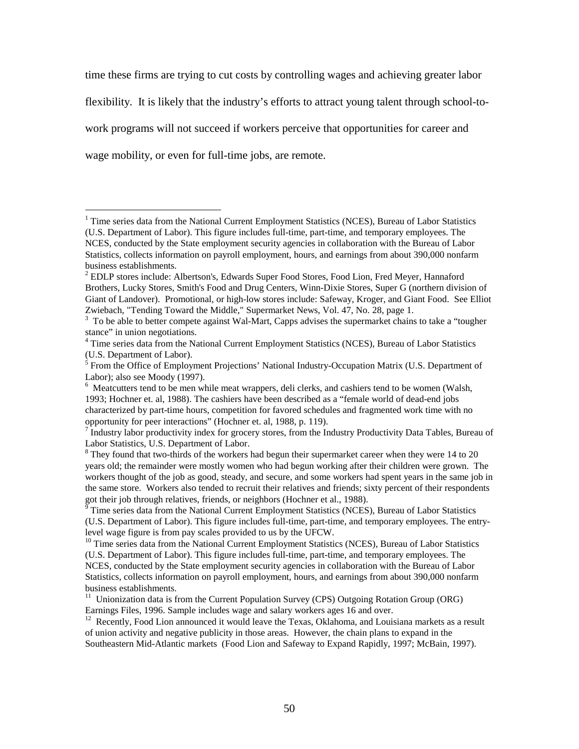time these firms are trying to cut costs by controlling wages and achieving greater labor flexibility. It is likely that the industry's efforts to attract young talent through school-to-work programs will not succeed if workers perceive that opportunities for career and wage mobility, or even for full-time jobs, are remote.

---

[1] Time series data from the National Current Employment Statistics (NCES), Bureau of Labor Statistics (U.S. Department of Labor). This figure includes full-time, part-time, and temporary employees. The NCES, conducted by the State employment security agencies in collaboration with the Bureau of Labor Statistics, collects information on payroll employment, hours, and earnings from about 390,000 nonfarm business establishments.

[2] EDLP stores include: Albertson's, Edwards Super Food Stores, Food Lion, Fred Meyer, Hannaford Brothers, Lucky Stores, Smith's Food and Drug Centers, Winn-Dixie Stores, Super G (northern division of Giant of Landover). Promotional, or high-low stores include: Safeway, Kroger, and Giant Food. See Elliot Zwiebach, "Tending Toward the Middle," Supermarket News, Vol. 47, No. 28, page 1.

[3] To be able to better compete against Wal-Mart, Capps advises the supermarket chains to take a "tougher stance" in union negotiations.

[4] Time series data from the National Current Employment Statistics (NCES), Bureau of Labor Statistics (U.S. Department of Labor).

[5] From the Office of Employment Projections' National Industry-Occupation Matrix (U.S. Department of Labor); also see Moody (1997).

[6] Meatcutters tend to be men while meat wrappers, deli clerks, and cashiers tend to be women (Walsh, 1993; Hochner et. al, 1988). The cashiers have been described as a "female world of dead-end jobs characterized by part-time hours, competition for favored schedules and fragmented work time with no opportunity for peer interactions" (Hochner et. al, 1988, p. 119).

[7] Industry labor productivity index for grocery stores, from the Industry Productivity Data Tables, Bureau of Labor Statistics, U.S. Department of Labor.

[8] They found that two-thirds of the workers had begun their supermarket career when they were 14 to 20 years old; the remainder were mostly women who had begun working after their children were grown. The workers thought of the job as good, steady, and secure, and some workers had spent years in the same job in the same store. Workers also tended to recruit their relatives and friends; sixty percent of their respondents got their job through relatives, friends, or neighbors (Hochner et al., 1988).

[9] Time series data from the National Current Employment Statistics (NCES), Bureau of Labor Statistics (U.S. Department of Labor). This figure includes full-time, part-time, and temporary employees. The entry-level wage figure is from pay scales provided to us by the UFCW.

[10] Time series data from the National Current Employment Statistics (NCES), Bureau of Labor Statistics (U.S. Department of Labor). This figure includes full-time, part-time, and temporary employees. The NCES, conducted by the State employment security agencies in collaboration with the Bureau of Labor Statistics, collects information on payroll employment, hours, and earnings from about 390,000 nonfarm business establishments.

[11] Unionization data is from the Current Population Survey (CPS) Outgoing Rotation Group (ORG) Earnings Files, 1996. Sample includes wage and salary workers ages 16 and over.

[12] Recently, Food Lion announced it would leave the Texas, Oklahoma, and Louisiana markets as a result of union activity and negative publicity in those areas. However, the chain plans to expand in the Southeastern Mid-Atlantic markets (Food Lion and Safeway to Expand Rapidly, 1997; McBain, 1997).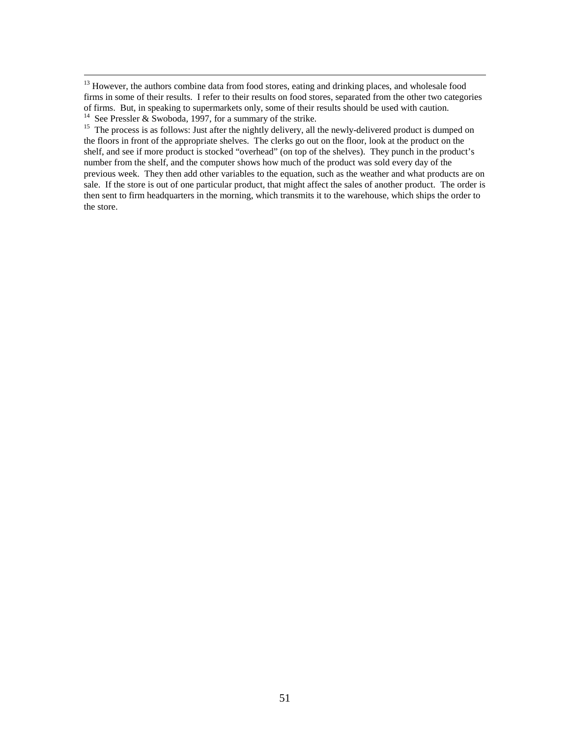[13] However, the authors combine data from food stores, eating and drinking places, and wholesale food firms in some of their results. I refer to their results on food stores, separated from the other two categories of firms. But, in speaking to supermarkets only, some of their results should be used with caution.

[14] See Pressler & Swoboda, 1997, for a summary of the strike.

[15] The process is as follows: Just after the nightly delivery, all the newly-delivered product is dumped on the floors in front of the appropriate shelves. The clerks go out on the floor, look at the product on the shelf, and see if more product is stocked "overhead" (on top of the shelves). They punch in the product's number from the shelf, and the computer shows how much of the product was sold every day of the previous week. They then add other variables to the equation, such as the weather and what products are on sale. If the store is out of one particular product, that might affect the sales of another product. The order is then sent to firm headquarters in the morning, which transmits it to the warehouse, which ships the order to the store.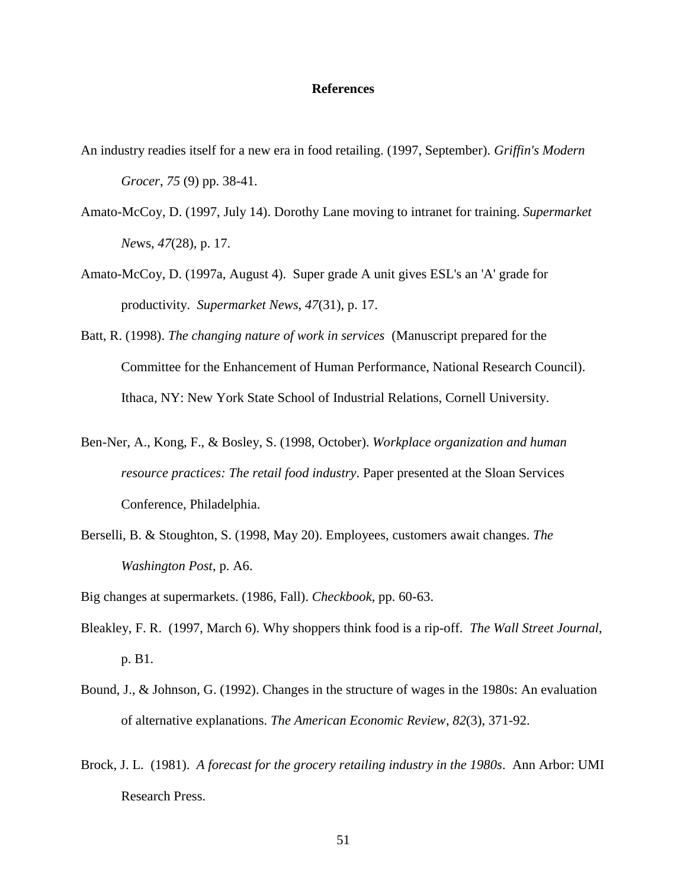**References**

An industry readies itself for a new era in food retailing. (1997, September). *Griffin's Modern Grocer*, *75* (9) pp. 38-41.

Amato-McCoy, D. (1997, July 14). Dorothy Lane moving to intranet for training. *Supermarket News*, *47*(28), p. 17.

Amato-McCoy, D. (1997a, August 4). Super grade A unit gives ESL's an 'A' grade for productivity. *Supermarket News*, *47*(31), p. 17.

Batt, R. (1998). *The changing nature of work in services* (Manuscript prepared for the Committee for the Enhancement of Human Performance, National Research Council). Ithaca, NY: New York State School of Industrial Relations, Cornell University.

Ben-Ner, A., Kong, F., & Bosley, S. (1998, October). *Workplace organization and human resource practices: The retail food industry*. Paper presented at the Sloan Services Conference, Philadelphia.

Berselli, B. & Stoughton, S. (1998, May 20). Employees, customers await changes. *The Washington Post*, p. A6.

Big changes at supermarkets. (1986, Fall). *Checkbook*, pp. 60-63.

Bleakley, F. R. (1997, March 6). Why shoppers think food is a rip-off. *The Wall Street Journal*, p. B1.

Bound, J., & Johnson, G. (1992). Changes in the structure of wages in the 1980s: An evaluation of alternative explanations. *The American Economic Review*, *82*(3), 371-92.

Brock, J. L. (1981). *A forecast for the grocery retailing industry in the 1980s*. Ann Arbor: UMI Research Press.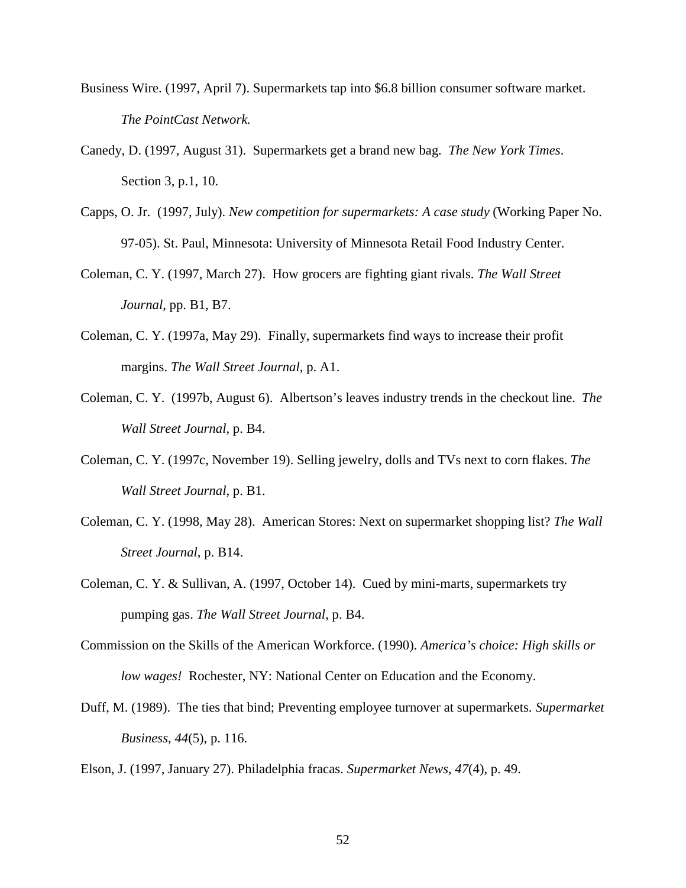Business Wire. (1997, April 7). Supermarkets tap into $6.8 billion consumer software market. *The PointCast Network.*

Canedy, D. (1997, August 31). Supermarkets get a brand new bag. *The New York Times*. Section 3, p.1, 10.

Capps, O. Jr. (1997, July). *New competition for supermarkets: A case study* (Working Paper No. 97-05). St. Paul, Minnesota: University of Minnesota Retail Food Industry Center.

Coleman, C. Y. (1997, March 27). How grocers are fighting giant rivals. *The Wall Street Journal*, pp. B1, B7.

Coleman, C. Y. (1997a, May 29). Finally, supermarkets find ways to increase their profit margins. *The Wall Street Journal*, p. A1.

Coleman, C. Y. (1997b, August 6). Albertson's leaves industry trends in the checkout line. *The Wall Street Journal*, p. B4.

Coleman, C. Y. (1997c, November 19). Selling jewelry, dolls and TVs next to corn flakes. *The Wall Street Journal*, p. B1.

Coleman, C. Y. (1998, May 28). American Stores: Next on supermarket shopping list? *The Wall Street Journal*, p. B14.

Coleman, C. Y. & Sullivan, A. (1997, October 14). Cued by mini-marts, supermarkets try pumping gas. *The Wall Street Journal*, p. B4.

Commission on the Skills of the American Workforce. (1990). *America's choice: High skills or low wages!* Rochester, NY: National Center on Education and the Economy.

Duff, M. (1989). The ties that bind; Preventing employee turnover at supermarkets. *Supermarket Business*, *44*(5), p. 116.

Elson, J. (1997, January 27). Philadelphia fracas. *Supermarket News*, *47*(4), p. 49.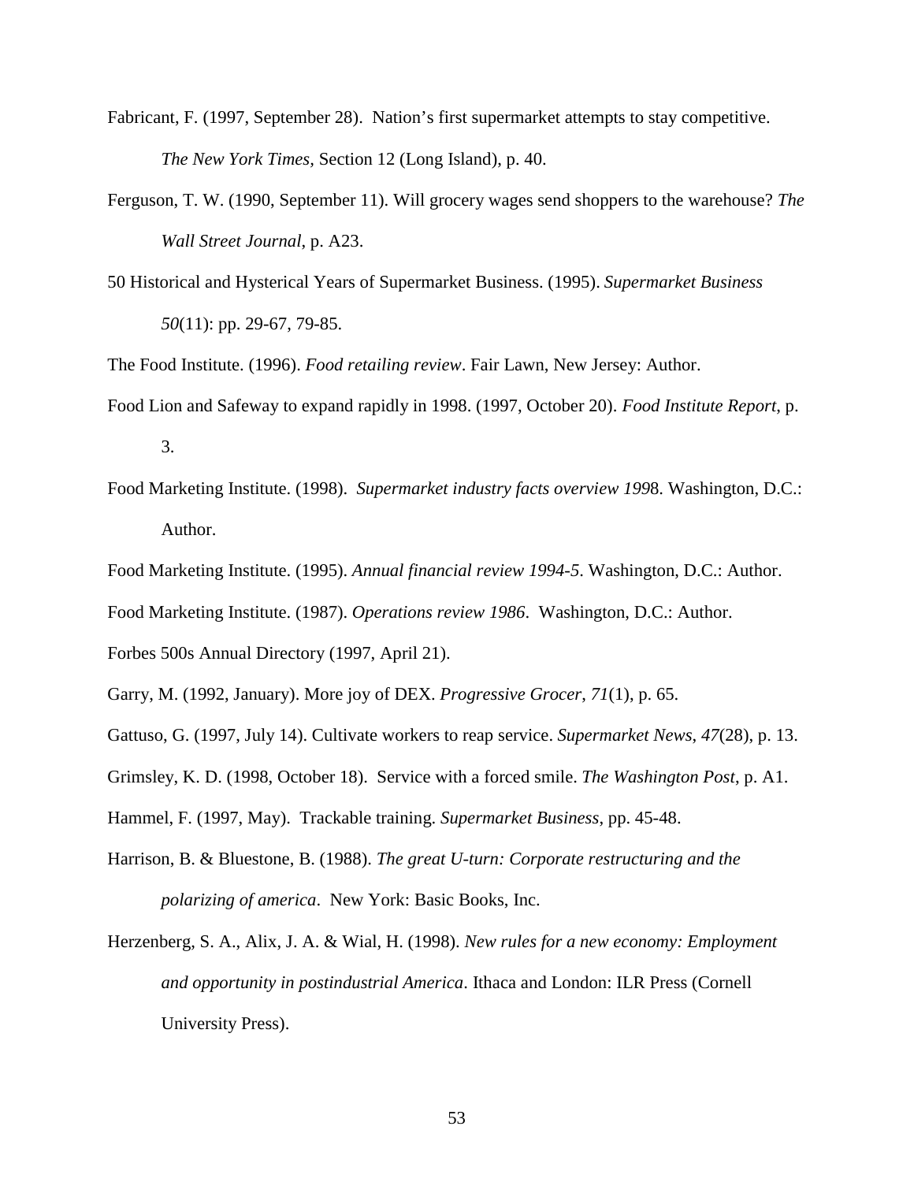Fabricant, F. (1997, September 28). Nation's first supermarket attempts to stay competitive. *The New York Times*, Section 12 (Long Island), p. 40.

Ferguson, T. W. (1990, September 11). Will grocery wages send shoppers to the warehouse? *The Wall Street Journal*, p. A23.

50 Historical and Hysterical Years of Supermarket Business. (1995). *Supermarket Business 50*(11): pp. 29-67, 79-85.

The Food Institute. (1996). *Food retailing review*. Fair Lawn, New Jersey: Author.

Food Lion and Safeway to expand rapidly in 1998. (1997, October 20). *Food Institute Report*, p. 3.

Food Marketing Institute. (1998). *Supermarket industry facts overview 199*8. Washington, D.C.: Author.

Food Marketing Institute. (1995). *Annual financial review 1994-5*. Washington, D.C.: Author.

Food Marketing Institute. (1987). *Operations review 1986*. Washington, D.C.: Author.

Forbes 500s Annual Directory (1997, April 21).

Garry, M. (1992, January). More joy of DEX. *Progressive Grocer*, *71*(1), p. 65.

Gattuso, G. (1997, July 14). Cultivate workers to reap service. *Supermarket News*, *47*(28), p. 13.

Grimsley, K. D. (1998, October 18). Service with a forced smile. *The Washington Post*, p. A1.

Hammel, F. (1997, May). Trackable training. *Supermarket Business*, pp. 45-48.

Harrison, B. & Bluestone, B. (1988). *The great U-turn: Corporate restructuring and the polarizing of america*. New York: Basic Books, Inc.

Herzenberg, S. A., Alix, J. A. & Wial, H. (1998). *New rules for a new economy: Employment and opportunity in postindustrial America*. Ithaca and London: ILR Press (Cornell University Press).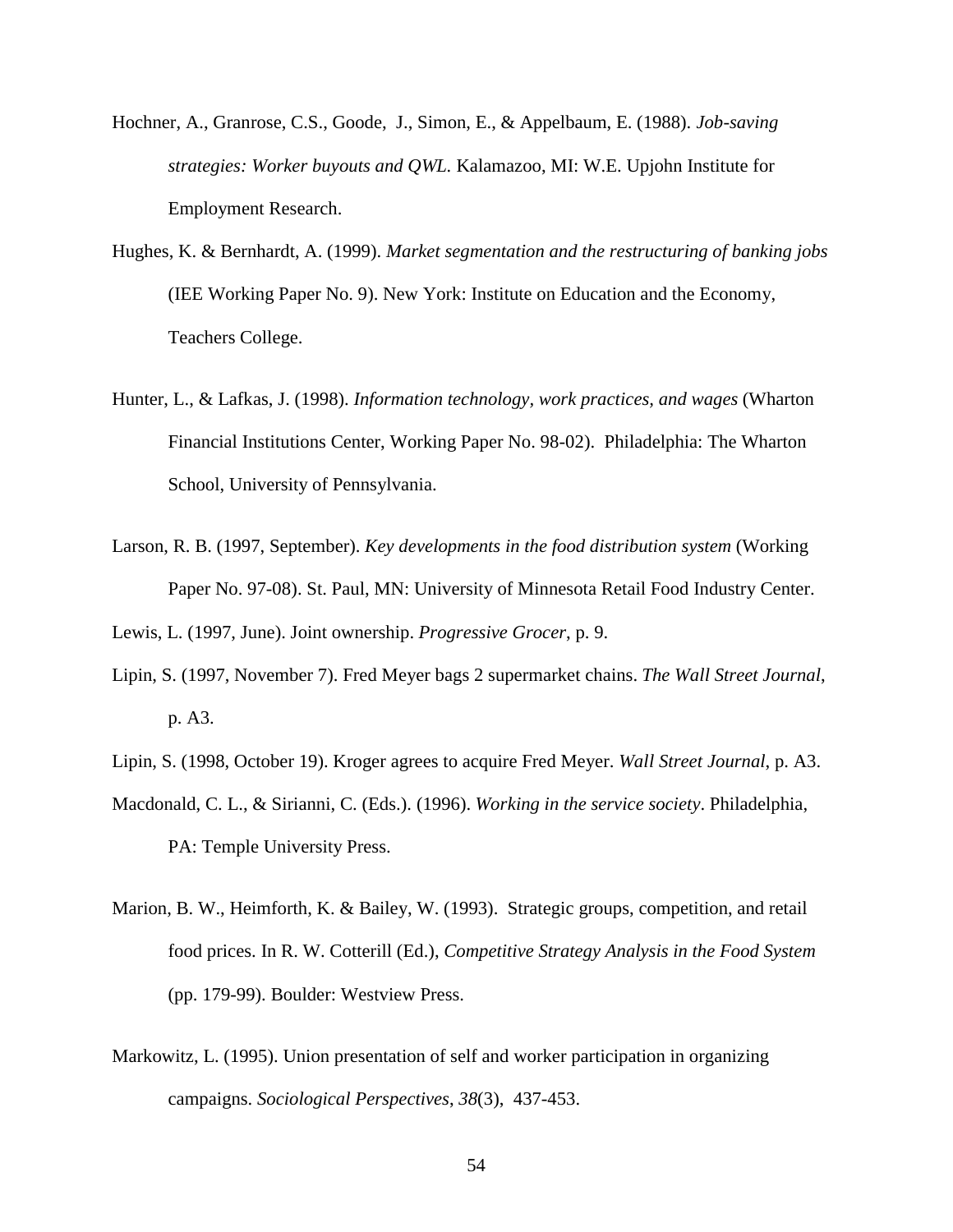Hochner, A., Granrose, C.S., Goode, J., Simon, E., & Appelbaum, E. (1988). *Job-saving strategies: Worker buyouts and QWL*. Kalamazoo, MI: W.E. Upjohn Institute for Employment Research.

Hughes, K. & Bernhardt, A. (1999). *Market segmentation and the restructuring of banking jobs* (IEE Working Paper No. 9). New York: Institute on Education and the Economy, Teachers College.

Hunter, L., & Lafkas, J. (1998). *Information technology, work practices, and wages* (Wharton Financial Institutions Center, Working Paper No. 98-02). Philadelphia: The Wharton School, University of Pennsylvania.

Larson, R. B. (1997, September). *Key developments in the food distribution system* (Working Paper No. 97-08). St. Paul, MN: University of Minnesota Retail Food Industry Center.

Lewis, L. (1997, June). Joint ownership. *Progressive Grocer*, p. 9.

Lipin, S. (1997, November 7). Fred Meyer bags 2 supermarket chains. *The Wall Street Journal*, p. A3.

Lipin, S. (1998, October 19). Kroger agrees to acquire Fred Meyer. *Wall Street Journal*, p. A3.

Macdonald, C. L., & Sirianni, C. (Eds.). (1996). *Working in the service society*. Philadelphia, PA: Temple University Press.

Marion, B. W., Heimforth, K. & Bailey, W. (1993). Strategic groups, competition, and retail food prices. In R. W. Cotterill (Ed.), *Competitive Strategy Analysis in the Food System* (pp. 179-99). Boulder: Westview Press.

Markowitz, L. (1995). Union presentation of self and worker participation in organizing campaigns. *Sociological Perspectives, 38*(3), 437-453.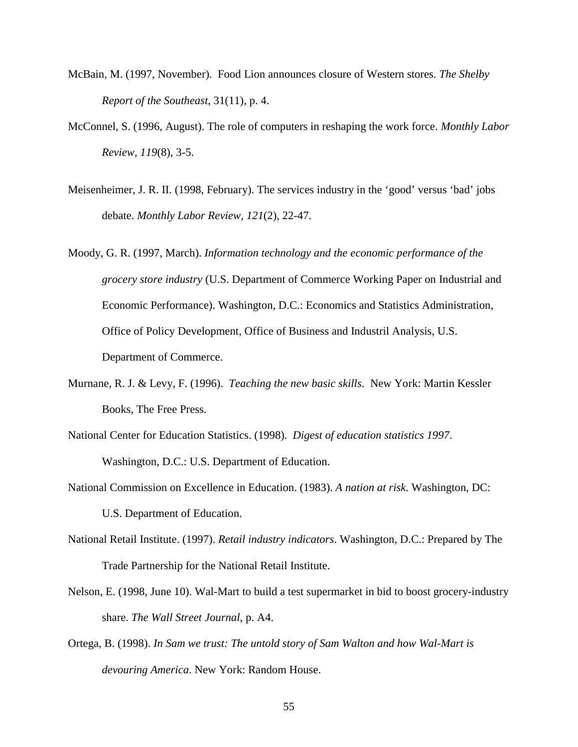McBain, M. (1997, November). Food Lion announces closure of Western stores. *The Shelby Report of the Southeast*, 31(11), p. 4.

McConnel, S. (1996, August). The role of computers in reshaping the work force. *Monthly Labor Review*, *119*(8), 3-5.

Meisenheimer, J. R. II. (1998, February). The services industry in the 'good' versus 'bad' jobs debate. *Monthly Labor Review*, *121*(2), 22-47.

Moody, G. R. (1997, March). *Information technology and the economic performance of the grocery store industry* (U.S. Department of Commerce Working Paper on Industrial and Economic Performance). Washington, D.C.: Economics and Statistics Administration, Office of Policy Development, Office of Business and Industril Analysis, U.S. Department of Commerce.

Murnane, R. J. & Levy, F. (1996). *Teaching the new basic skills*. New York: Martin Kessler Books, The Free Press.

National Center for Education Statistics. (1998). *Digest of education statistics 1997*. Washington, D.C.: U.S. Department of Education.

National Commission on Excellence in Education. (1983). *A nation at risk*. Washington, DC: U.S. Department of Education.

National Retail Institute. (1997). *Retail industry indicators*. Washington, D.C.: Prepared by The Trade Partnership for the National Retail Institute.

Nelson, E. (1998, June 10). Wal-Mart to build a test supermarket in bid to boost grocery-industry share. *The Wall Street Journal*, p. A4.

Ortega, B. (1998). *In Sam we trust: The untold story of Sam Walton and how Wal-Mart is devouring America*. New York: Random House.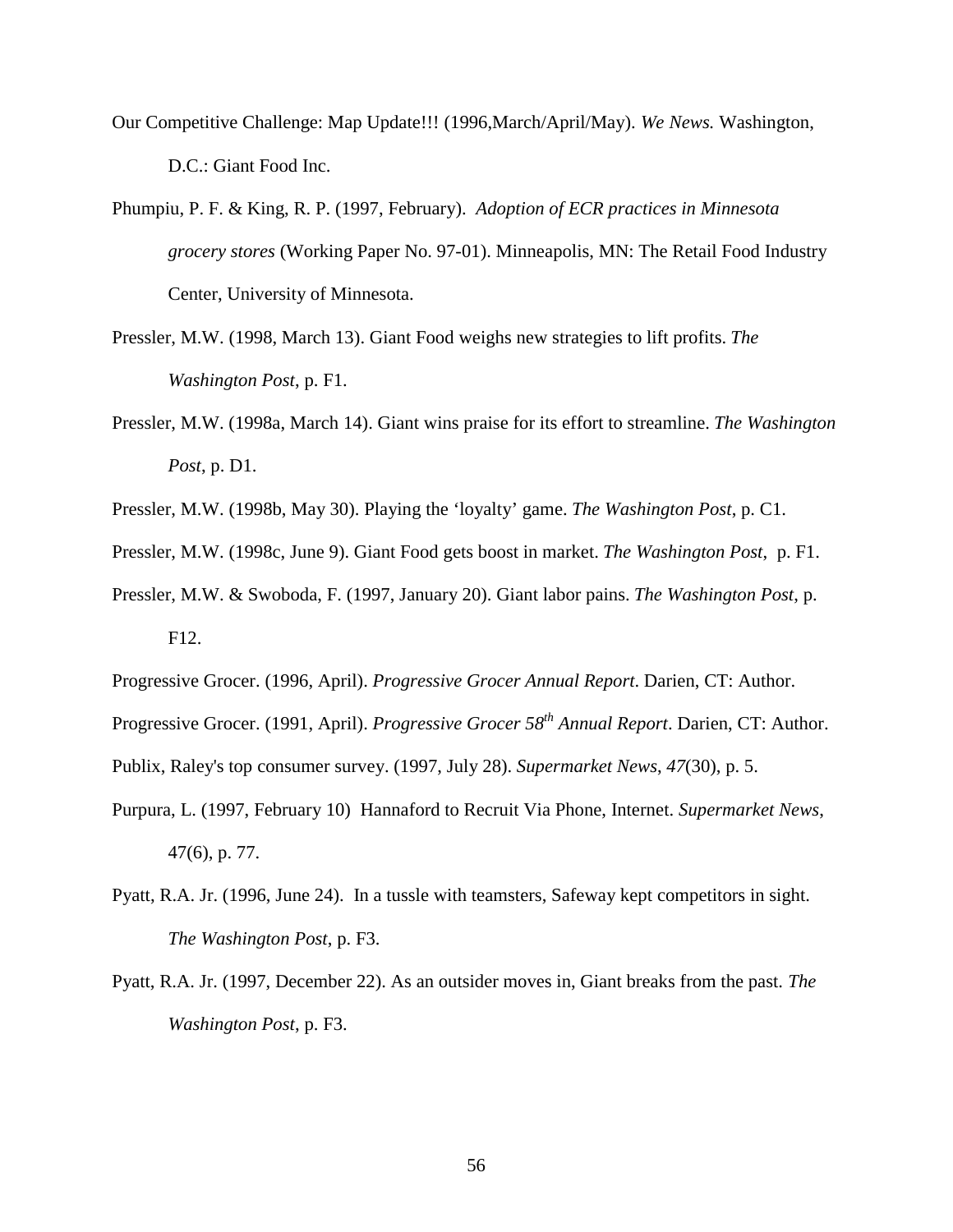Our Competitive Challenge: Map Update!!! (1996,March/April/May). *We News.* Washington, D.C.: Giant Food Inc.

Phumpiu, P. F. & King, R. P. (1997, February). *Adoption of ECR practices in Minnesota grocery stores* (Working Paper No. 97-01). Minneapolis, MN: The Retail Food Industry Center, University of Minnesota.

Pressler, M.W. (1998, March 13). Giant Food weighs new strategies to lift profits. *The Washington Post*, p. F1.

Pressler, M.W. (1998a, March 14). Giant wins praise for its effort to streamline. *The Washington Post*, p. D1.

Pressler, M.W. (1998b, May 30). Playing the 'loyalty' game. *The Washington Post*, p. C1.

Pressler, M.W. (1998c, June 9). Giant Food gets boost in market. *The Washington Post*, p. F1.

Pressler, M.W. & Swoboda, F. (1997, January 20). Giant labor pains. *The Washington Post*, p. F12.

Progressive Grocer. (1996, April). *Progressive Grocer Annual Report*. Darien, CT: Author.

Progressive Grocer. (1991, April). *Progressive Grocer 58th Annual Report*. Darien, CT: Author.

Publix, Raley's top consumer survey. (1997, July 28). *Supermarket News*, *47*(30), p. 5.

Purpura, L. (1997, February 10) Hannaford to Recruit Via Phone, Internet. *Supermarket News*, 47(6), p. 77.

Pyatt, R.A. Jr. (1996, June 24). In a tussle with teamsters, Safeway kept competitors in sight. *The Washington Post*, p. F3.

Pyatt, R.A. Jr. (1997, December 22). As an outsider moves in, Giant breaks from the past. *The Washington Post*, p. F3.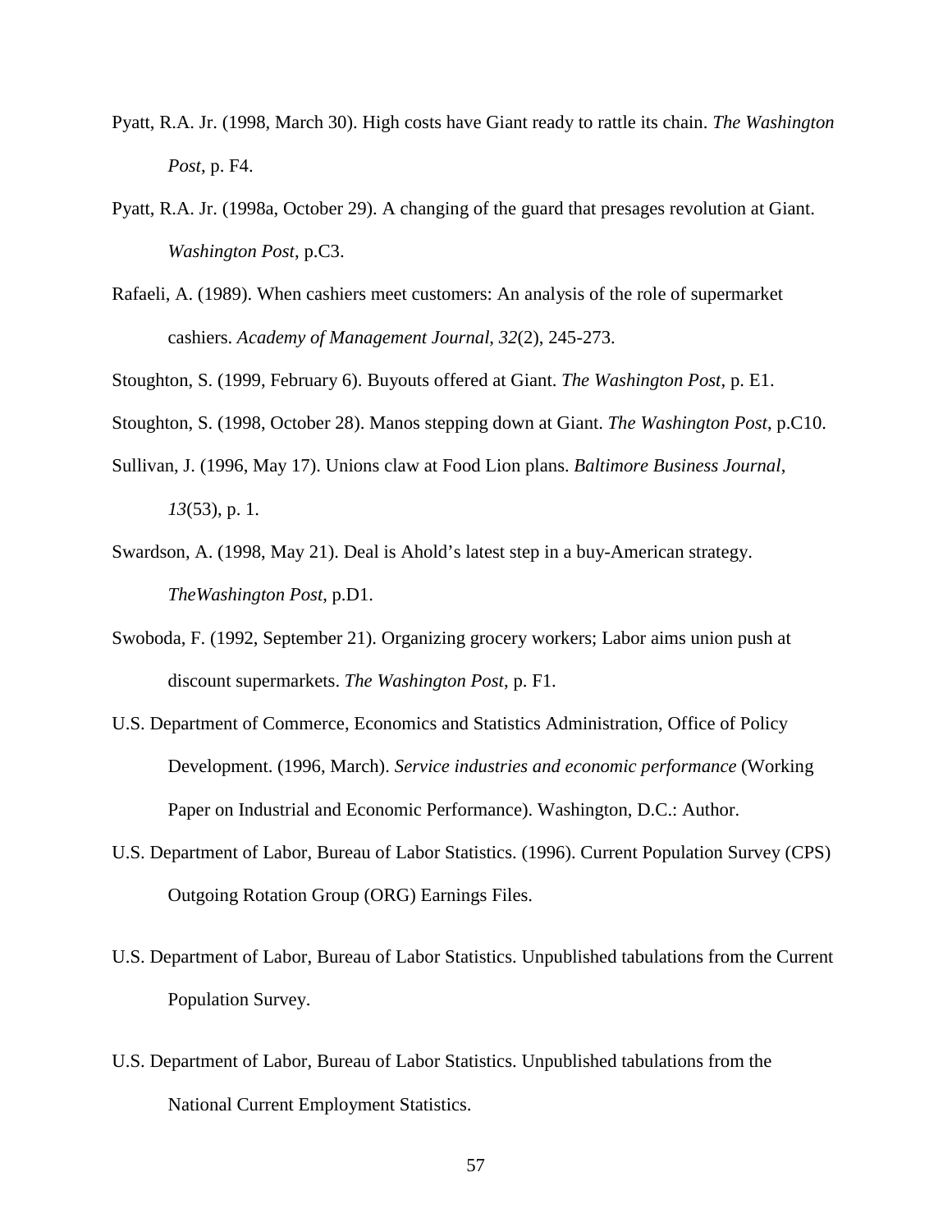Pyatt, R.A. Jr. (1998, March 30). High costs have Giant ready to rattle its chain. *The Washington Post*, p. F4.

Pyatt, R.A. Jr. (1998a, October 29). A changing of the guard that presages revolution at Giant. *Washington Post*, p.C3.

Rafaeli, A. (1989). When cashiers meet customers: An analysis of the role of supermarket cashiers. *Academy of Management Journal*, *32*(2), 245-273.

Stoughton, S. (1999, February 6). Buyouts offered at Giant. *The Washington Post*, p. E1.

Stoughton, S. (1998, October 28). Manos stepping down at Giant. *The Washington Post*, p.C10.

Sullivan, J. (1996, May 17). Unions claw at Food Lion plans. *Baltimore Business Journal*, *13*(53), p. 1.

Swardson, A. (1998, May 21). Deal is Ahold's latest step in a buy-American strategy. *TheWashington Post*, p.D1.

Swoboda, F. (1992, September 21). Organizing grocery workers; Labor aims union push at discount supermarkets. *The Washington Post*, p. F1.

U.S. Department of Commerce, Economics and Statistics Administration, Office of Policy Development. (1996, March). *Service industries and economic performance* (Working Paper on Industrial and Economic Performance). Washington, D.C.: Author.

U.S. Department of Labor, Bureau of Labor Statistics. (1996). Current Population Survey (CPS) Outgoing Rotation Group (ORG) Earnings Files.

U.S. Department of Labor, Bureau of Labor Statistics. Unpublished tabulations from the Current Population Survey.

U.S. Department of Labor, Bureau of Labor Statistics. Unpublished tabulations from the National Current Employment Statistics.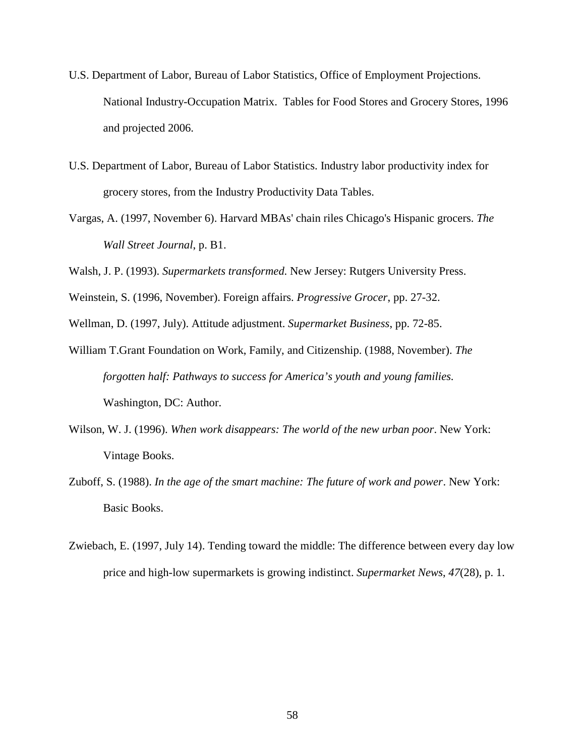U.S. Department of Labor, Bureau of Labor Statistics, Office of Employment Projections. National Industry-Occupation Matrix. Tables for Food Stores and Grocery Stores, 1996 and projected 2006.

U.S. Department of Labor, Bureau of Labor Statistics. Industry labor productivity index for grocery stores, from the Industry Productivity Data Tables.

Vargas, A. (1997, November 6). Harvard MBAs' chain riles Chicago's Hispanic grocers. *The Wall Street Journal*, p. B1.

Walsh, J. P. (1993). *Supermarkets transformed.* New Jersey: Rutgers University Press.

Weinstein, S. (1996, November). Foreign affairs. *Progressive Grocer*, pp. 27-32.

Wellman, D. (1997, July). Attitude adjustment. *Supermarket Business*, pp. 72-85.

William T.Grant Foundation on Work, Family, and Citizenship. (1988, November). *The forgotten half: Pathways to success for America's youth and young families.* Washington, DC: Author.

Wilson, W. J. (1996). *When work disappears: The world of the new urban poor*. New York: Vintage Books.

Zuboff, S. (1988). *In the age of the smart machine: The future of work and power*. New York: Basic Books.

Zwiebach, E. (1997, July 14). Tending toward the middle: The difference between every day low price and high-low supermarkets is growing indistinct. *Supermarket News*, *47*(28), p. 1.